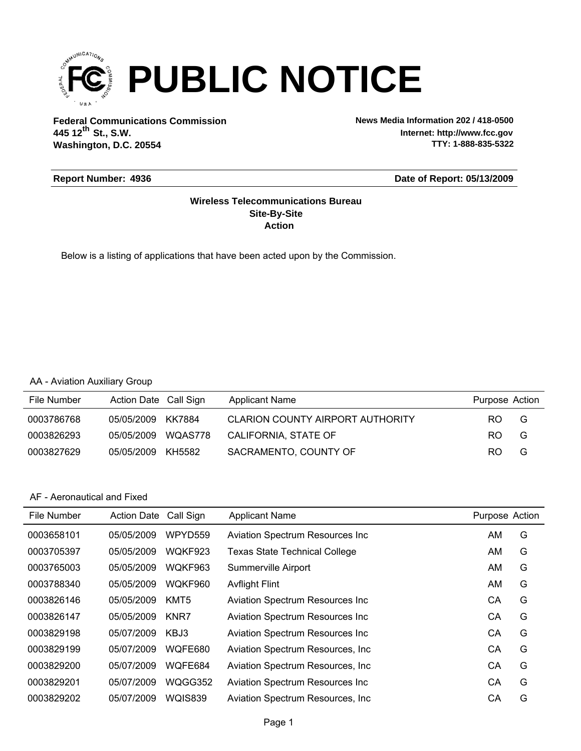# PUBLIC NOTICE

**Federal Communications Commission**
**445 12th St., S.W.**
**Washington, D.C. 20554**

**News Media Information 202 / 418-0500**
**Internet: http://www.fcc.gov**
**TTY: 1-888-835-5322**

**Report Number: 4936**

**Date of Report: 05/13/2009**

**Wireless Telecommunications Bureau**
**Site-By-Site**
**Action**

Below is a listing of applications that have been acted upon by the Commission.

AA - Aviation Auxiliary Group

| File Number | Action Date | Call Sign | Applicant Name | Purpose | Action |
|---|---|---|---|---|---|
| 0003786768 | 05/05/2009 | KK7884 | CLARION COUNTY AIRPORT AUTHORITY | RO | G |
| 0003826293 | 05/05/2009 | WQAS778 | CALIFORNIA, STATE OF | RO | G |
| 0003827629 | 05/05/2009 | KH5582 | SACRAMENTO, COUNTY OF | RO | G |

AF - Aeronautical and Fixed

| File Number | Action Date | Call Sign | Applicant Name | Purpose | Action |
|---|---|---|---|---|---|
| 0003658101 | 05/05/2009 | WPYD559 | Aviation Spectrum Resources Inc | AM | G |
| 0003705397 | 05/05/2009 | WQKF923 | Texas State Technical College | AM | G |
| 0003765003 | 05/05/2009 | WQKF963 | Summerville Airport | AM | G |
| 0003788340 | 05/05/2009 | WQKF960 | Avflight Flint | AM | G |
| 0003826146 | 05/05/2009 | KMT5 | Aviation Spectrum Resources Inc | CA | G |
| 0003826147 | 05/05/2009 | KNR7 | Aviation Spectrum Resources Inc | CA | G |
| 0003829198 | 05/07/2009 | KBJ3 | Aviation Spectrum Resources Inc | CA | G |
| 0003829199 | 05/07/2009 | WQFE680 | Aviation Spectrum Resources, Inc | CA | G |
| 0003829200 | 05/07/2009 | WQFE684 | Aviation Spectrum Resources, Inc | CA | G |
| 0003829201 | 05/07/2009 | WQGG352 | Aviation Spectrum Resources Inc | CA | G |
| 0003829202 | 05/07/2009 | WQIS839 | Aviation Spectrum Resources, Inc | CA | G |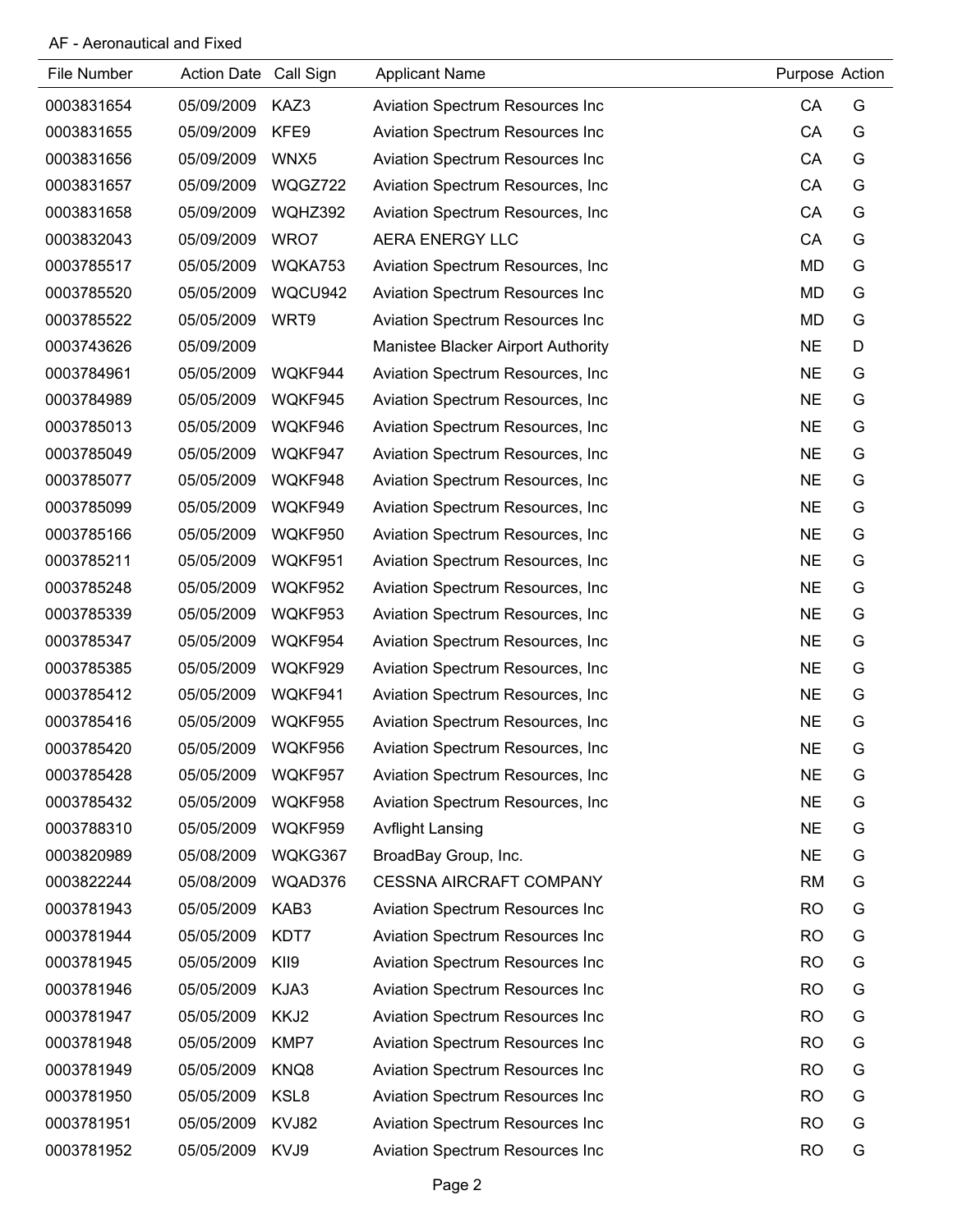AF - Aeronautical and Fixed

| File Number | Action Date | Call Sign | Applicant Name | Purpose | Action |
|---|---|---|---|---|---|
| 0003831654 | 05/09/2009 | KAZ3 | Aviation Spectrum Resources Inc | CA | G |
| 0003831655 | 05/09/2009 | KFE9 | Aviation Spectrum Resources Inc | CA | G |
| 0003831656 | 05/09/2009 | WNX5 | Aviation Spectrum Resources Inc | CA | G |
| 0003831657 | 05/09/2009 | WQGZ722 | Aviation Spectrum Resources, Inc | CA | G |
| 0003831658 | 05/09/2009 | WQHZ392 | Aviation Spectrum Resources, Inc | CA | G |
| 0003832043 | 05/09/2009 | WRO7 | AERA ENERGY LLC | CA | G |
| 0003785517 | 05/05/2009 | WQKA753 | Aviation Spectrum Resources, Inc | MD | G |
| 0003785520 | 05/05/2009 | WQCU942 | Aviation Spectrum Resources Inc | MD | G |
| 0003785522 | 05/05/2009 | WRT9 | Aviation Spectrum Resources Inc | MD | G |
| 0003743626 | 05/09/2009 | | Manistee Blacker Airport Authority | NE | D |
| 0003784961 | 05/05/2009 | WQKF944 | Aviation Spectrum Resources, Inc | NE | G |
| 0003784989 | 05/05/2009 | WQKF945 | Aviation Spectrum Resources, Inc | NE | G |
| 0003785013 | 05/05/2009 | WQKF946 | Aviation Spectrum Resources, Inc | NE | G |
| 0003785049 | 05/05/2009 | WQKF947 | Aviation Spectrum Resources, Inc | NE | G |
| 0003785077 | 05/05/2009 | WQKF948 | Aviation Spectrum Resources, Inc | NE | G |
| 0003785099 | 05/05/2009 | WQKF949 | Aviation Spectrum Resources, Inc | NE | G |
| 0003785166 | 05/05/2009 | WQKF950 | Aviation Spectrum Resources, Inc | NE | G |
| 0003785211 | 05/05/2009 | WQKF951 | Aviation Spectrum Resources, Inc | NE | G |
| 0003785248 | 05/05/2009 | WQKF952 | Aviation Spectrum Resources, Inc | NE | G |
| 0003785339 | 05/05/2009 | WQKF953 | Aviation Spectrum Resources, Inc | NE | G |
| 0003785347 | 05/05/2009 | WQKF954 | Aviation Spectrum Resources, Inc | NE | G |
| 0003785385 | 05/05/2009 | WQKF929 | Aviation Spectrum Resources, Inc | NE | G |
| 0003785412 | 05/05/2009 | WQKF941 | Aviation Spectrum Resources, Inc | NE | G |
| 0003785416 | 05/05/2009 | WQKF955 | Aviation Spectrum Resources, Inc | NE | G |
| 0003785420 | 05/05/2009 | WQKF956 | Aviation Spectrum Resources, Inc | NE | G |
| 0003785428 | 05/05/2009 | WQKF957 | Aviation Spectrum Resources, Inc | NE | G |
| 0003785432 | 05/05/2009 | WQKF958 | Aviation Spectrum Resources, Inc | NE | G |
| 0003788310 | 05/05/2009 | WQKF959 | Avflight Lansing | NE | G |
| 0003820989 | 05/08/2009 | WQKG367 | BroadBay Group, Inc. | NE | G |
| 0003822244 | 05/08/2009 | WQAD376 | CESSNA AIRCRAFT COMPANY | RM | G |
| 0003781943 | 05/05/2009 | KAB3 | Aviation Spectrum Resources Inc | RO | G |
| 0003781944 | 05/05/2009 | KDT7 | Aviation Spectrum Resources Inc | RO | G |
| 0003781945 | 05/05/2009 | KII9 | Aviation Spectrum Resources Inc | RO | G |
| 0003781946 | 05/05/2009 | KJA3 | Aviation Spectrum Resources Inc | RO | G |
| 0003781947 | 05/05/2009 | KKJ2 | Aviation Spectrum Resources Inc | RO | G |
| 0003781948 | 05/05/2009 | KMP7 | Aviation Spectrum Resources Inc | RO | G |
| 0003781949 | 05/05/2009 | KNQ8 | Aviation Spectrum Resources Inc | RO | G |
| 0003781950 | 05/05/2009 | KSL8 | Aviation Spectrum Resources Inc | RO | G |
| 0003781951 | 05/05/2009 | KVJ82 | Aviation Spectrum Resources Inc | RO | G |
| 0003781952 | 05/05/2009 | KVJ9 | Aviation Spectrum Resources Inc | RO | G |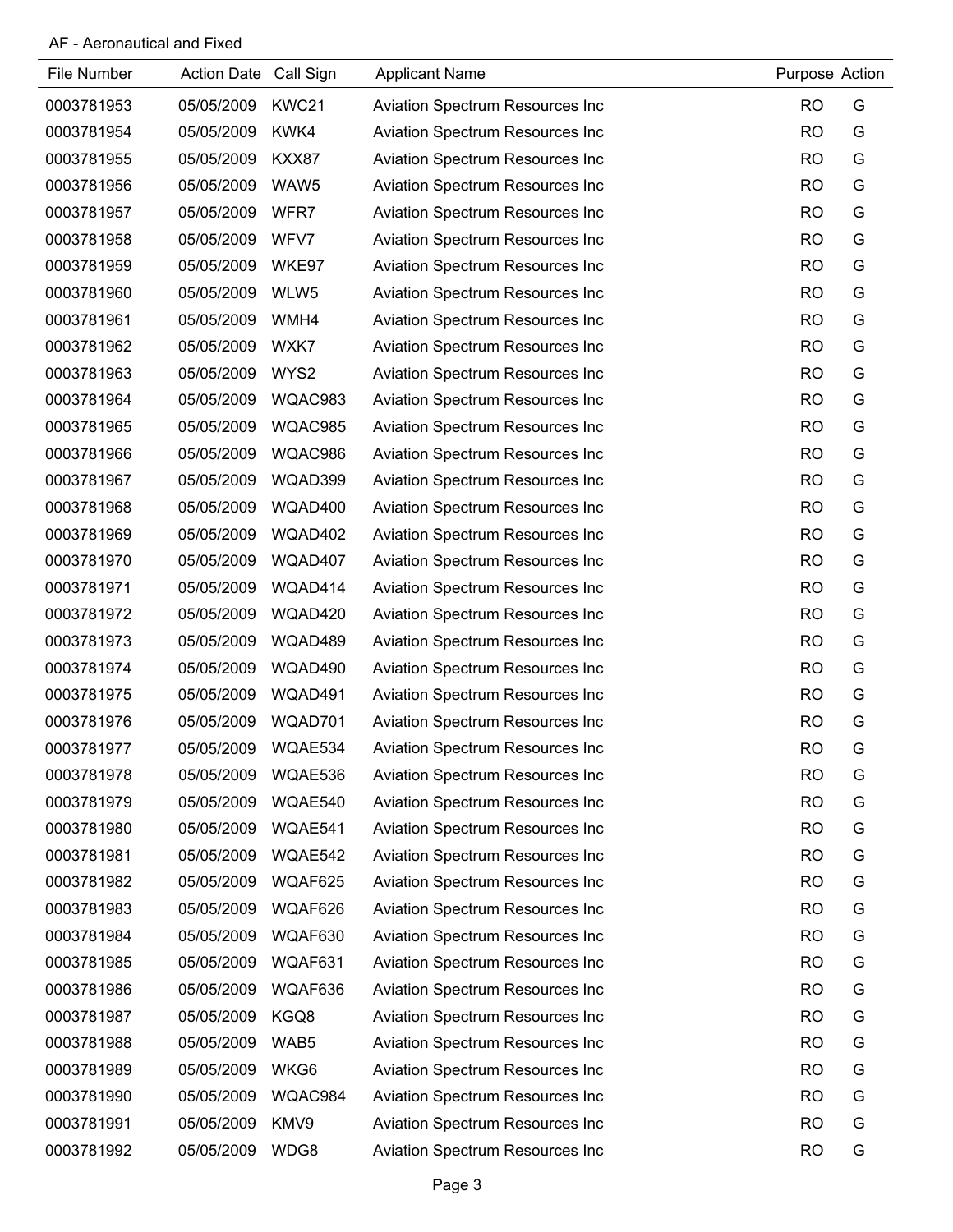AF - Aeronautical and Fixed

| File Number | Action Date | Call Sign | Applicant Name | Purpose | Action |
|---|---|---|---|---|---|
| 0003781953 | 05/05/2009 | KWC21 | Aviation Spectrum Resources Inc | RO | G |
| 0003781954 | 05/05/2009 | KWK4 | Aviation Spectrum Resources Inc | RO | G |
| 0003781955 | 05/05/2009 | KXX87 | Aviation Spectrum Resources Inc | RO | G |
| 0003781956 | 05/05/2009 | WAW5 | Aviation Spectrum Resources Inc | RO | G |
| 0003781957 | 05/05/2009 | WFR7 | Aviation Spectrum Resources Inc | RO | G |
| 0003781958 | 05/05/2009 | WFV7 | Aviation Spectrum Resources Inc | RO | G |
| 0003781959 | 05/05/2009 | WKE97 | Aviation Spectrum Resources Inc | RO | G |
| 0003781960 | 05/05/2009 | WLW5 | Aviation Spectrum Resources Inc | RO | G |
| 0003781961 | 05/05/2009 | WMH4 | Aviation Spectrum Resources Inc | RO | G |
| 0003781962 | 05/05/2009 | WXK7 | Aviation Spectrum Resources Inc | RO | G |
| 0003781963 | 05/05/2009 | WYS2 | Aviation Spectrum Resources Inc | RO | G |
| 0003781964 | 05/05/2009 | WQAC983 | Aviation Spectrum Resources Inc | RO | G |
| 0003781965 | 05/05/2009 | WQAC985 | Aviation Spectrum Resources Inc | RO | G |
| 0003781966 | 05/05/2009 | WQAC986 | Aviation Spectrum Resources Inc | RO | G |
| 0003781967 | 05/05/2009 | WQAD399 | Aviation Spectrum Resources Inc | RO | G |
| 0003781968 | 05/05/2009 | WQAD400 | Aviation Spectrum Resources Inc | RO | G |
| 0003781969 | 05/05/2009 | WQAD402 | Aviation Spectrum Resources Inc | RO | G |
| 0003781970 | 05/05/2009 | WQAD407 | Aviation Spectrum Resources Inc | RO | G |
| 0003781971 | 05/05/2009 | WQAD414 | Aviation Spectrum Resources Inc | RO | G |
| 0003781972 | 05/05/2009 | WQAD420 | Aviation Spectrum Resources Inc | RO | G |
| 0003781973 | 05/05/2009 | WQAD489 | Aviation Spectrum Resources Inc | RO | G |
| 0003781974 | 05/05/2009 | WQAD490 | Aviation Spectrum Resources Inc | RO | G |
| 0003781975 | 05/05/2009 | WQAD491 | Aviation Spectrum Resources Inc | RO | G |
| 0003781976 | 05/05/2009 | WQAD701 | Aviation Spectrum Resources Inc | RO | G |
| 0003781977 | 05/05/2009 | WQAE534 | Aviation Spectrum Resources Inc | RO | G |
| 0003781978 | 05/05/2009 | WQAE536 | Aviation Spectrum Resources Inc | RO | G |
| 0003781979 | 05/05/2009 | WQAE540 | Aviation Spectrum Resources Inc | RO | G |
| 0003781980 | 05/05/2009 | WQAE541 | Aviation Spectrum Resources Inc | RO | G |
| 0003781981 | 05/05/2009 | WQAE542 | Aviation Spectrum Resources Inc | RO | G |
| 0003781982 | 05/05/2009 | WQAF625 | Aviation Spectrum Resources Inc | RO | G |
| 0003781983 | 05/05/2009 | WQAF626 | Aviation Spectrum Resources Inc | RO | G |
| 0003781984 | 05/05/2009 | WQAF630 | Aviation Spectrum Resources Inc | RO | G |
| 0003781985 | 05/05/2009 | WQAF631 | Aviation Spectrum Resources Inc | RO | G |
| 0003781986 | 05/05/2009 | WQAF636 | Aviation Spectrum Resources Inc | RO | G |
| 0003781987 | 05/05/2009 | KGQ8 | Aviation Spectrum Resources Inc | RO | G |
| 0003781988 | 05/05/2009 | WAB5 | Aviation Spectrum Resources Inc | RO | G |
| 0003781989 | 05/05/2009 | WKG6 | Aviation Spectrum Resources Inc | RO | G |
| 0003781990 | 05/05/2009 | WQAC984 | Aviation Spectrum Resources Inc | RO | G |
| 0003781991 | 05/05/2009 | KMV9 | Aviation Spectrum Resources Inc | RO | G |
| 0003781992 | 05/05/2009 | WDG8 | Aviation Spectrum Resources Inc | RO | G |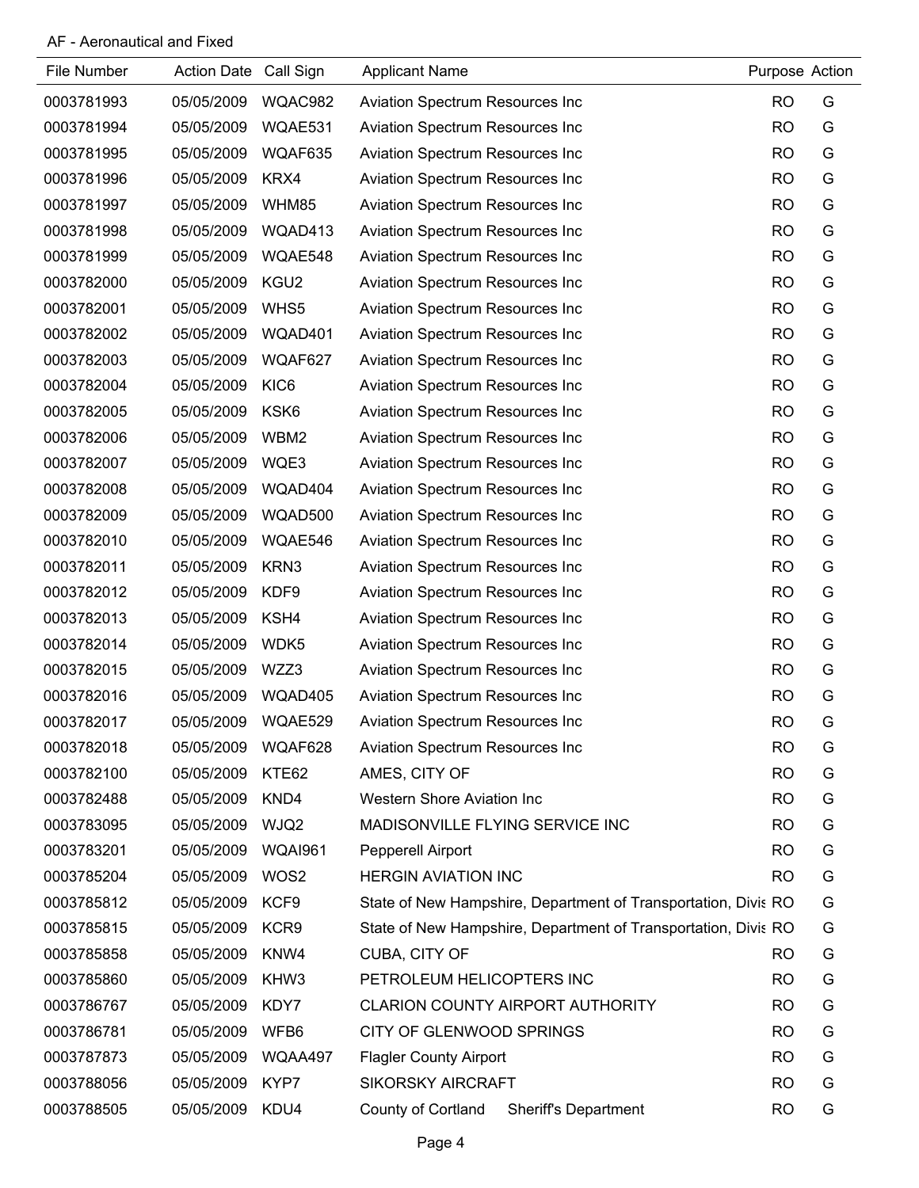AF - Aeronautical and Fixed

| File Number | Action Date | Call Sign | Applicant Name | Purpose | Action |
|---|---|---|---|---|---|
| 0003781993 | 05/05/2009 | WQAC982 | Aviation Spectrum Resources Inc | RO | G |
| 0003781994 | 05/05/2009 | WQAE531 | Aviation Spectrum Resources Inc | RO | G |
| 0003781995 | 05/05/2009 | WQAF635 | Aviation Spectrum Resources Inc | RO | G |
| 0003781996 | 05/05/2009 | KRX4 | Aviation Spectrum Resources Inc | RO | G |
| 0003781997 | 05/05/2009 | WHM85 | Aviation Spectrum Resources Inc | RO | G |
| 0003781998 | 05/05/2009 | WQAD413 | Aviation Spectrum Resources Inc | RO | G |
| 0003781999 | 05/05/2009 | WQAE548 | Aviation Spectrum Resources Inc | RO | G |
| 0003782000 | 05/05/2009 | KGU2 | Aviation Spectrum Resources Inc | RO | G |
| 0003782001 | 05/05/2009 | WHS5 | Aviation Spectrum Resources Inc | RO | G |
| 0003782002 | 05/05/2009 | WQAD401 | Aviation Spectrum Resources Inc | RO | G |
| 0003782003 | 05/05/2009 | WQAF627 | Aviation Spectrum Resources Inc | RO | G |
| 0003782004 | 05/05/2009 | KIC6 | Aviation Spectrum Resources Inc | RO | G |
| 0003782005 | 05/05/2009 | KSK6 | Aviation Spectrum Resources Inc | RO | G |
| 0003782006 | 05/05/2009 | WBM2 | Aviation Spectrum Resources Inc | RO | G |
| 0003782007 | 05/05/2009 | WQE3 | Aviation Spectrum Resources Inc | RO | G |
| 0003782008 | 05/05/2009 | WQAD404 | Aviation Spectrum Resources Inc | RO | G |
| 0003782009 | 05/05/2009 | WQAD500 | Aviation Spectrum Resources Inc | RO | G |
| 0003782010 | 05/05/2009 | WQAE546 | Aviation Spectrum Resources Inc | RO | G |
| 0003782011 | 05/05/2009 | KRN3 | Aviation Spectrum Resources Inc | RO | G |
| 0003782012 | 05/05/2009 | KDF9 | Aviation Spectrum Resources Inc | RO | G |
| 0003782013 | 05/05/2009 | KSH4 | Aviation Spectrum Resources Inc | RO | G |
| 0003782014 | 05/05/2009 | WDK5 | Aviation Spectrum Resources Inc | RO | G |
| 0003782015 | 05/05/2009 | WZZ3 | Aviation Spectrum Resources Inc | RO | G |
| 0003782016 | 05/05/2009 | WQAD405 | Aviation Spectrum Resources Inc | RO | G |
| 0003782017 | 05/05/2009 | WQAE529 | Aviation Spectrum Resources Inc | RO | G |
| 0003782018 | 05/05/2009 | WQAF628 | Aviation Spectrum Resources Inc | RO | G |
| 0003782100 | 05/05/2009 | KTE62 | AMES, CITY OF | RO | G |
| 0003782488 | 05/05/2009 | KND4 | Western Shore Aviation Inc | RO | G |
| 0003783095 | 05/05/2009 | WJQ2 | MADISONVILLE FLYING SERVICE INC | RO | G |
| 0003783201 | 05/05/2009 | WQAI961 | Pepperell Airport | RO | G |
| 0003785204 | 05/05/2009 | WOS2 | HERGIN AVIATION INC | RO | G |
| 0003785812 | 05/05/2009 | KCF9 | State of New Hampshire, Department of Transportation, Divis | RO | G |
| 0003785815 | 05/05/2009 | KCR9 | State of New Hampshire, Department of Transportation, Divis | RO | G |
| 0003785858 | 05/05/2009 | KNW4 | CUBA, CITY OF | RO | G |
| 0003785860 | 05/05/2009 | KHW3 | PETROLEUM HELICOPTERS INC | RO | G |
| 0003786767 | 05/05/2009 | KDY7 | CLARION COUNTY AIRPORT AUTHORITY | RO | G |
| 0003786781 | 05/05/2009 | WFB6 | CITY OF GLENWOOD SPRINGS | RO | G |
| 0003787873 | 05/05/2009 | WQAA497 | Flagler County Airport | RO | G |
| 0003788056 | 05/05/2009 | KYP7 | SIKORSKY AIRCRAFT | RO | G |
| 0003788505 | 05/05/2009 | KDU4 | County of Cortland Sheriff's Department | RO | G |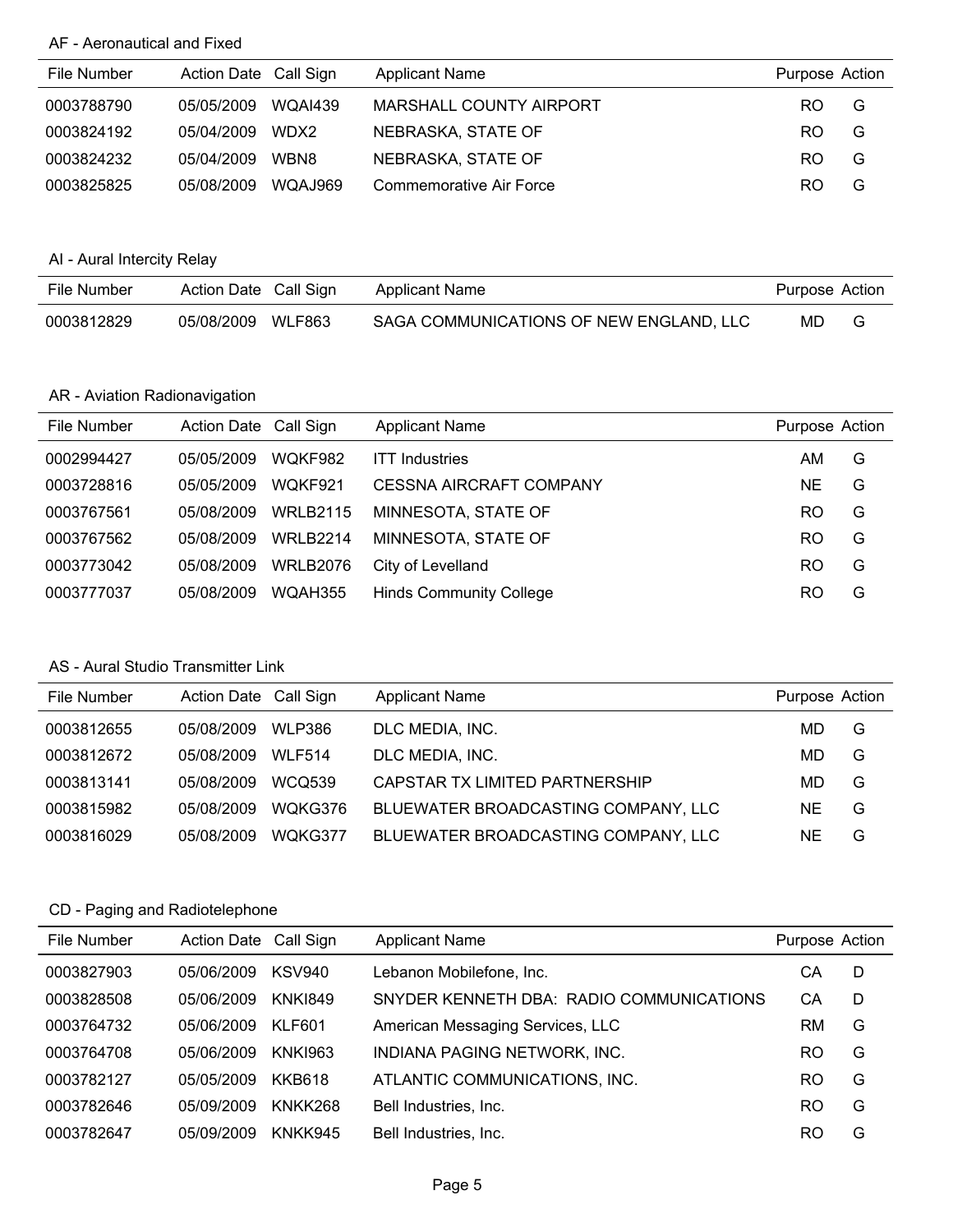### AF - Aeronautical and Fixed

| File Number | Action Date | Call Sign | Applicant Name | Purpose | Action |
|---|---|---|---|---|---|
| 0003788790 | 05/05/2009 | WQAI439 | MARSHALL COUNTY AIRPORT | RO | G |
| 0003824192 | 05/04/2009 | WDX2 | NEBRASKA, STATE OF | RO | G |
| 0003824232 | 05/04/2009 | WBN8 | NEBRASKA, STATE OF | RO | G |
| 0003825825 | 05/08/2009 | WQAJ969 | Commemorative Air Force | RO | G |

### AI - Aural Intercity Relay

| File Number | Action Date | Call Sign | Applicant Name | Purpose | Action |
|---|---|---|---|---|---|
| 0003812829 | 05/08/2009 | WLF863 | SAGA COMMUNICATIONS OF NEW ENGLAND, LLC | MD | G |

### AR - Aviation Radionavigation

| File Number | Action Date | Call Sign | Applicant Name | Purpose | Action |
|---|---|---|---|---|---|
| 0002994427 | 05/05/2009 | WQKF982 | ITT Industries | AM | G |
| 0003728816 | 05/05/2009 | WQKF921 | CESSNA AIRCRAFT COMPANY | NE | G |
| 0003767561 | 05/08/2009 | WRLB2115 | MINNESOTA, STATE OF | RO | G |
| 0003767562 | 05/08/2009 | WRLB2214 | MINNESOTA, STATE OF | RO | G |
| 0003773042 | 05/08/2009 | WRLB2076 | City of Levelland | RO | G |
| 0003777037 | 05/08/2009 | WQAH355 | Hinds Community College | RO | G |

### AS - Aural Studio Transmitter Link

| File Number | Action Date | Call Sign | Applicant Name | Purpose | Action |
|---|---|---|---|---|---|
| 0003812655 | 05/08/2009 | WLP386 | DLC MEDIA, INC. | MD | G |
| 0003812672 | 05/08/2009 | WLF514 | DLC MEDIA, INC. | MD | G |
| 0003813141 | 05/08/2009 | WCQ539 | CAPSTAR TX LIMITED PARTNERSHIP | MD | G |
| 0003815982 | 05/08/2009 | WQKG376 | BLUEWATER BROADCASTING COMPANY, LLC | NE | G |
| 0003816029 | 05/08/2009 | WQKG377 | BLUEWATER BROADCASTING COMPANY, LLC | NE | G |

### CD - Paging and Radiotelephone

| File Number | Action Date | Call Sign | Applicant Name | Purpose | Action |
|---|---|---|---|---|---|
| 0003827903 | 05/06/2009 | KSV940 | Lebanon Mobilefone, Inc. | CA | D |
| 0003828508 | 05/06/2009 | KNKI849 | SNYDER KENNETH DBA: RADIO COMMUNICATIONS | CA | D |
| 0003764732 | 05/06/2009 | KLF601 | American Messaging Services, LLC | RM | G |
| 0003764708 | 05/06/2009 | KNKI963 | INDIANA PAGING NETWORK, INC. | RO | G |
| 0003782127 | 05/05/2009 | KKB618 | ATLANTIC COMMUNICATIONS, INC. | RO | G |
| 0003782646 | 05/09/2009 | KNKK268 | Bell Industries, Inc. | RO | G |
| 0003782647 | 05/09/2009 | KNKK945 | Bell Industries, Inc. | RO | G |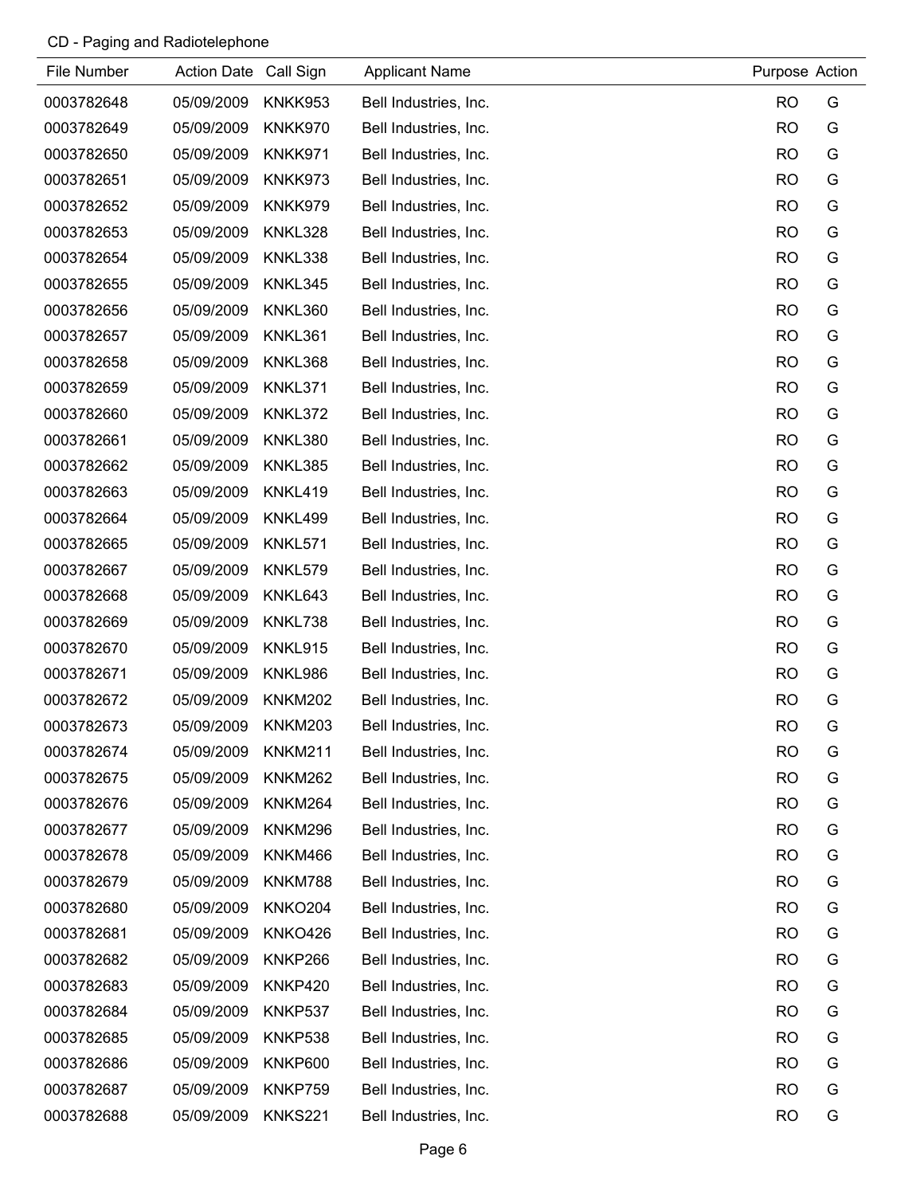CD - Paging and Radiotelephone

| File Number | Action Date | Call Sign | Applicant Name | Purpose | Action |
|---|---|---|---|---|---|
| 0003782648 | 05/09/2009 | KNKK953 | Bell Industries, Inc. | RO | G |
| 0003782649 | 05/09/2009 | KNKK970 | Bell Industries, Inc. | RO | G |
| 0003782650 | 05/09/2009 | KNKK971 | Bell Industries, Inc. | RO | G |
| 0003782651 | 05/09/2009 | KNKK973 | Bell Industries, Inc. | RO | G |
| 0003782652 | 05/09/2009 | KNKK979 | Bell Industries, Inc. | RO | G |
| 0003782653 | 05/09/2009 | KNKL328 | Bell Industries, Inc. | RO | G |
| 0003782654 | 05/09/2009 | KNKL338 | Bell Industries, Inc. | RO | G |
| 0003782655 | 05/09/2009 | KNKL345 | Bell Industries, Inc. | RO | G |
| 0003782656 | 05/09/2009 | KNKL360 | Bell Industries, Inc. | RO | G |
| 0003782657 | 05/09/2009 | KNKL361 | Bell Industries, Inc. | RO | G |
| 0003782658 | 05/09/2009 | KNKL368 | Bell Industries, Inc. | RO | G |
| 0003782659 | 05/09/2009 | KNKL371 | Bell Industries, Inc. | RO | G |
| 0003782660 | 05/09/2009 | KNKL372 | Bell Industries, Inc. | RO | G |
| 0003782661 | 05/09/2009 | KNKL380 | Bell Industries, Inc. | RO | G |
| 0003782662 | 05/09/2009 | KNKL385 | Bell Industries, Inc. | RO | G |
| 0003782663 | 05/09/2009 | KNKL419 | Bell Industries, Inc. | RO | G |
| 0003782664 | 05/09/2009 | KNKL499 | Bell Industries, Inc. | RO | G |
| 0003782665 | 05/09/2009 | KNKL571 | Bell Industries, Inc. | RO | G |
| 0003782667 | 05/09/2009 | KNKL579 | Bell Industries, Inc. | RO | G |
| 0003782668 | 05/09/2009 | KNKL643 | Bell Industries, Inc. | RO | G |
| 0003782669 | 05/09/2009 | KNKL738 | Bell Industries, Inc. | RO | G |
| 0003782670 | 05/09/2009 | KNKL915 | Bell Industries, Inc. | RO | G |
| 0003782671 | 05/09/2009 | KNKL986 | Bell Industries, Inc. | RO | G |
| 0003782672 | 05/09/2009 | KNKM202 | Bell Industries, Inc. | RO | G |
| 0003782673 | 05/09/2009 | KNKM203 | Bell Industries, Inc. | RO | G |
| 0003782674 | 05/09/2009 | KNKM211 | Bell Industries, Inc. | RO | G |
| 0003782675 | 05/09/2009 | KNKM262 | Bell Industries, Inc. | RO | G |
| 0003782676 | 05/09/2009 | KNKM264 | Bell Industries, Inc. | RO | G |
| 0003782677 | 05/09/2009 | KNKM296 | Bell Industries, Inc. | RO | G |
| 0003782678 | 05/09/2009 | KNKM466 | Bell Industries, Inc. | RO | G |
| 0003782679 | 05/09/2009 | KNKM788 | Bell Industries, Inc. | RO | G |
| 0003782680 | 05/09/2009 | KNKO204 | Bell Industries, Inc. | RO | G |
| 0003782681 | 05/09/2009 | KNKO426 | Bell Industries, Inc. | RO | G |
| 0003782682 | 05/09/2009 | KNKP266 | Bell Industries, Inc. | RO | G |
| 0003782683 | 05/09/2009 | KNKP420 | Bell Industries, Inc. | RO | G |
| 0003782684 | 05/09/2009 | KNKP537 | Bell Industries, Inc. | RO | G |
| 0003782685 | 05/09/2009 | KNKP538 | Bell Industries, Inc. | RO | G |
| 0003782686 | 05/09/2009 | KNKP600 | Bell Industries, Inc. | RO | G |
| 0003782687 | 05/09/2009 | KNKP759 | Bell Industries, Inc. | RO | G |
| 0003782688 | 05/09/2009 | KNKS221 | Bell Industries, Inc. | RO | G |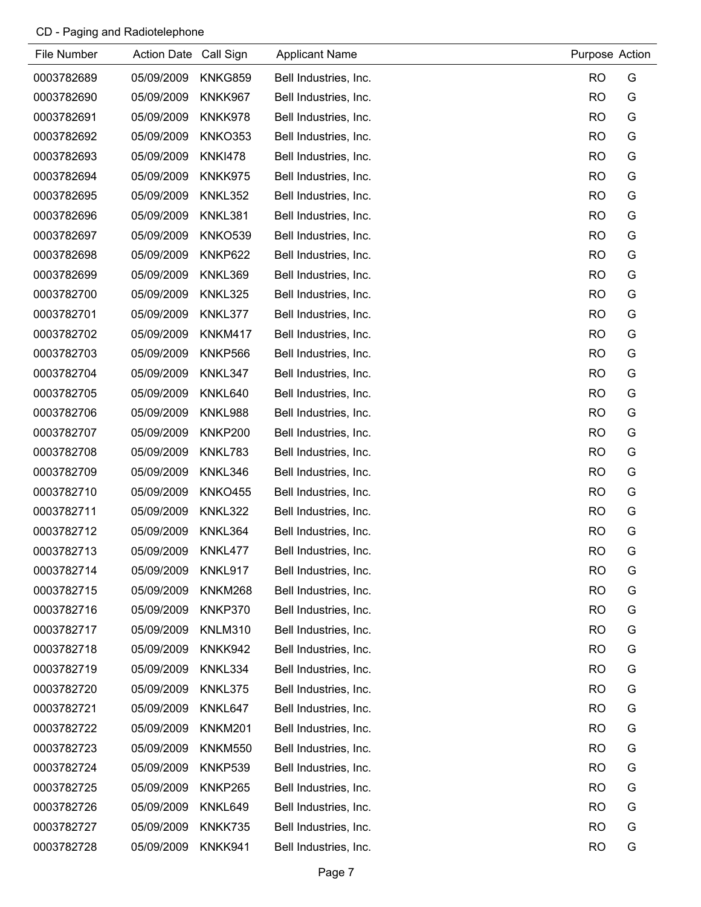CD - Paging and Radiotelephone

| File Number | Action Date | Call Sign | Applicant Name | Purpose | Action |
|---|---|---|---|---|---|
| 0003782689 | 05/09/2009 | KNKG859 | Bell Industries, Inc. | RO | G |
| 0003782690 | 05/09/2009 | KNKK967 | Bell Industries, Inc. | RO | G |
| 0003782691 | 05/09/2009 | KNKK978 | Bell Industries, Inc. | RO | G |
| 0003782692 | 05/09/2009 | KNKO353 | Bell Industries, Inc. | RO | G |
| 0003782693 | 05/09/2009 | KNKI478 | Bell Industries, Inc. | RO | G |
| 0003782694 | 05/09/2009 | KNKK975 | Bell Industries, Inc. | RO | G |
| 0003782695 | 05/09/2009 | KNKL352 | Bell Industries, Inc. | RO | G |
| 0003782696 | 05/09/2009 | KNKL381 | Bell Industries, Inc. | RO | G |
| 0003782697 | 05/09/2009 | KNKO539 | Bell Industries, Inc. | RO | G |
| 0003782698 | 05/09/2009 | KNKP622 | Bell Industries, Inc. | RO | G |
| 0003782699 | 05/09/2009 | KNKL369 | Bell Industries, Inc. | RO | G |
| 0003782700 | 05/09/2009 | KNKL325 | Bell Industries, Inc. | RO | G |
| 0003782701 | 05/09/2009 | KNKL377 | Bell Industries, Inc. | RO | G |
| 0003782702 | 05/09/2009 | KNKM417 | Bell Industries, Inc. | RO | G |
| 0003782703 | 05/09/2009 | KNKP566 | Bell Industries, Inc. | RO | G |
| 0003782704 | 05/09/2009 | KNKL347 | Bell Industries, Inc. | RO | G |
| 0003782705 | 05/09/2009 | KNKL640 | Bell Industries, Inc. | RO | G |
| 0003782706 | 05/09/2009 | KNKL988 | Bell Industries, Inc. | RO | G |
| 0003782707 | 05/09/2009 | KNKP200 | Bell Industries, Inc. | RO | G |
| 0003782708 | 05/09/2009 | KNKL783 | Bell Industries, Inc. | RO | G |
| 0003782709 | 05/09/2009 | KNKL346 | Bell Industries, Inc. | RO | G |
| 0003782710 | 05/09/2009 | KNKO455 | Bell Industries, Inc. | RO | G |
| 0003782711 | 05/09/2009 | KNKL322 | Bell Industries, Inc. | RO | G |
| 0003782712 | 05/09/2009 | KNKL364 | Bell Industries, Inc. | RO | G |
| 0003782713 | 05/09/2009 | KNKL477 | Bell Industries, Inc. | RO | G |
| 0003782714 | 05/09/2009 | KNKL917 | Bell Industries, Inc. | RO | G |
| 0003782715 | 05/09/2009 | KNKM268 | Bell Industries, Inc. | RO | G |
| 0003782716 | 05/09/2009 | KNKP370 | Bell Industries, Inc. | RO | G |
| 0003782717 | 05/09/2009 | KNLM310 | Bell Industries, Inc. | RO | G |
| 0003782718 | 05/09/2009 | KNKK942 | Bell Industries, Inc. | RO | G |
| 0003782719 | 05/09/2009 | KNKL334 | Bell Industries, Inc. | RO | G |
| 0003782720 | 05/09/2009 | KNKL375 | Bell Industries, Inc. | RO | G |
| 0003782721 | 05/09/2009 | KNKL647 | Bell Industries, Inc. | RO | G |
| 0003782722 | 05/09/2009 | KNKM201 | Bell Industries, Inc. | RO | G |
| 0003782723 | 05/09/2009 | KNKM550 | Bell Industries, Inc. | RO | G |
| 0003782724 | 05/09/2009 | KNKP539 | Bell Industries, Inc. | RO | G |
| 0003782725 | 05/09/2009 | KNKP265 | Bell Industries, Inc. | RO | G |
| 0003782726 | 05/09/2009 | KNKL649 | Bell Industries, Inc. | RO | G |
| 0003782727 | 05/09/2009 | KNKK735 | Bell Industries, Inc. | RO | G |
| 0003782728 | 05/09/2009 | KNKK941 | Bell Industries, Inc. | RO | G |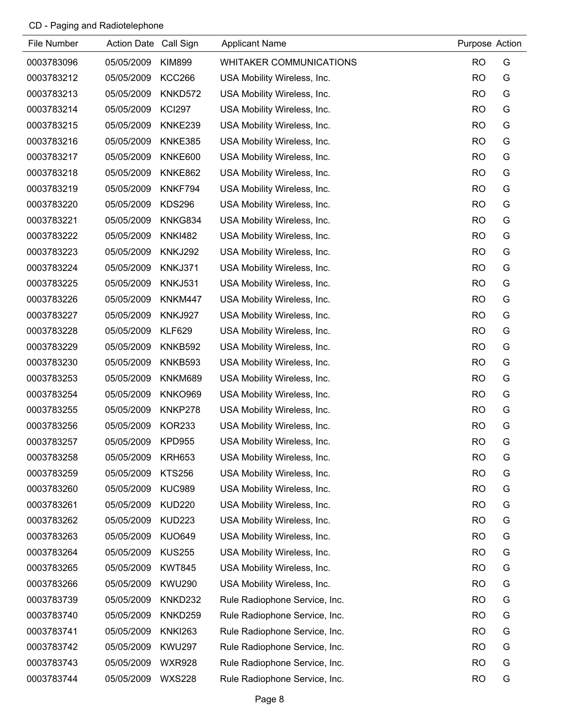CD - Paging and Radiotelephone

| File Number | Action Date | Call Sign | Applicant Name | Purpose | Action |
|---|---|---|---|---|---|
| 0003783096 | 05/05/2009 | KIM899 | WHITAKER COMMUNICATIONS | RO | G |
| 0003783212 | 05/05/2009 | KCC266 | USA Mobility Wireless, Inc. | RO | G |
| 0003783213 | 05/05/2009 | KNKD572 | USA Mobility Wireless, Inc. | RO | G |
| 0003783214 | 05/05/2009 | KCI297 | USA Mobility Wireless, Inc. | RO | G |
| 0003783215 | 05/05/2009 | KNKE239 | USA Mobility Wireless, Inc. | RO | G |
| 0003783216 | 05/05/2009 | KNKE385 | USA Mobility Wireless, Inc. | RO | G |
| 0003783217 | 05/05/2009 | KNKE600 | USA Mobility Wireless, Inc. | RO | G |
| 0003783218 | 05/05/2009 | KNKE862 | USA Mobility Wireless, Inc. | RO | G |
| 0003783219 | 05/05/2009 | KNKF794 | USA Mobility Wireless, Inc. | RO | G |
| 0003783220 | 05/05/2009 | KDS296 | USA Mobility Wireless, Inc. | RO | G |
| 0003783221 | 05/05/2009 | KNKG834 | USA Mobility Wireless, Inc. | RO | G |
| 0003783222 | 05/05/2009 | KNKI482 | USA Mobility Wireless, Inc. | RO | G |
| 0003783223 | 05/05/2009 | KNKJ292 | USA Mobility Wireless, Inc. | RO | G |
| 0003783224 | 05/05/2009 | KNKJ371 | USA Mobility Wireless, Inc. | RO | G |
| 0003783225 | 05/05/2009 | KNKJ531 | USA Mobility Wireless, Inc. | RO | G |
| 0003783226 | 05/05/2009 | KNKM447 | USA Mobility Wireless, Inc. | RO | G |
| 0003783227 | 05/05/2009 | KNKJ927 | USA Mobility Wireless, Inc. | RO | G |
| 0003783228 | 05/05/2009 | KLF629 | USA Mobility Wireless, Inc. | RO | G |
| 0003783229 | 05/05/2009 | KNKB592 | USA Mobility Wireless, Inc. | RO | G |
| 0003783230 | 05/05/2009 | KNKB593 | USA Mobility Wireless, Inc. | RO | G |
| 0003783253 | 05/05/2009 | KNKM689 | USA Mobility Wireless, Inc. | RO | G |
| 0003783254 | 05/05/2009 | KNKO969 | USA Mobility Wireless, Inc. | RO | G |
| 0003783255 | 05/05/2009 | KNKP278 | USA Mobility Wireless, Inc. | RO | G |
| 0003783256 | 05/05/2009 | KOR233 | USA Mobility Wireless, Inc. | RO | G |
| 0003783257 | 05/05/2009 | KPD955 | USA Mobility Wireless, Inc. | RO | G |
| 0003783258 | 05/05/2009 | KRH653 | USA Mobility Wireless, Inc. | RO | G |
| 0003783259 | 05/05/2009 | KTS256 | USA Mobility Wireless, Inc. | RO | G |
| 0003783260 | 05/05/2009 | KUC989 | USA Mobility Wireless, Inc. | RO | G |
| 0003783261 | 05/05/2009 | KUD220 | USA Mobility Wireless, Inc. | RO | G |
| 0003783262 | 05/05/2009 | KUD223 | USA Mobility Wireless, Inc. | RO | G |
| 0003783263 | 05/05/2009 | KUO649 | USA Mobility Wireless, Inc. | RO | G |
| 0003783264 | 05/05/2009 | KUS255 | USA Mobility Wireless, Inc. | RO | G |
| 0003783265 | 05/05/2009 | KWT845 | USA Mobility Wireless, Inc. | RO | G |
| 0003783266 | 05/05/2009 | KWU290 | USA Mobility Wireless, Inc. | RO | G |
| 0003783739 | 05/05/2009 | KNKD232 | Rule Radiophone Service, Inc. | RO | G |
| 0003783740 | 05/05/2009 | KNKD259 | Rule Radiophone Service, Inc. | RO | G |
| 0003783741 | 05/05/2009 | KNKI263 | Rule Radiophone Service, Inc. | RO | G |
| 0003783742 | 05/05/2009 | KWU297 | Rule Radiophone Service, Inc. | RO | G |
| 0003783743 | 05/05/2009 | WXR928 | Rule Radiophone Service, Inc. | RO | G |
| 0003783744 | 05/05/2009 | WXS228 | Rule Radiophone Service, Inc. | RO | G |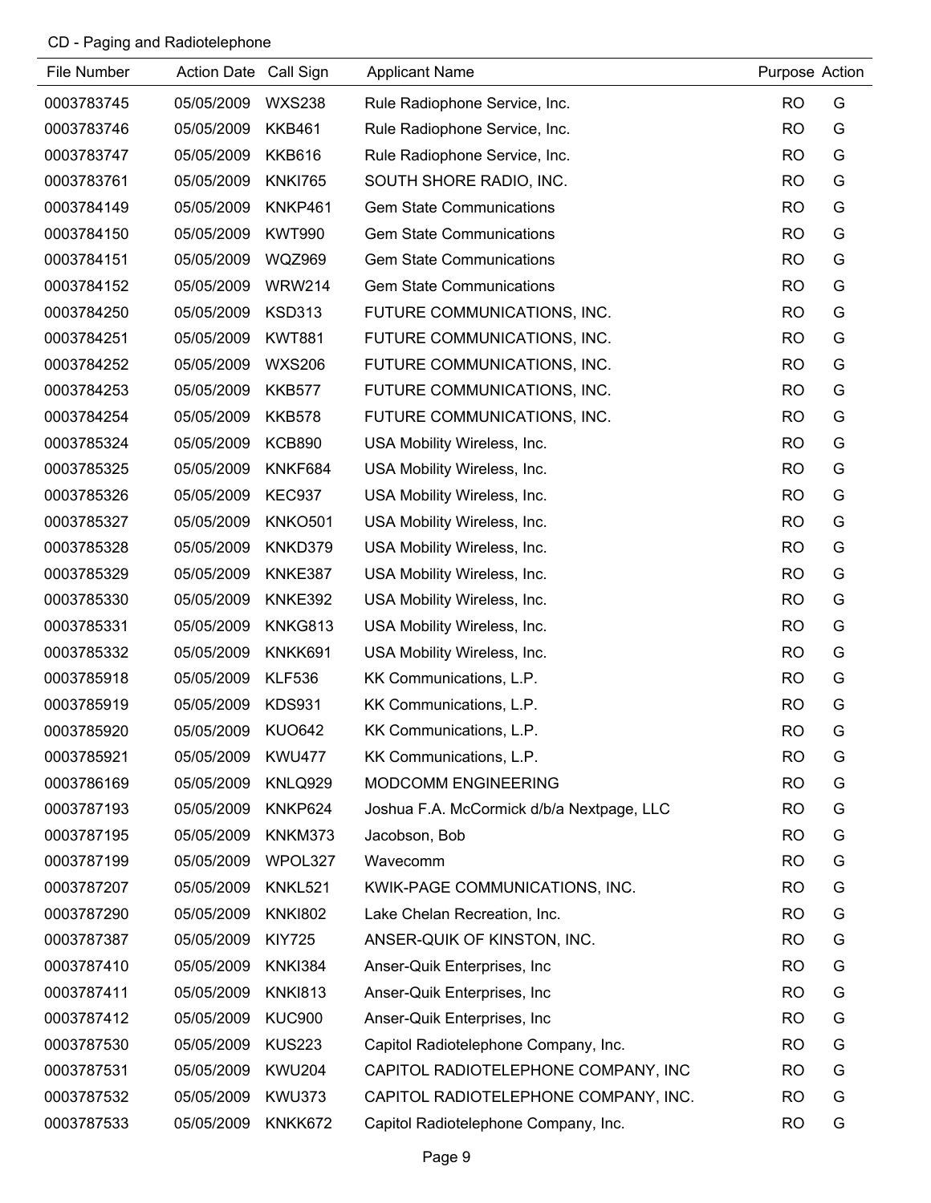CD - Paging and Radiotelephone

| File Number | Action Date | Call Sign | Applicant Name | Purpose | Action |
|---|---|---|---|---|---|
| 0003783745 | 05/05/2009 | WXS238 | Rule Radiophone Service, Inc. | RO | G |
| 0003783746 | 05/05/2009 | KKB461 | Rule Radiophone Service, Inc. | RO | G |
| 0003783747 | 05/05/2009 | KKB616 | Rule Radiophone Service, Inc. | RO | G |
| 0003783761 | 05/05/2009 | KNKI765 | SOUTH SHORE RADIO, INC. | RO | G |
| 0003784149 | 05/05/2009 | KNKP461 | Gem State Communications | RO | G |
| 0003784150 | 05/05/2009 | KWT990 | Gem State Communications | RO | G |
| 0003784151 | 05/05/2009 | WQZ969 | Gem State Communications | RO | G |
| 0003784152 | 05/05/2009 | WRW214 | Gem State Communications | RO | G |
| 0003784250 | 05/05/2009 | KSD313 | FUTURE COMMUNICATIONS, INC. | RO | G |
| 0003784251 | 05/05/2009 | KWT881 | FUTURE COMMUNICATIONS, INC. | RO | G |
| 0003784252 | 05/05/2009 | WXS206 | FUTURE COMMUNICATIONS, INC. | RO | G |
| 0003784253 | 05/05/2009 | KKB577 | FUTURE COMMUNICATIONS, INC. | RO | G |
| 0003784254 | 05/05/2009 | KKB578 | FUTURE COMMUNICATIONS, INC. | RO | G |
| 0003785324 | 05/05/2009 | KCB890 | USA Mobility Wireless, Inc. | RO | G |
| 0003785325 | 05/05/2009 | KNKF684 | USA Mobility Wireless, Inc. | RO | G |
| 0003785326 | 05/05/2009 | KEC937 | USA Mobility Wireless, Inc. | RO | G |
| 0003785327 | 05/05/2009 | KNKO501 | USA Mobility Wireless, Inc. | RO | G |
| 0003785328 | 05/05/2009 | KNKD379 | USA Mobility Wireless, Inc. | RO | G |
| 0003785329 | 05/05/2009 | KNKE387 | USA Mobility Wireless, Inc. | RO | G |
| 0003785330 | 05/05/2009 | KNKE392 | USA Mobility Wireless, Inc. | RO | G |
| 0003785331 | 05/05/2009 | KNKG813 | USA Mobility Wireless, Inc. | RO | G |
| 0003785332 | 05/05/2009 | KNKK691 | USA Mobility Wireless, Inc. | RO | G |
| 0003785918 | 05/05/2009 | KLF536 | KK Communications, L.P. | RO | G |
| 0003785919 | 05/05/2009 | KDS931 | KK Communications, L.P. | RO | G |
| 0003785920 | 05/05/2009 | KUO642 | KK Communications, L.P. | RO | G |
| 0003785921 | 05/05/2009 | KWU477 | KK Communications, L.P. | RO | G |
| 0003786169 | 05/05/2009 | KNLQ929 | MODCOMM ENGINEERING | RO | G |
| 0003787193 | 05/05/2009 | KNKP624 | Joshua F.A. McCormick d/b/a Nextpage, LLC | RO | G |
| 0003787195 | 05/05/2009 | KNKM373 | Jacobson, Bob | RO | G |
| 0003787199 | 05/05/2009 | WPOL327 | Wavecomm | RO | G |
| 0003787207 | 05/05/2009 | KNKL521 | KWIK-PAGE COMMUNICATIONS, INC. | RO | G |
| 0003787290 | 05/05/2009 | KNKI802 | Lake Chelan Recreation, Inc. | RO | G |
| 0003787387 | 05/05/2009 | KIY725 | ANSER-QUIK OF KINSTON, INC. | RO | G |
| 0003787410 | 05/05/2009 | KNKI384 | Anser-Quik Enterprises, Inc | RO | G |
| 0003787411 | 05/05/2009 | KNKI813 | Anser-Quik Enterprises, Inc | RO | G |
| 0003787412 | 05/05/2009 | KUC900 | Anser-Quik Enterprises, Inc | RO | G |
| 0003787530 | 05/05/2009 | KUS223 | Capitol Radiotelephone Company, Inc. | RO | G |
| 0003787531 | 05/05/2009 | KWU204 | CAPITOL RADIOTELEPHONE COMPANY, INC | RO | G |
| 0003787532 | 05/05/2009 | KWU373 | CAPITOL RADIOTELEPHONE COMPANY, INC. | RO | G |
| 0003787533 | 05/05/2009 | KNKK672 | Capitol Radiotelephone Company, Inc. | RO | G |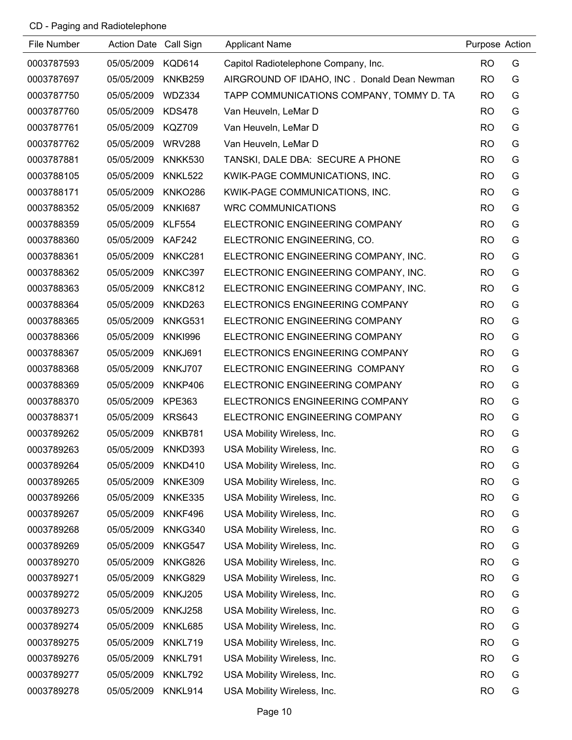CD - Paging and Radiotelephone

| File Number | Action Date | Call Sign | Applicant Name | Purpose | Action |
| --- | --- | --- | --- | --- | --- |
| 0003787593 | 05/05/2009 | KQD614 | Capitol Radiotelephone Company, Inc. | RO | G |
| 0003787697 | 05/05/2009 | KNKB259 | AIRGROUND OF IDAHO, INC . Donald Dean Newman | RO | G |
| 0003787750 | 05/05/2009 | WDZ334 | TAPP COMMUNICATIONS COMPANY, TOMMY D. TA | RO | G |
| 0003787760 | 05/05/2009 | KDS478 | Van Heuveln, LeMar D | RO | G |
| 0003787761 | 05/05/2009 | KQZ709 | Van Heuveln, LeMar D | RO | G |
| 0003787762 | 05/05/2009 | WRV288 | Van Heuveln, LeMar D | RO | G |
| 0003787881 | 05/05/2009 | KNKK530 | TANSKI, DALE DBA: SECURE A PHONE | RO | G |
| 0003788105 | 05/05/2009 | KNKL522 | KWIK-PAGE COMMUNICATIONS, INC. | RO | G |
| 0003788171 | 05/05/2009 | KNKO286 | KWIK-PAGE COMMUNICATIONS, INC. | RO | G |
| 0003788352 | 05/05/2009 | KNKI687 | WRC COMMUNICATIONS | RO | G |
| 0003788359 | 05/05/2009 | KLF554 | ELECTRONIC ENGINEERING COMPANY | RO | G |
| 0003788360 | 05/05/2009 | KAF242 | ELECTRONIC ENGINEERING, CO. | RO | G |
| 0003788361 | 05/05/2009 | KNKC281 | ELECTRONIC ENGINEERING COMPANY, INC. | RO | G |
| 0003788362 | 05/05/2009 | KNKC397 | ELECTRONIC ENGINEERING COMPANY, INC. | RO | G |
| 0003788363 | 05/05/2009 | KNKC812 | ELECTRONIC ENGINEERING COMPANY, INC. | RO | G |
| 0003788364 | 05/05/2009 | KNKD263 | ELECTRONICS ENGINEERING COMPANY | RO | G |
| 0003788365 | 05/05/2009 | KNKG531 | ELECTRONIC ENGINEERING COMPANY | RO | G |
| 0003788366 | 05/05/2009 | KNKI996 | ELECTRONIC ENGINEERING COMPANY | RO | G |
| 0003788367 | 05/05/2009 | KNKJ691 | ELECTRONICS ENGINEERING COMPANY | RO | G |
| 0003788368 | 05/05/2009 | KNKJ707 | ELECTRONIC ENGINEERING COMPANY | RO | G |
| 0003788369 | 05/05/2009 | KNKP406 | ELECTRONIC ENGINEERING COMPANY | RO | G |
| 0003788370 | 05/05/2009 | KPE363 | ELECTRONICS ENGINEERING COMPANY | RO | G |
| 0003788371 | 05/05/2009 | KRS643 | ELECTRONIC ENGINEERING COMPANY | RO | G |
| 0003789262 | 05/05/2009 | KNKB781 | USA Mobility Wireless, Inc. | RO | G |
| 0003789263 | 05/05/2009 | KNKD393 | USA Mobility Wireless, Inc. | RO | G |
| 0003789264 | 05/05/2009 | KNKD410 | USA Mobility Wireless, Inc. | RO | G |
| 0003789265 | 05/05/2009 | KNKE309 | USA Mobility Wireless, Inc. | RO | G |
| 0003789266 | 05/05/2009 | KNKE335 | USA Mobility Wireless, Inc. | RO | G |
| 0003789267 | 05/05/2009 | KNKF496 | USA Mobility Wireless, Inc. | RO | G |
| 0003789268 | 05/05/2009 | KNKG340 | USA Mobility Wireless, Inc. | RO | G |
| 0003789269 | 05/05/2009 | KNKG547 | USA Mobility Wireless, Inc. | RO | G |
| 0003789270 | 05/05/2009 | KNKG826 | USA Mobility Wireless, Inc. | RO | G |
| 0003789271 | 05/05/2009 | KNKG829 | USA Mobility Wireless, Inc. | RO | G |
| 0003789272 | 05/05/2009 | KNKJ205 | USA Mobility Wireless, Inc. | RO | G |
| 0003789273 | 05/05/2009 | KNKJ258 | USA Mobility Wireless, Inc. | RO | G |
| 0003789274 | 05/05/2009 | KNKL685 | USA Mobility Wireless, Inc. | RO | G |
| 0003789275 | 05/05/2009 | KNKL719 | USA Mobility Wireless, Inc. | RO | G |
| 0003789276 | 05/05/2009 | KNKL791 | USA Mobility Wireless, Inc. | RO | G |
| 0003789277 | 05/05/2009 | KNKL792 | USA Mobility Wireless, Inc. | RO | G |
| 0003789278 | 05/05/2009 | KNKL914 | USA Mobility Wireless, Inc. | RO | G |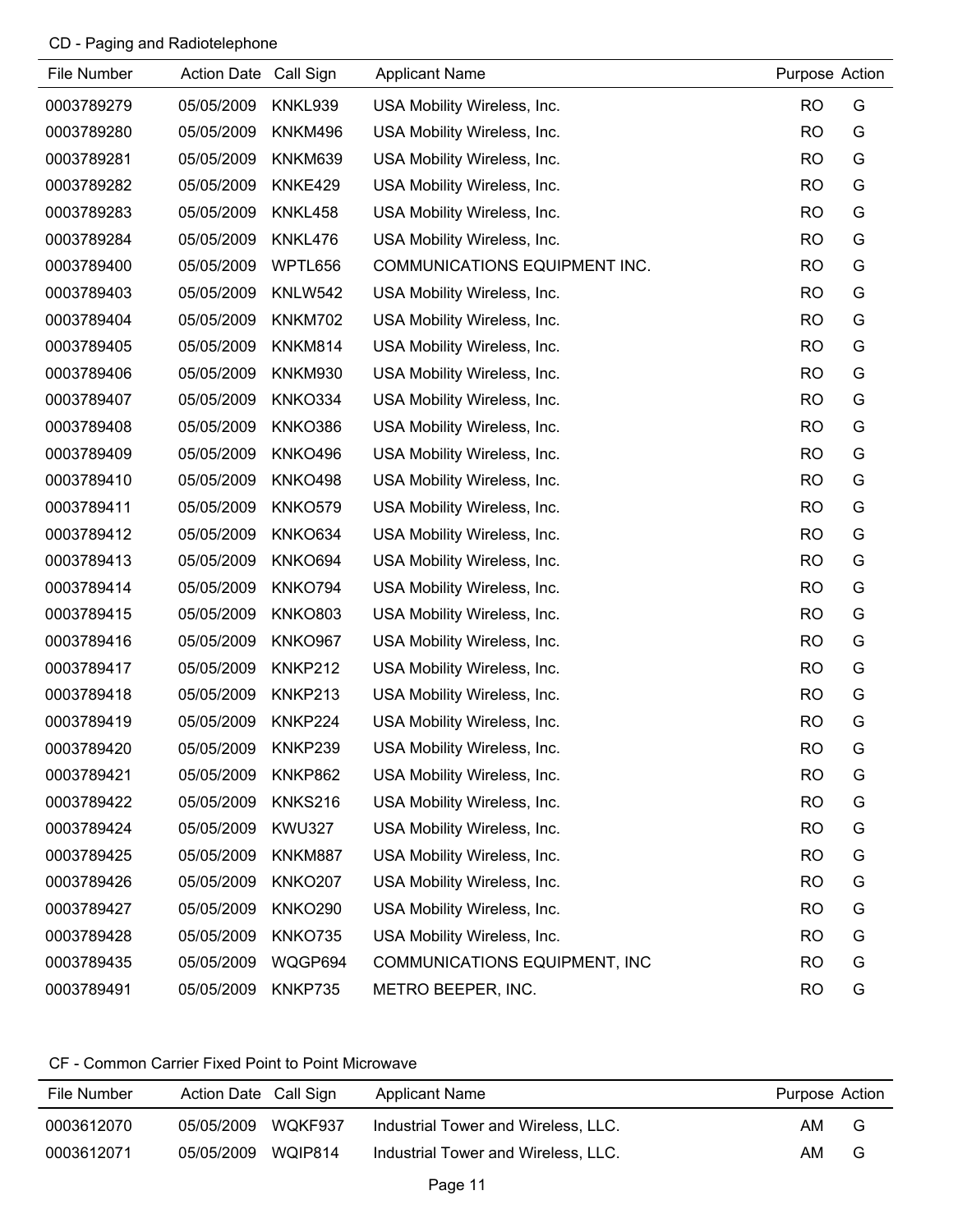CD - Paging and Radiotelephone

| File Number | Action Date | Call Sign | Applicant Name | Purpose | Action |
|---|---|---|---|---|---|
| 0003789279 | 05/05/2009 | KNKL939 | USA Mobility Wireless, Inc. | RO | G |
| 0003789280 | 05/05/2009 | KNKM496 | USA Mobility Wireless, Inc. | RO | G |
| 0003789281 | 05/05/2009 | KNKM639 | USA Mobility Wireless, Inc. | RO | G |
| 0003789282 | 05/05/2009 | KNKE429 | USA Mobility Wireless, Inc. | RO | G |
| 0003789283 | 05/05/2009 | KNKL458 | USA Mobility Wireless, Inc. | RO | G |
| 0003789284 | 05/05/2009 | KNKL476 | USA Mobility Wireless, Inc. | RO | G |
| 0003789400 | 05/05/2009 | WPTL656 | COMMUNICATIONS EQUIPMENT INC. | RO | G |
| 0003789403 | 05/05/2009 | KNLW542 | USA Mobility Wireless, Inc. | RO | G |
| 0003789404 | 05/05/2009 | KNKM702 | USA Mobility Wireless, Inc. | RO | G |
| 0003789405 | 05/05/2009 | KNKM814 | USA Mobility Wireless, Inc. | RO | G |
| 0003789406 | 05/05/2009 | KNKM930 | USA Mobility Wireless, Inc. | RO | G |
| 0003789407 | 05/05/2009 | KNKO334 | USA Mobility Wireless, Inc. | RO | G |
| 0003789408 | 05/05/2009 | KNKO386 | USA Mobility Wireless, Inc. | RO | G |
| 0003789409 | 05/05/2009 | KNKO496 | USA Mobility Wireless, Inc. | RO | G |
| 0003789410 | 05/05/2009 | KNKO498 | USA Mobility Wireless, Inc. | RO | G |
| 0003789411 | 05/05/2009 | KNKO579 | USA Mobility Wireless, Inc. | RO | G |
| 0003789412 | 05/05/2009 | KNKO634 | USA Mobility Wireless, Inc. | RO | G |
| 0003789413 | 05/05/2009 | KNKO694 | USA Mobility Wireless, Inc. | RO | G |
| 0003789414 | 05/05/2009 | KNKO794 | USA Mobility Wireless, Inc. | RO | G |
| 0003789415 | 05/05/2009 | KNKO803 | USA Mobility Wireless, Inc. | RO | G |
| 0003789416 | 05/05/2009 | KNKO967 | USA Mobility Wireless, Inc. | RO | G |
| 0003789417 | 05/05/2009 | KNKP212 | USA Mobility Wireless, Inc. | RO | G |
| 0003789418 | 05/05/2009 | KNKP213 | USA Mobility Wireless, Inc. | RO | G |
| 0003789419 | 05/05/2009 | KNKP224 | USA Mobility Wireless, Inc. | RO | G |
| 0003789420 | 05/05/2009 | KNKP239 | USA Mobility Wireless, Inc. | RO | G |
| 0003789421 | 05/05/2009 | KNKP862 | USA Mobility Wireless, Inc. | RO | G |
| 0003789422 | 05/05/2009 | KNKS216 | USA Mobility Wireless, Inc. | RO | G |
| 0003789424 | 05/05/2009 | KWU327 | USA Mobility Wireless, Inc. | RO | G |
| 0003789425 | 05/05/2009 | KNKM887 | USA Mobility Wireless, Inc. | RO | G |
| 0003789426 | 05/05/2009 | KNKO207 | USA Mobility Wireless, Inc. | RO | G |
| 0003789427 | 05/05/2009 | KNKO290 | USA Mobility Wireless, Inc. | RO | G |
| 0003789428 | 05/05/2009 | KNKO735 | USA Mobility Wireless, Inc. | RO | G |
| 0003789435 | 05/05/2009 | WQGP694 | COMMUNICATIONS EQUIPMENT, INC | RO | G |
| 0003789491 | 05/05/2009 | KNKP735 | METRO BEEPER, INC. | RO | G |

CF - Common Carrier Fixed Point to Point Microwave

| File Number | Action Date | Call Sign | Applicant Name | Purpose | Action |
|---|---|---|---|---|---|
| 0003612070 | 05/05/2009 | WQKF937 | Industrial Tower and Wireless, LLC. | AM | G |
| 0003612071 | 05/05/2009 | WQIP814 | Industrial Tower and Wireless, LLC. | AM | G |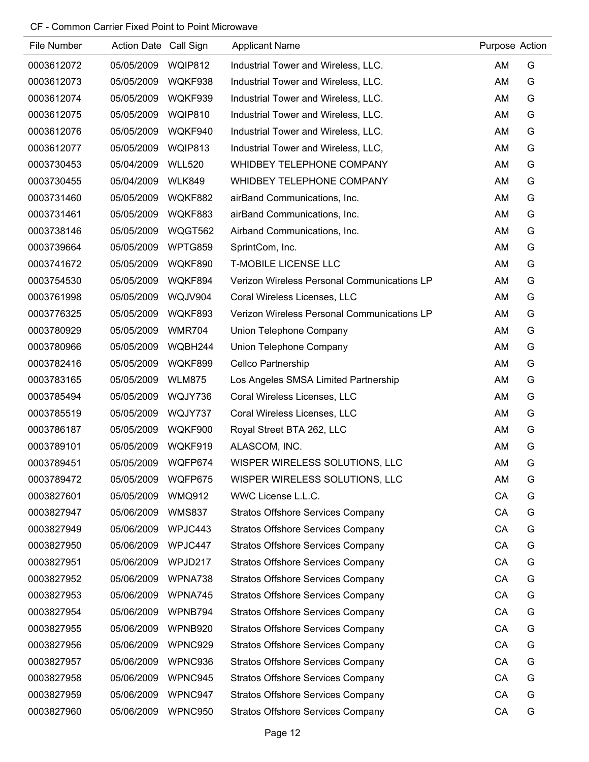CF - Common Carrier Fixed Point to Point Microwave

| File Number | Action Date | Call Sign | Applicant Name | Purpose | Action |
|---|---|---|---|---|---|
| 0003612072 | 05/05/2009 | WQIP812 | Industrial Tower and Wireless, LLC. | AM | G |
| 0003612073 | 05/05/2009 | WQKF938 | Industrial Tower and Wireless, LLC. | AM | G |
| 0003612074 | 05/05/2009 | WQKF939 | Industrial Tower and Wireless, LLC. | AM | G |
| 0003612075 | 05/05/2009 | WQIP810 | Industrial Tower and Wireless, LLC. | AM | G |
| 0003612076 | 05/05/2009 | WQKF940 | Industrial Tower and Wireless, LLC. | AM | G |
| 0003612077 | 05/05/2009 | WQIP813 | Industrial Tower and Wireless, LLC, | AM | G |
| 0003730453 | 05/04/2009 | WLL520 | WHIDBEY TELEPHONE COMPANY | AM | G |
| 0003730455 | 05/04/2009 | WLK849 | WHIDBEY TELEPHONE COMPANY | AM | G |
| 0003731460 | 05/05/2009 | WQKF882 | airBand Communications, Inc. | AM | G |
| 0003731461 | 05/05/2009 | WQKF883 | airBand Communications, Inc. | AM | G |
| 0003738146 | 05/05/2009 | WQGT562 | Airband Communications, Inc. | AM | G |
| 0003739664 | 05/05/2009 | WPTG859 | SprintCom, Inc. | AM | G |
| 0003741672 | 05/05/2009 | WQKF890 | T-MOBILE LICENSE LLC | AM | G |
| 0003754530 | 05/05/2009 | WQKF894 | Verizon Wireless Personal Communications LP | AM | G |
| 0003761998 | 05/05/2009 | WQJV904 | Coral Wireless Licenses, LLC | AM | G |
| 0003776325 | 05/05/2009 | WQKF893 | Verizon Wireless Personal Communications LP | AM | G |
| 0003780929 | 05/05/2009 | WMR704 | Union Telephone Company | AM | G |
| 0003780966 | 05/05/2009 | WQBH244 | Union Telephone Company | AM | G |
| 0003782416 | 05/05/2009 | WQKF899 | Cellco Partnership | AM | G |
| 0003783165 | 05/05/2009 | WLM875 | Los Angeles SMSA Limited Partnership | AM | G |
| 0003785494 | 05/05/2009 | WQJY736 | Coral Wireless Licenses, LLC | AM | G |
| 0003785519 | 05/05/2009 | WQJY737 | Coral Wireless Licenses, LLC | AM | G |
| 0003786187 | 05/05/2009 | WQKF900 | Royal Street BTA 262, LLC | AM | G |
| 0003789101 | 05/05/2009 | WQKF919 | ALASCOM, INC. | AM | G |
| 0003789451 | 05/05/2009 | WQFP674 | WISPER WIRELESS SOLUTIONS, LLC | AM | G |
| 0003789472 | 05/05/2009 | WQFP675 | WISPER WIRELESS SOLUTIONS, LLC | AM | G |
| 0003827601 | 05/05/2009 | WMQ912 | WWC License L.L.C. | CA | G |
| 0003827947 | 05/06/2009 | WMS837 | Stratos Offshore Services Company | CA | G |
| 0003827949 | 05/06/2009 | WPJC443 | Stratos Offshore Services Company | CA | G |
| 0003827950 | 05/06/2009 | WPJC447 | Stratos Offshore Services Company | CA | G |
| 0003827951 | 05/06/2009 | WPJD217 | Stratos Offshore Services Company | CA | G |
| 0003827952 | 05/06/2009 | WPNA738 | Stratos Offshore Services Company | CA | G |
| 0003827953 | 05/06/2009 | WPNA745 | Stratos Offshore Services Company | CA | G |
| 0003827954 | 05/06/2009 | WPNB794 | Stratos Offshore Services Company | CA | G |
| 0003827955 | 05/06/2009 | WPNB920 | Stratos Offshore Services Company | CA | G |
| 0003827956 | 05/06/2009 | WPNC929 | Stratos Offshore Services Company | CA | G |
| 0003827957 | 05/06/2009 | WPNC936 | Stratos Offshore Services Company | CA | G |
| 0003827958 | 05/06/2009 | WPNC945 | Stratos Offshore Services Company | CA | G |
| 0003827959 | 05/06/2009 | WPNC947 | Stratos Offshore Services Company | CA | G |
| 0003827960 | 05/06/2009 | WPNC950 | Stratos Offshore Services Company | CA | G |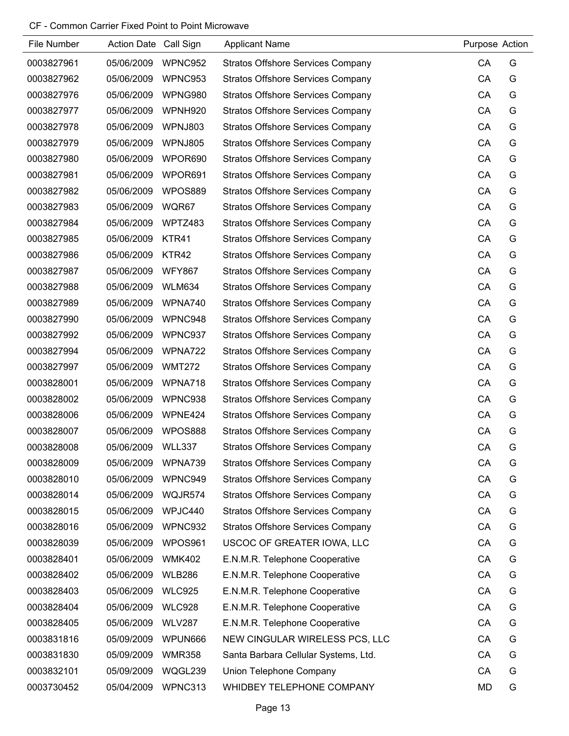CF - Common Carrier Fixed Point to Point Microwave

| File Number | Action Date | Call Sign | Applicant Name | Purpose | Action |
|---|---|---|---|---|---|
| 0003827961 | 05/06/2009 | WPNC952 | Stratos Offshore Services Company | CA | G |
| 0003827962 | 05/06/2009 | WPNC953 | Stratos Offshore Services Company | CA | G |
| 0003827976 | 05/06/2009 | WPNG980 | Stratos Offshore Services Company | CA | G |
| 0003827977 | 05/06/2009 | WPNH920 | Stratos Offshore Services Company | CA | G |
| 0003827978 | 05/06/2009 | WPNJ803 | Stratos Offshore Services Company | CA | G |
| 0003827979 | 05/06/2009 | WPNJ805 | Stratos Offshore Services Company | CA | G |
| 0003827980 | 05/06/2009 | WPOR690 | Stratos Offshore Services Company | CA | G |
| 0003827981 | 05/06/2009 | WPOR691 | Stratos Offshore Services Company | CA | G |
| 0003827982 | 05/06/2009 | WPOS889 | Stratos Offshore Services Company | CA | G |
| 0003827983 | 05/06/2009 | WQR67 | Stratos Offshore Services Company | CA | G |
| 0003827984 | 05/06/2009 | WPTZ483 | Stratos Offshore Services Company | CA | G |
| 0003827985 | 05/06/2009 | KTR41 | Stratos Offshore Services Company | CA | G |
| 0003827986 | 05/06/2009 | KTR42 | Stratos Offshore Services Company | CA | G |
| 0003827987 | 05/06/2009 | WFY867 | Stratos Offshore Services Company | CA | G |
| 0003827988 | 05/06/2009 | WLM634 | Stratos Offshore Services Company | CA | G |
| 0003827989 | 05/06/2009 | WPNA740 | Stratos Offshore Services Company | CA | G |
| 0003827990 | 05/06/2009 | WPNC948 | Stratos Offshore Services Company | CA | G |
| 0003827992 | 05/06/2009 | WPNC937 | Stratos Offshore Services Company | CA | G |
| 0003827994 | 05/06/2009 | WPNA722 | Stratos Offshore Services Company | CA | G |
| 0003827997 | 05/06/2009 | WMT272 | Stratos Offshore Services Company | CA | G |
| 0003828001 | 05/06/2009 | WPNA718 | Stratos Offshore Services Company | CA | G |
| 0003828002 | 05/06/2009 | WPNC938 | Stratos Offshore Services Company | CA | G |
| 0003828006 | 05/06/2009 | WPNE424 | Stratos Offshore Services Company | CA | G |
| 0003828007 | 05/06/2009 | WPOS888 | Stratos Offshore Services Company | CA | G |
| 0003828008 | 05/06/2009 | WLL337 | Stratos Offshore Services Company | CA | G |
| 0003828009 | 05/06/2009 | WPNA739 | Stratos Offshore Services Company | CA | G |
| 0003828010 | 05/06/2009 | WPNC949 | Stratos Offshore Services Company | CA | G |
| 0003828014 | 05/06/2009 | WQJR574 | Stratos Offshore Services Company | CA | G |
| 0003828015 | 05/06/2009 | WPJC440 | Stratos Offshore Services Company | CA | G |
| 0003828016 | 05/06/2009 | WPNC932 | Stratos Offshore Services Company | CA | G |
| 0003828039 | 05/06/2009 | WPOS961 | USCOC OF GREATER IOWA, LLC | CA | G |
| 0003828401 | 05/06/2009 | WMK402 | E.N.M.R. Telephone Cooperative | CA | G |
| 0003828402 | 05/06/2009 | WLB286 | E.N.M.R. Telephone Cooperative | CA | G |
| 0003828403 | 05/06/2009 | WLC925 | E.N.M.R. Telephone Cooperative | CA | G |
| 0003828404 | 05/06/2009 | WLC928 | E.N.M.R. Telephone Cooperative | CA | G |
| 0003828405 | 05/06/2009 | WLV287 | E.N.M.R. Telephone Cooperative | CA | G |
| 0003831816 | 05/09/2009 | WPUN666 | NEW CINGULAR WIRELESS PCS, LLC | CA | G |
| 0003831830 | 05/09/2009 | WMR358 | Santa Barbara Cellular Systems, Ltd. | CA | G |
| 0003832101 | 05/09/2009 | WQGL239 | Union Telephone Company | CA | G |
| 0003730452 | 05/04/2009 | WPNC313 | WHIDBEY TELEPHONE COMPANY | MD | G |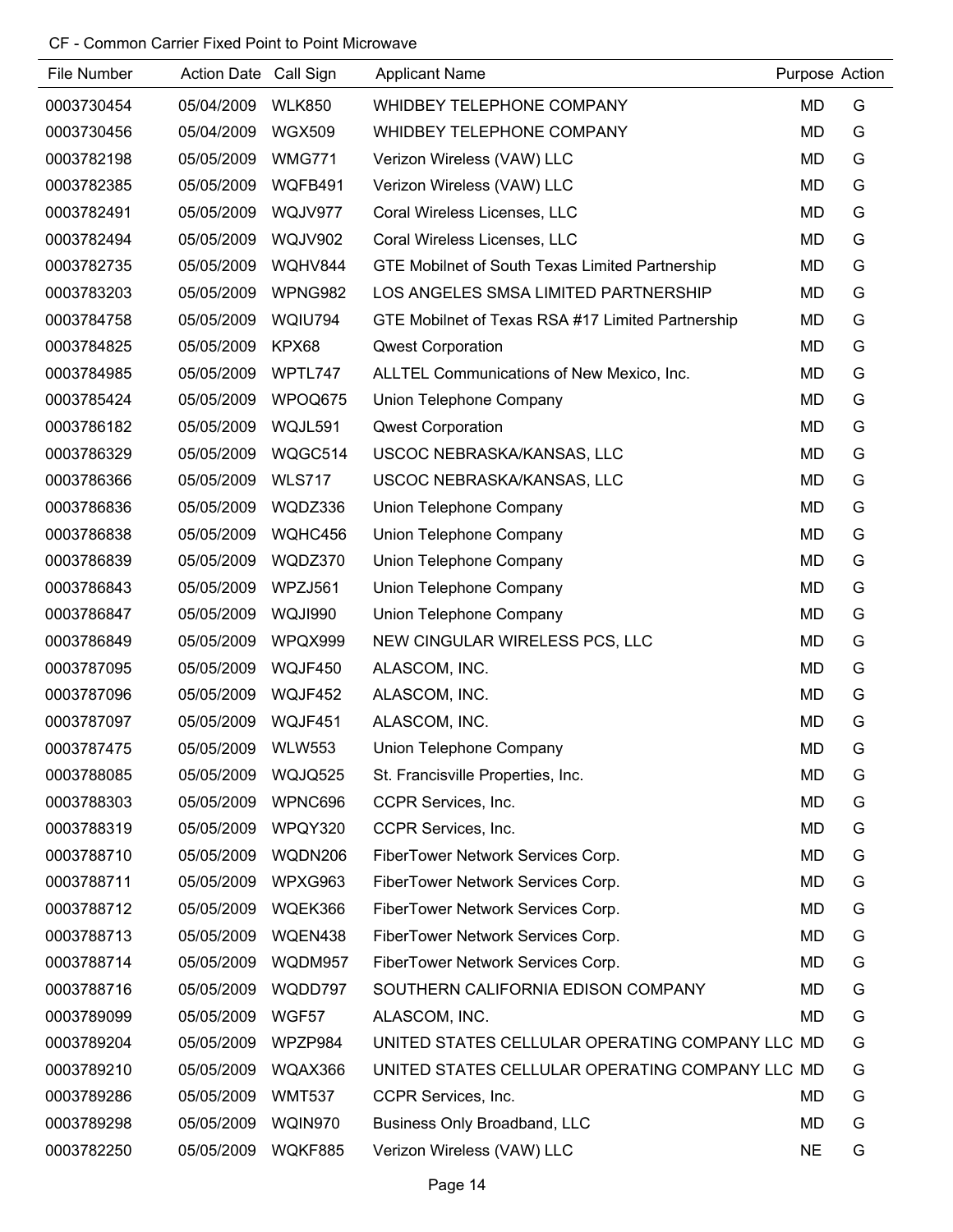CF - Common Carrier Fixed Point to Point Microwave

| File Number | Action Date | Call Sign | Applicant Name | Purpose | Action |
|---|---|---|---|---|---|
| 0003730454 | 05/04/2009 | WLK850 | WHIDBEY TELEPHONE COMPANY | MD | G |
| 0003730456 | 05/04/2009 | WGX509 | WHIDBEY TELEPHONE COMPANY | MD | G |
| 0003782198 | 05/05/2009 | WMG771 | Verizon Wireless (VAW) LLC | MD | G |
| 0003782385 | 05/05/2009 | WQFB491 | Verizon Wireless (VAW) LLC | MD | G |
| 0003782491 | 05/05/2009 | WQJV977 | Coral Wireless Licenses, LLC | MD | G |
| 0003782494 | 05/05/2009 | WQJV902 | Coral Wireless Licenses, LLC | MD | G |
| 0003782735 | 05/05/2009 | WQHV844 | GTE Mobilnet of South Texas Limited Partnership | MD | G |
| 0003783203 | 05/05/2009 | WPNG982 | LOS ANGELES SMSA LIMITED PARTNERSHIP | MD | G |
| 0003784758 | 05/05/2009 | WQIU794 | GTE Mobilnet of Texas RSA #17 Limited Partnership | MD | G |
| 0003784825 | 05/05/2009 | KPX68 | Qwest Corporation | MD | G |
| 0003784985 | 05/05/2009 | WPTL747 | ALLTEL Communications of New Mexico, Inc. | MD | G |
| 0003785424 | 05/05/2009 | WPOQ675 | Union Telephone Company | MD | G |
| 0003786182 | 05/05/2009 | WQJL591 | Qwest Corporation | MD | G |
| 0003786329 | 05/05/2009 | WQGC514 | USCOC NEBRASKA/KANSAS, LLC | MD | G |
| 0003786366 | 05/05/2009 | WLS717 | USCOC NEBRASKA/KANSAS, LLC | MD | G |
| 0003786836 | 05/05/2009 | WQDZ336 | Union Telephone Company | MD | G |
| 0003786838 | 05/05/2009 | WQHC456 | Union Telephone Company | MD | G |
| 0003786839 | 05/05/2009 | WQDZ370 | Union Telephone Company | MD | G |
| 0003786843 | 05/05/2009 | WPZJ561 | Union Telephone Company | MD | G |
| 0003786847 | 05/05/2009 | WQJI990 | Union Telephone Company | MD | G |
| 0003786849 | 05/05/2009 | WPQX999 | NEW CINGULAR WIRELESS PCS, LLC | MD | G |
| 0003787095 | 05/05/2009 | WQJF450 | ALASCOM, INC. | MD | G |
| 0003787096 | 05/05/2009 | WQJF452 | ALASCOM, INC. | MD | G |
| 0003787097 | 05/05/2009 | WQJF451 | ALASCOM, INC. | MD | G |
| 0003787475 | 05/05/2009 | WLW553 | Union Telephone Company | MD | G |
| 0003788085 | 05/05/2009 | WQJQ525 | St. Francisville Properties, Inc. | MD | G |
| 0003788303 | 05/05/2009 | WPNC696 | CCPR Services, Inc. | MD | G |
| 0003788319 | 05/05/2009 | WPQY320 | CCPR Services, Inc. | MD | G |
| 0003788710 | 05/05/2009 | WQDN206 | FiberTower Network Services Corp. | MD | G |
| 0003788711 | 05/05/2009 | WPXG963 | FiberTower Network Services Corp. | MD | G |
| 0003788712 | 05/05/2009 | WQEK366 | FiberTower Network Services Corp. | MD | G |
| 0003788713 | 05/05/2009 | WQEN438 | FiberTower Network Services Corp. | MD | G |
| 0003788714 | 05/05/2009 | WQDM957 | FiberTower Network Services Corp. | MD | G |
| 0003788716 | 05/05/2009 | WQDD797 | SOUTHERN CALIFORNIA EDISON COMPANY | MD | G |
| 0003789099 | 05/05/2009 | WGF57 | ALASCOM, INC. | MD | G |
| 0003789204 | 05/05/2009 | WPZP984 | UNITED STATES CELLULAR OPERATING COMPANY LLC | MD | G |
| 0003789210 | 05/05/2009 | WQAX366 | UNITED STATES CELLULAR OPERATING COMPANY LLC | MD | G |
| 0003789286 | 05/05/2009 | WMT537 | CCPR Services, Inc. | MD | G |
| 0003789298 | 05/05/2009 | WQIN970 | Business Only Broadband, LLC | MD | G |
| 0003782250 | 05/05/2009 | WQKF885 | Verizon Wireless (VAW) LLC | NE | G |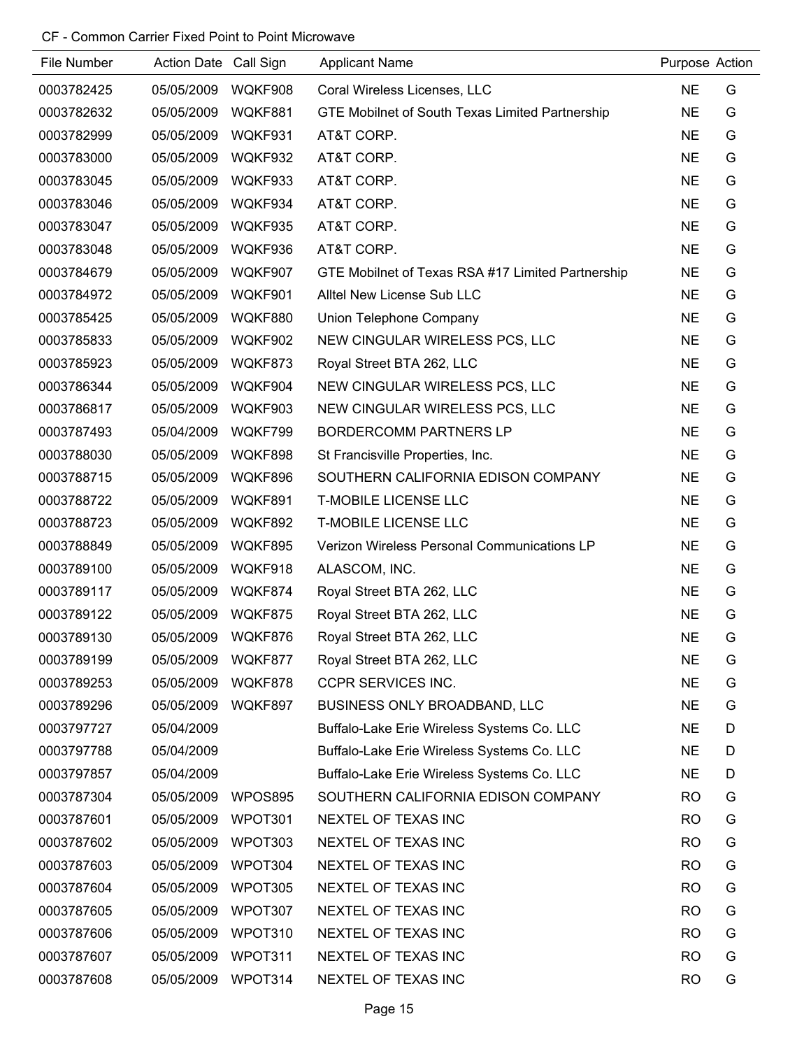CF - Common Carrier Fixed Point to Point Microwave

| File Number | Action Date | Call Sign | Applicant Name | Purpose | Action |
|---|---|---|---|---|---|
| 0003782425 | 05/05/2009 | WQKF908 | Coral Wireless Licenses, LLC | NE | G |
| 0003782632 | 05/05/2009 | WQKF881 | GTE Mobilnet of South Texas Limited Partnership | NE | G |
| 0003782999 | 05/05/2009 | WQKF931 | AT&T CORP. | NE | G |
| 0003783000 | 05/05/2009 | WQKF932 | AT&T CORP. | NE | G |
| 0003783045 | 05/05/2009 | WQKF933 | AT&T CORP. | NE | G |
| 0003783046 | 05/05/2009 | WQKF934 | AT&T CORP. | NE | G |
| 0003783047 | 05/05/2009 | WQKF935 | AT&T CORP. | NE | G |
| 0003783048 | 05/05/2009 | WQKF936 | AT&T CORP. | NE | G |
| 0003784679 | 05/05/2009 | WQKF907 | GTE Mobilnet of Texas RSA #17 Limited Partnership | NE | G |
| 0003784972 | 05/05/2009 | WQKF901 | Alltel New License Sub LLC | NE | G |
| 0003785425 | 05/05/2009 | WQKF880 | Union Telephone Company | NE | G |
| 0003785833 | 05/05/2009 | WQKF902 | NEW CINGULAR WIRELESS PCS, LLC | NE | G |
| 0003785923 | 05/05/2009 | WQKF873 | Royal Street BTA 262, LLC | NE | G |
| 0003786344 | 05/05/2009 | WQKF904 | NEW CINGULAR WIRELESS PCS, LLC | NE | G |
| 0003786817 | 05/05/2009 | WQKF903 | NEW CINGULAR WIRELESS PCS, LLC | NE | G |
| 0003787493 | 05/04/2009 | WQKF799 | BORDERCOMM PARTNERS LP | NE | G |
| 0003788030 | 05/05/2009 | WQKF898 | St Francisville Properties, Inc. | NE | G |
| 0003788715 | 05/05/2009 | WQKF896 | SOUTHERN CALIFORNIA EDISON COMPANY | NE | G |
| 0003788722 | 05/05/2009 | WQKF891 | T-MOBILE LICENSE LLC | NE | G |
| 0003788723 | 05/05/2009 | WQKF892 | T-MOBILE LICENSE LLC | NE | G |
| 0003788849 | 05/05/2009 | WQKF895 | Verizon Wireless Personal Communications LP | NE | G |
| 0003789100 | 05/05/2009 | WQKF918 | ALASCOM, INC. | NE | G |
| 0003789117 | 05/05/2009 | WQKF874 | Royal Street BTA 262, LLC | NE | G |
| 0003789122 | 05/05/2009 | WQKF875 | Royal Street BTA 262, LLC | NE | G |
| 0003789130 | 05/05/2009 | WQKF876 | Royal Street BTA 262, LLC | NE | G |
| 0003789199 | 05/05/2009 | WQKF877 | Royal Street BTA 262, LLC | NE | G |
| 0003789253 | 05/05/2009 | WQKF878 | CCPR SERVICES INC. | NE | G |
| 0003789296 | 05/05/2009 | WQKF897 | BUSINESS ONLY BROADBAND, LLC | NE | G |
| 0003797727 | 05/04/2009 | | Buffalo-Lake Erie Wireless Systems Co. LLC | NE | D |
| 0003797788 | 05/04/2009 | | Buffalo-Lake Erie Wireless Systems Co. LLC | NE | D |
| 0003797857 | 05/04/2009 | | Buffalo-Lake Erie Wireless Systems Co. LLC | NE | D |
| 0003787304 | 05/05/2009 | WPOS895 | SOUTHERN CALIFORNIA EDISON COMPANY | RO | G |
| 0003787601 | 05/05/2009 | WPOT301 | NEXTEL OF TEXAS INC | RO | G |
| 0003787602 | 05/05/2009 | WPOT303 | NEXTEL OF TEXAS INC | RO | G |
| 0003787603 | 05/05/2009 | WPOT304 | NEXTEL OF TEXAS INC | RO | G |
| 0003787604 | 05/05/2009 | WPOT305 | NEXTEL OF TEXAS INC | RO | G |
| 0003787605 | 05/05/2009 | WPOT307 | NEXTEL OF TEXAS INC | RO | G |
| 0003787606 | 05/05/2009 | WPOT310 | NEXTEL OF TEXAS INC | RO | G |
| 0003787607 | 05/05/2009 | WPOT311 | NEXTEL OF TEXAS INC | RO | G |
| 0003787608 | 05/05/2009 | WPOT314 | NEXTEL OF TEXAS INC | RO | G |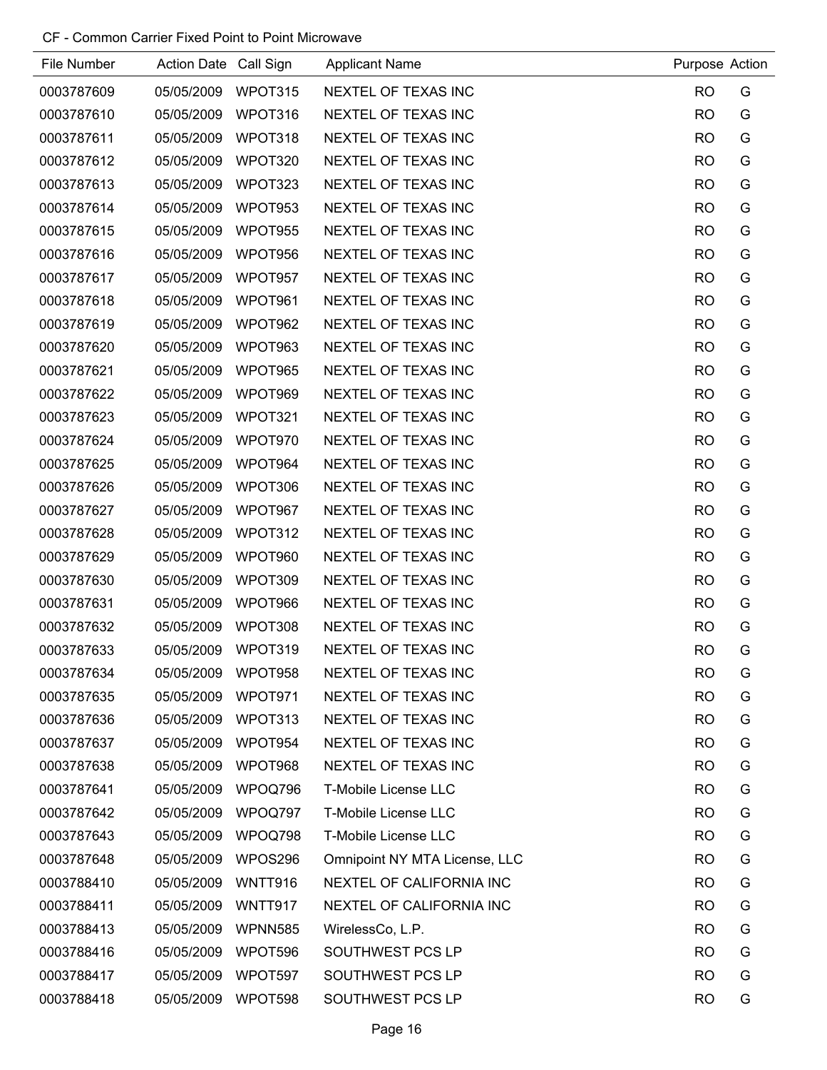CF - Common Carrier Fixed Point to Point Microwave

| File Number | Action Date | Call Sign | Applicant Name | Purpose | Action |
|---|---|---|---|---|---|
| 0003787609 | 05/05/2009 | WPOT315 | NEXTEL OF TEXAS INC | RO | G |
| 0003787610 | 05/05/2009 | WPOT316 | NEXTEL OF TEXAS INC | RO | G |
| 0003787611 | 05/05/2009 | WPOT318 | NEXTEL OF TEXAS INC | RO | G |
| 0003787612 | 05/05/2009 | WPOT320 | NEXTEL OF TEXAS INC | RO | G |
| 0003787613 | 05/05/2009 | WPOT323 | NEXTEL OF TEXAS INC | RO | G |
| 0003787614 | 05/05/2009 | WPOT953 | NEXTEL OF TEXAS INC | RO | G |
| 0003787615 | 05/05/2009 | WPOT955 | NEXTEL OF TEXAS INC | RO | G |
| 0003787616 | 05/05/2009 | WPOT956 | NEXTEL OF TEXAS INC | RO | G |
| 0003787617 | 05/05/2009 | WPOT957 | NEXTEL OF TEXAS INC | RO | G |
| 0003787618 | 05/05/2009 | WPOT961 | NEXTEL OF TEXAS INC | RO | G |
| 0003787619 | 05/05/2009 | WPOT962 | NEXTEL OF TEXAS INC | RO | G |
| 0003787620 | 05/05/2009 | WPOT963 | NEXTEL OF TEXAS INC | RO | G |
| 0003787621 | 05/05/2009 | WPOT965 | NEXTEL OF TEXAS INC | RO | G |
| 0003787622 | 05/05/2009 | WPOT969 | NEXTEL OF TEXAS INC | RO | G |
| 0003787623 | 05/05/2009 | WPOT321 | NEXTEL OF TEXAS INC | RO | G |
| 0003787624 | 05/05/2009 | WPOT970 | NEXTEL OF TEXAS INC | RO | G |
| 0003787625 | 05/05/2009 | WPOT964 | NEXTEL OF TEXAS INC | RO | G |
| 0003787626 | 05/05/2009 | WPOT306 | NEXTEL OF TEXAS INC | RO | G |
| 0003787627 | 05/05/2009 | WPOT967 | NEXTEL OF TEXAS INC | RO | G |
| 0003787628 | 05/05/2009 | WPOT312 | NEXTEL OF TEXAS INC | RO | G |
| 0003787629 | 05/05/2009 | WPOT960 | NEXTEL OF TEXAS INC | RO | G |
| 0003787630 | 05/05/2009 | WPOT309 | NEXTEL OF TEXAS INC | RO | G |
| 0003787631 | 05/05/2009 | WPOT966 | NEXTEL OF TEXAS INC | RO | G |
| 0003787632 | 05/05/2009 | WPOT308 | NEXTEL OF TEXAS INC | RO | G |
| 0003787633 | 05/05/2009 | WPOT319 | NEXTEL OF TEXAS INC | RO | G |
| 0003787634 | 05/05/2009 | WPOT958 | NEXTEL OF TEXAS INC | RO | G |
| 0003787635 | 05/05/2009 | WPOT971 | NEXTEL OF TEXAS INC | RO | G |
| 0003787636 | 05/05/2009 | WPOT313 | NEXTEL OF TEXAS INC | RO | G |
| 0003787637 | 05/05/2009 | WPOT954 | NEXTEL OF TEXAS INC | RO | G |
| 0003787638 | 05/05/2009 | WPOT968 | NEXTEL OF TEXAS INC | RO | G |
| 0003787641 | 05/05/2009 | WPOQ796 | T-Mobile License LLC | RO | G |
| 0003787642 | 05/05/2009 | WPOQ797 | T-Mobile License LLC | RO | G |
| 0003787643 | 05/05/2009 | WPOQ798 | T-Mobile License LLC | RO | G |
| 0003787648 | 05/05/2009 | WPOS296 | Omnipoint NY MTA License, LLC | RO | G |
| 0003788410 | 05/05/2009 | WNTT916 | NEXTEL OF CALIFORNIA INC | RO | G |
| 0003788411 | 05/05/2009 | WNTT917 | NEXTEL OF CALIFORNIA INC | RO | G |
| 0003788413 | 05/05/2009 | WPNN585 | WirelessCo, L.P. | RO | G |
| 0003788416 | 05/05/2009 | WPOT596 | SOUTHWEST PCS LP | RO | G |
| 0003788417 | 05/05/2009 | WPOT597 | SOUTHWEST PCS LP | RO | G |
| 0003788418 | 05/05/2009 | WPOT598 | SOUTHWEST PCS LP | RO | G |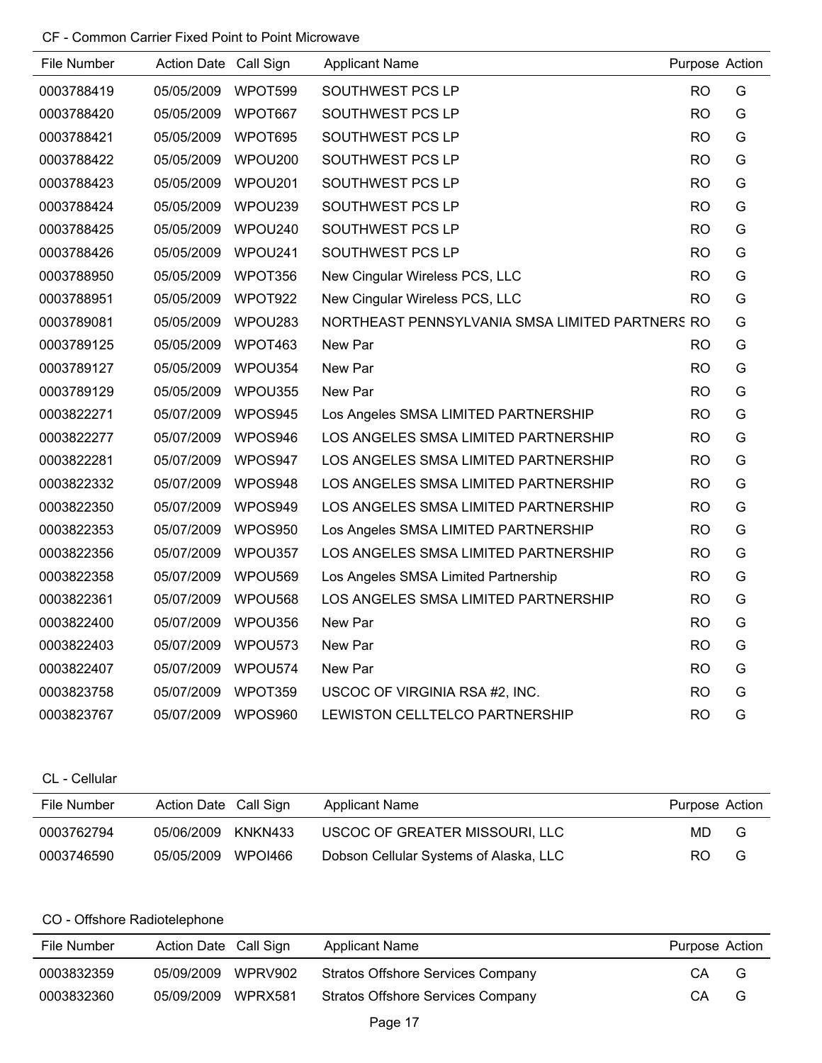CF - Common Carrier Fixed Point to Point Microwave

| File Number | Action Date | Call Sign | Applicant Name | Purpose | Action |
|---|---|---|---|---|---|
| 0003788419 | 05/05/2009 | WPOT599 | SOUTHWEST PCS LP | RO | G |
| 0003788420 | 05/05/2009 | WPOT667 | SOUTHWEST PCS LP | RO | G |
| 0003788421 | 05/05/2009 | WPOT695 | SOUTHWEST PCS LP | RO | G |
| 0003788422 | 05/05/2009 | WPOU200 | SOUTHWEST PCS LP | RO | G |
| 0003788423 | 05/05/2009 | WPOU201 | SOUTHWEST PCS LP | RO | G |
| 0003788424 | 05/05/2009 | WPOU239 | SOUTHWEST PCS LP | RO | G |
| 0003788425 | 05/05/2009 | WPOU240 | SOUTHWEST PCS LP | RO | G |
| 0003788426 | 05/05/2009 | WPOU241 | SOUTHWEST PCS LP | RO | G |
| 0003788950 | 05/05/2009 | WPOT356 | New Cingular Wireless PCS, LLC | RO | G |
| 0003788951 | 05/05/2009 | WPOT922 | New Cingular Wireless PCS, LLC | RO | G |
| 0003789081 | 05/05/2009 | WPOU283 | NORTHEAST PENNSYLVANIA SMSA LIMITED PARTNERS | RO | G |
| 0003789125 | 05/05/2009 | WPOT463 | New Par | RO | G |
| 0003789127 | 05/05/2009 | WPOU354 | New Par | RO | G |
| 0003789129 | 05/05/2009 | WPOU355 | New Par | RO | G |
| 0003822271 | 05/07/2009 | WPOS945 | Los Angeles SMSA LIMITED PARTNERSHIP | RO | G |
| 0003822277 | 05/07/2009 | WPOS946 | LOS ANGELES SMSA LIMITED PARTNERSHIP | RO | G |
| 0003822281 | 05/07/2009 | WPOS947 | LOS ANGELES SMSA LIMITED PARTNERSHIP | RO | G |
| 0003822332 | 05/07/2009 | WPOS948 | LOS ANGELES SMSA LIMITED PARTNERSHIP | RO | G |
| 0003822350 | 05/07/2009 | WPOS949 | LOS ANGELES SMSA LIMITED PARTNERSHIP | RO | G |
| 0003822353 | 05/07/2009 | WPOS950 | Los Angeles SMSA LIMITED PARTNERSHIP | RO | G |
| 0003822356 | 05/07/2009 | WPOU357 | LOS ANGELES SMSA LIMITED PARTNERSHIP | RO | G |
| 0003822358 | 05/07/2009 | WPOU569 | Los Angeles SMSA Limited Partnership | RO | G |
| 0003822361 | 05/07/2009 | WPOU568 | LOS ANGELES SMSA LIMITED PARTNERSHIP | RO | G |
| 0003822400 | 05/07/2009 | WPOU356 | New Par | RO | G |
| 0003822403 | 05/07/2009 | WPOU573 | New Par | RO | G |
| 0003822407 | 05/07/2009 | WPOU574 | New Par | RO | G |
| 0003823758 | 05/07/2009 | WPOT359 | USCOC OF VIRGINIA RSA #2, INC. | RO | G |
| 0003823767 | 05/07/2009 | WPOS960 | LEWISTON CELLTELCO PARTNERSHIP | RO | G |

CL - Cellular

| File Number | Action Date | Call Sign | Applicant Name | Purpose | Action |
|---|---|---|---|---|---|
| 0003762794 | 05/06/2009 | KNKN433 | USCOC OF GREATER MISSOURI, LLC | MD | G |
| 0003746590 | 05/05/2009 | WPOI466 | Dobson Cellular Systems of Alaska, LLC | RO | G |

CO - Offshore Radiotelephone

| File Number | Action Date | Call Sign | Applicant Name | Purpose | Action |
|---|---|---|---|---|---|
| 0003832359 | 05/09/2009 | WPRV902 | Stratos Offshore Services Company | CA | G |
| 0003832360 | 05/09/2009 | WPRX581 | Stratos Offshore Services Company | CA | G |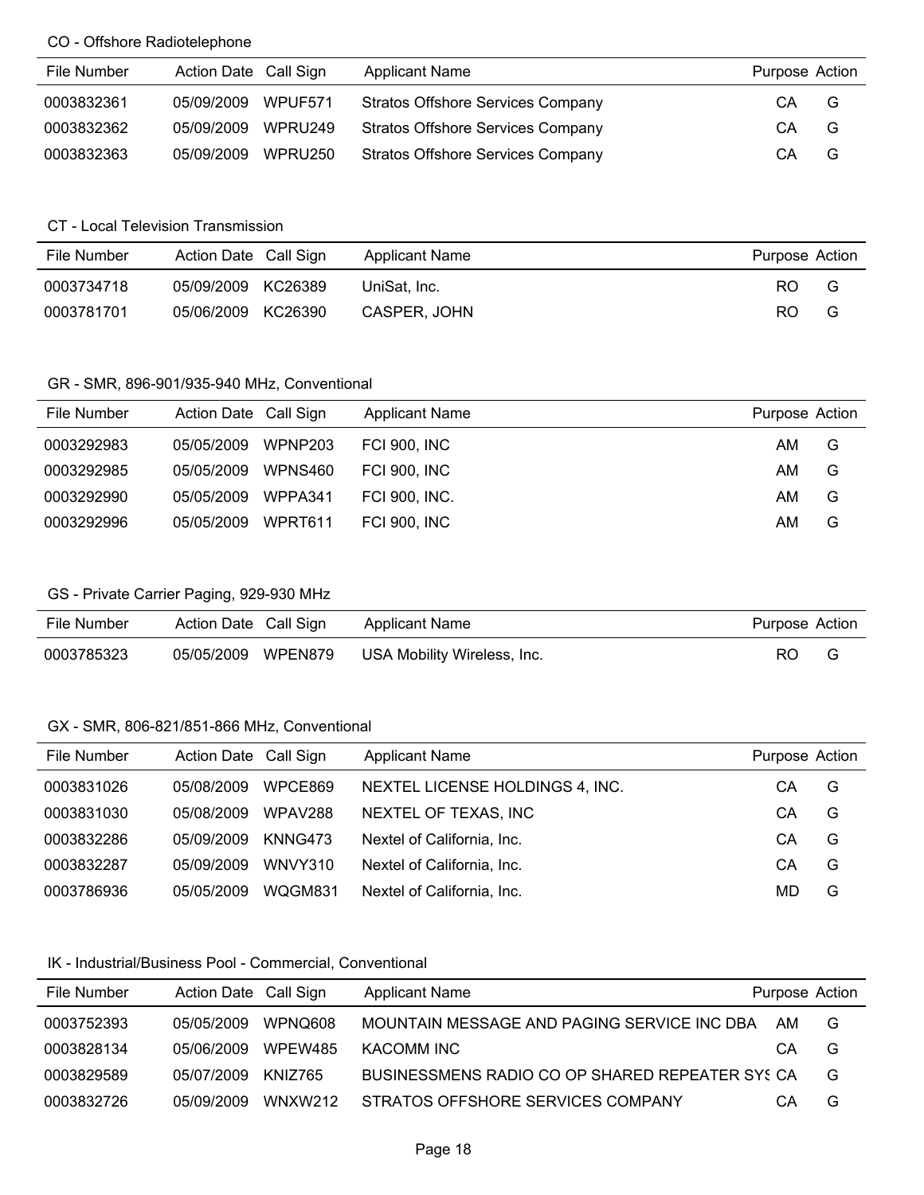CO - Offshore Radiotelephone

| File Number | Action Date | Call Sign | Applicant Name | Purpose | Action |
| --- | --- | --- | --- | --- | --- |
| 0003832361 | 05/09/2009 | WPUF571 | Stratos Offshore Services Company | CA | G |
| 0003832362 | 05/09/2009 | WPRU249 | Stratos Offshore Services Company | CA | G |
| 0003832363 | 05/09/2009 | WPRU250 | Stratos Offshore Services Company | CA | G |

CT - Local Television Transmission

| File Number | Action Date | Call Sign | Applicant Name | Purpose | Action |
| --- | --- | --- | --- | --- | --- |
| 0003734718 | 05/09/2009 | KC26389 | UniSat, Inc. | RO | G |
| 0003781701 | 05/06/2009 | KC26390 | CASPER, JOHN | RO | G |

GR - SMR, 896-901/935-940 MHz, Conventional

| File Number | Action Date | Call Sign | Applicant Name | Purpose | Action |
| --- | --- | --- | --- | --- | --- |
| 0003292983 | 05/05/2009 | WPNP203 | FCI 900, INC | AM | G |
| 0003292985 | 05/05/2009 | WPNS460 | FCI 900, INC | AM | G |
| 0003292990 | 05/05/2009 | WPPA341 | FCI 900, INC. | AM | G |
| 0003292996 | 05/05/2009 | WPRT611 | FCI 900, INC | AM | G |

GS - Private Carrier Paging, 929-930 MHz

| File Number | Action Date | Call Sign | Applicant Name | Purpose | Action |
| --- | --- | --- | --- | --- | --- |
| 0003785323 | 05/05/2009 | WPEN879 | USA Mobility Wireless, Inc. | RO | G |

GX - SMR, 806-821/851-866 MHz, Conventional

| File Number | Action Date | Call Sign | Applicant Name | Purpose | Action |
| --- | --- | --- | --- | --- | --- |
| 0003831026 | 05/08/2009 | WPCE869 | NEXTEL LICENSE HOLDINGS 4, INC. | CA | G |
| 0003831030 | 05/08/2009 | WPAV288 | NEXTEL OF TEXAS, INC | CA | G |
| 0003832286 | 05/09/2009 | KNNG473 | Nextel of California, Inc. | CA | G |
| 0003832287 | 05/09/2009 | WNVY310 | Nextel of California, Inc. | CA | G |
| 0003786936 | 05/05/2009 | WQGM831 | Nextel of California, Inc. | MD | G |

IK - Industrial/Business Pool - Commercial, Conventional

| File Number | Action Date | Call Sign | Applicant Name | Purpose | Action |
| --- | --- | --- | --- | --- | --- |
| 0003752393 | 05/05/2009 | WPNQ608 | MOUNTAIN MESSAGE AND PAGING SERVICE INC DBA | AM | G |
| 0003828134 | 05/06/2009 | WPEW485 | KACOMM INC | CA | G |
| 0003829589 | 05/07/2009 | KNIZ765 | BUSINESSMENS RADIO CO OP SHARED REPEATER SYS | CA | G |
| 0003832726 | 05/09/2009 | WNXW212 | STRATOS OFFSHORE SERVICES COMPANY | CA | G |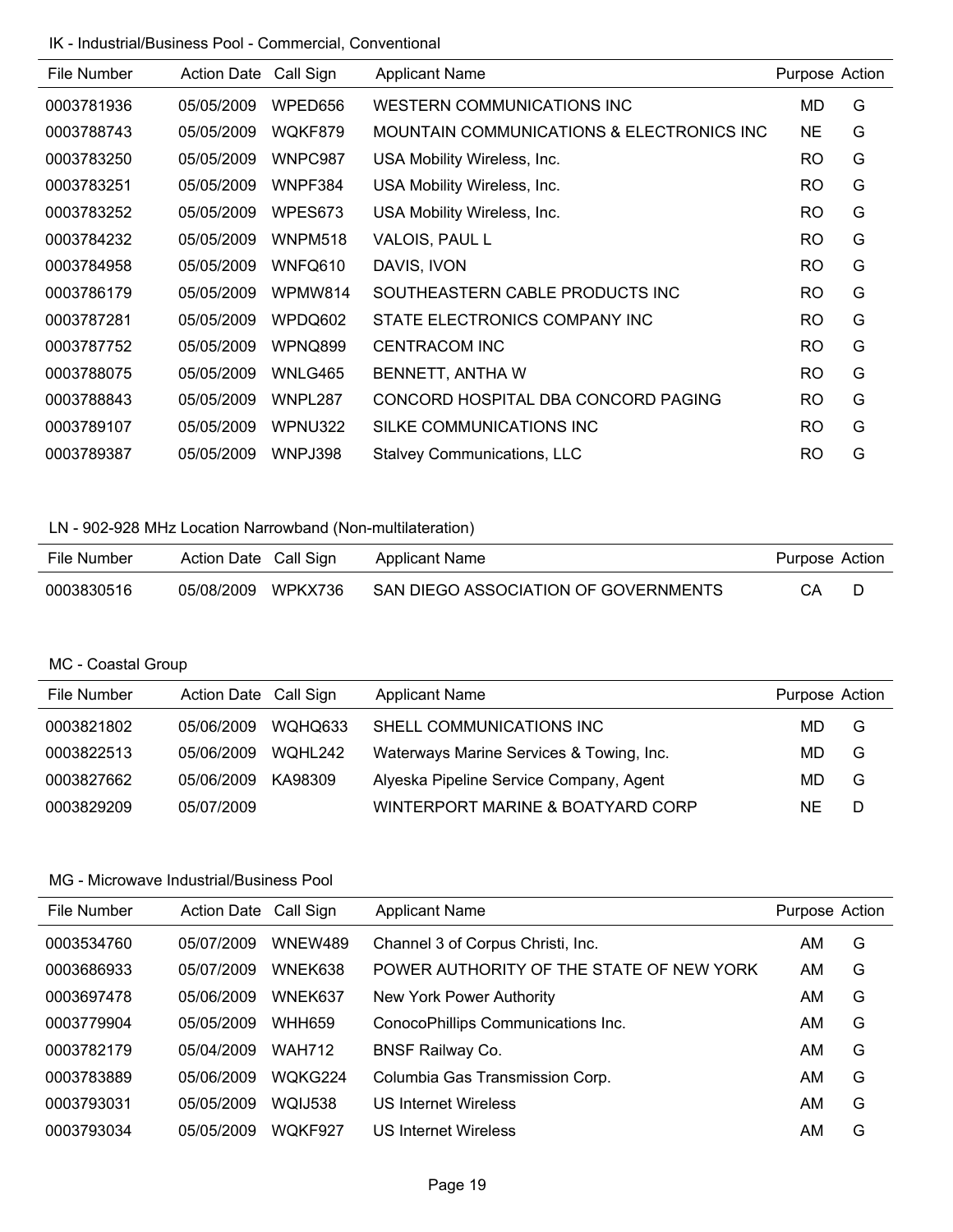IK - Industrial/Business Pool - Commercial, Conventional

| File Number | Action Date | Call Sign | Applicant Name | Purpose | Action |
|---|---|---|---|---|---|
| 0003781936 | 05/05/2009 | WPED656 | WESTERN COMMUNICATIONS INC | MD | G |
| 0003788743 | 05/05/2009 | WQKF879 | MOUNTAIN COMMUNICATIONS & ELECTRONICS INC | NE | G |
| 0003783250 | 05/05/2009 | WNPC987 | USA Mobility Wireless, Inc. | RO | G |
| 0003783251 | 05/05/2009 | WNPF384 | USA Mobility Wireless, Inc. | RO | G |
| 0003783252 | 05/05/2009 | WPES673 | USA Mobility Wireless, Inc. | RO | G |
| 0003784232 | 05/05/2009 | WNPM518 | VALOIS, PAUL L | RO | G |
| 0003784958 | 05/05/2009 | WNFQ610 | DAVIS, IVON | RO | G |
| 0003786179 | 05/05/2009 | WPMW814 | SOUTHEASTERN CABLE PRODUCTS INC | RO | G |
| 0003787281 | 05/05/2009 | WPDQ602 | STATE ELECTRONICS COMPANY INC | RO | G |
| 0003787752 | 05/05/2009 | WPNQ899 | CENTRACOM INC | RO | G |
| 0003788075 | 05/05/2009 | WNLG465 | BENNETT, ANTHA W | RO | G |
| 0003788843 | 05/05/2009 | WNPL287 | CONCORD HOSPITAL DBA CONCORD PAGING | RO | G |
| 0003789107 | 05/05/2009 | WPNU322 | SILKE COMMUNICATIONS INC | RO | G |
| 0003789387 | 05/05/2009 | WNPJ398 | Stalvey Communications, LLC | RO | G |

LN - 902-928 MHz Location Narrowband (Non-multilateration)

| File Number | Action Date | Call Sign | Applicant Name | Purpose | Action |
|---|---|---|---|---|---|
| 0003830516 | 05/08/2009 | WPKX736 | SAN DIEGO ASSOCIATION OF GOVERNMENTS | CA | D |

MC - Coastal Group

| File Number | Action Date | Call Sign | Applicant Name | Purpose | Action |
|---|---|---|---|---|---|
| 0003821802 | 05/06/2009 | WQHQ633 | SHELL COMMUNICATIONS INC | MD | G |
| 0003822513 | 05/06/2009 | WQHL242 | Waterways Marine Services & Towing, Inc. | MD | G |
| 0003827662 | 05/06/2009 | KA98309 | Alyeska Pipeline Service Company, Agent | MD | G |
| 0003829209 | 05/07/2009 | | WINTERPORT MARINE & BOATYARD CORP | NE | D |

MG - Microwave Industrial/Business Pool

| File Number | Action Date | Call Sign | Applicant Name | Purpose | Action |
|---|---|---|---|---|---|
| 0003534760 | 05/07/2009 | WNEW489 | Channel 3 of Corpus Christi, Inc. | AM | G |
| 0003686933 | 05/07/2009 | WNEK638 | POWER AUTHORITY OF THE STATE OF NEW YORK | AM | G |
| 0003697478 | 05/06/2009 | WNEK637 | New York Power Authority | AM | G |
| 0003779904 | 05/05/2009 | WHH659 | ConocoPhillips Communications Inc. | AM | G |
| 0003782179 | 05/04/2009 | WAH712 | BNSF Railway Co. | AM | G |
| 0003783889 | 05/06/2009 | WQKG224 | Columbia Gas Transmission Corp. | AM | G |
| 0003793031 | 05/05/2009 | WQIJ538 | US Internet Wireless | AM | G |
| 0003793034 | 05/05/2009 | WQKF927 | US Internet Wireless | AM | G |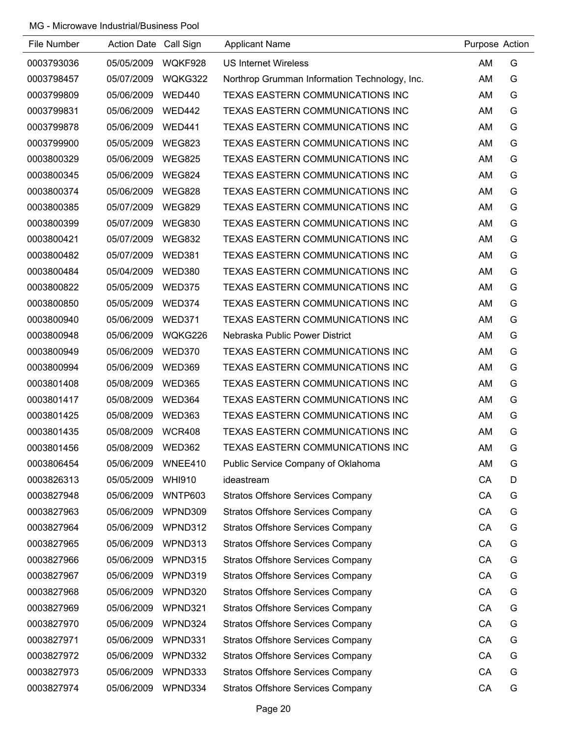MG - Microwave Industrial/Business Pool

| File Number | Action Date | Call Sign | Applicant Name | Purpose | Action |
|---|---|---|---|---|---|
| 0003793036 | 05/05/2009 | WQKF928 | US Internet Wireless | AM | G |
| 0003798457 | 05/07/2009 | WQKG322 | Northrop Grumman Information Technology, Inc. | AM | G |
| 0003799809 | 05/06/2009 | WED440 | TEXAS EASTERN COMMUNICATIONS INC | AM | G |
| 0003799831 | 05/06/2009 | WED442 | TEXAS EASTERN COMMUNICATIONS INC | AM | G |
| 0003799878 | 05/06/2009 | WED441 | TEXAS EASTERN COMMUNICATIONS INC | AM | G |
| 0003799900 | 05/05/2009 | WEG823 | TEXAS EASTERN COMMUNICATIONS INC | AM | G |
| 0003800329 | 05/06/2009 | WEG825 | TEXAS EASTERN COMMUNICATIONS INC | AM | G |
| 0003800345 | 05/06/2009 | WEG824 | TEXAS EASTERN COMMUNICATIONS INC | AM | G |
| 0003800374 | 05/06/2009 | WEG828 | TEXAS EASTERN COMMUNICATIONS INC | AM | G |
| 0003800385 | 05/07/2009 | WEG829 | TEXAS EASTERN COMMUNICATIONS INC | AM | G |
| 0003800399 | 05/07/2009 | WEG830 | TEXAS EASTERN COMMUNICATIONS INC | AM | G |
| 0003800421 | 05/07/2009 | WEG832 | TEXAS EASTERN COMMUNICATIONS INC | AM | G |
| 0003800482 | 05/07/2009 | WED381 | TEXAS EASTERN COMMUNICATIONS INC | AM | G |
| 0003800484 | 05/04/2009 | WED380 | TEXAS EASTERN COMMUNICATIONS INC | AM | G |
| 0003800822 | 05/05/2009 | WED375 | TEXAS EASTERN COMMUNICATIONS INC | AM | G |
| 0003800850 | 05/05/2009 | WED374 | TEXAS EASTERN COMMUNICATIONS INC | AM | G |
| 0003800940 | 05/06/2009 | WED371 | TEXAS EASTERN COMMUNICATIONS INC | AM | G |
| 0003800948 | 05/06/2009 | WQKG226 | Nebraska Public Power District | AM | G |
| 0003800949 | 05/06/2009 | WED370 | TEXAS EASTERN COMMUNICATIONS INC | AM | G |
| 0003800994 | 05/06/2009 | WED369 | TEXAS EASTERN COMMUNICATIONS INC | AM | G |
| 0003801408 | 05/08/2009 | WED365 | TEXAS EASTERN COMMUNICATIONS INC | AM | G |
| 0003801417 | 05/08/2009 | WED364 | TEXAS EASTERN COMMUNICATIONS INC | AM | G |
| 0003801425 | 05/08/2009 | WED363 | TEXAS EASTERN COMMUNICATIONS INC | AM | G |
| 0003801435 | 05/08/2009 | WCR408 | TEXAS EASTERN COMMUNICATIONS INC | AM | G |
| 0003801456 | 05/08/2009 | WED362 | TEXAS EASTERN COMMUNICATIONS INC | AM | G |
| 0003806454 | 05/06/2009 | WNEE410 | Public Service Company of Oklahoma | AM | G |
| 0003826313 | 05/05/2009 | WHI910 | ideastream | CA | D |
| 0003827948 | 05/06/2009 | WNTP603 | Stratos Offshore Services Company | CA | G |
| 0003827963 | 05/06/2009 | WPND309 | Stratos Offshore Services Company | CA | G |
| 0003827964 | 05/06/2009 | WPND312 | Stratos Offshore Services Company | CA | G |
| 0003827965 | 05/06/2009 | WPND313 | Stratos Offshore Services Company | CA | G |
| 0003827966 | 05/06/2009 | WPND315 | Stratos Offshore Services Company | CA | G |
| 0003827967 | 05/06/2009 | WPND319 | Stratos Offshore Services Company | CA | G |
| 0003827968 | 05/06/2009 | WPND320 | Stratos Offshore Services Company | CA | G |
| 0003827969 | 05/06/2009 | WPND321 | Stratos Offshore Services Company | CA | G |
| 0003827970 | 05/06/2009 | WPND324 | Stratos Offshore Services Company | CA | G |
| 0003827971 | 05/06/2009 | WPND331 | Stratos Offshore Services Company | CA | G |
| 0003827972 | 05/06/2009 | WPND332 | Stratos Offshore Services Company | CA | G |
| 0003827973 | 05/06/2009 | WPND333 | Stratos Offshore Services Company | CA | G |
| 0003827974 | 05/06/2009 | WPND334 | Stratos Offshore Services Company | CA | G |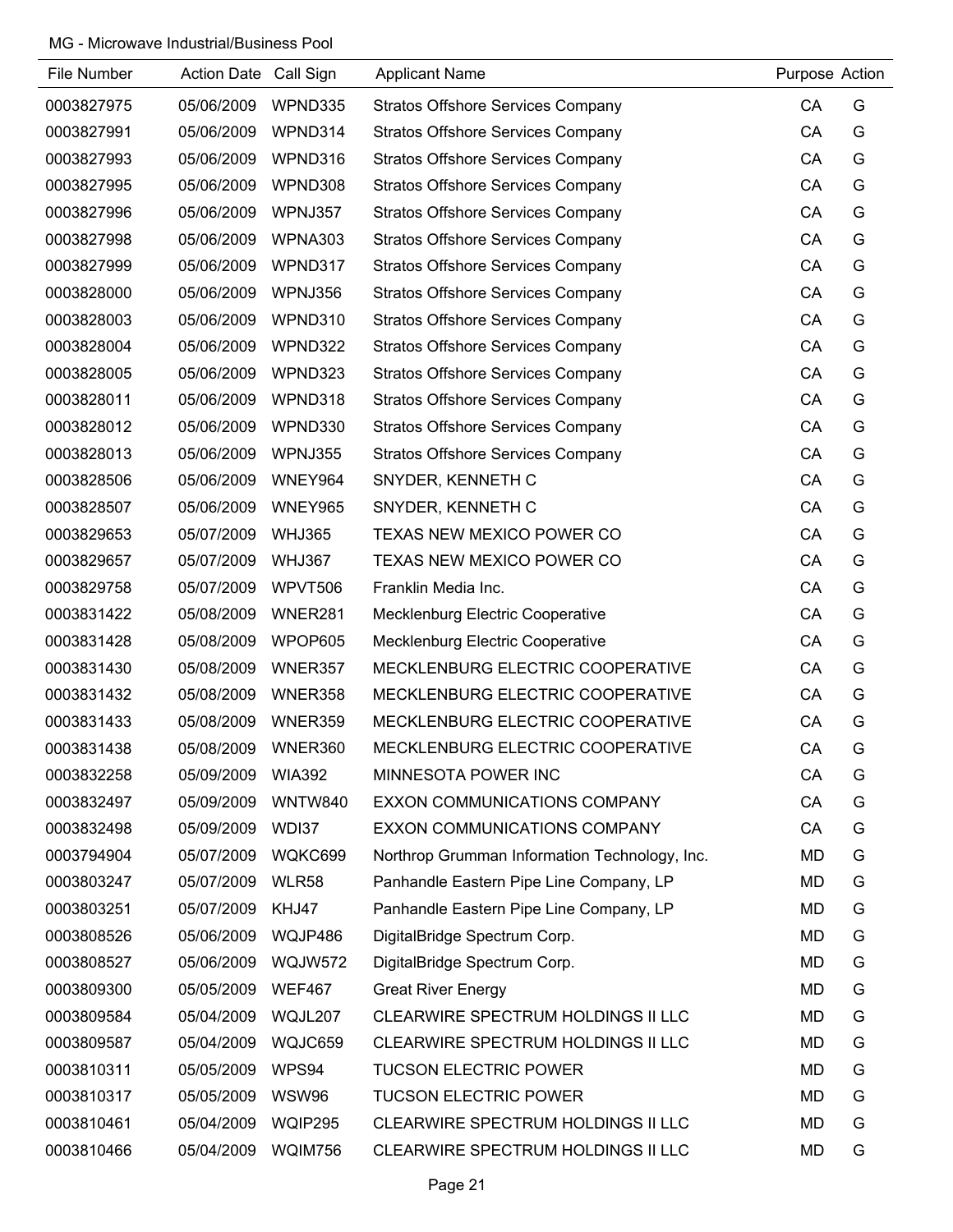MG - Microwave Industrial/Business Pool

| File Number | Action Date | Call Sign | Applicant Name | Purpose | Action |
|---|---|---|---|---|---|
| 0003827975 | 05/06/2009 | WPND335 | Stratos Offshore Services Company | CA | G |
| 0003827991 | 05/06/2009 | WPND314 | Stratos Offshore Services Company | CA | G |
| 0003827993 | 05/06/2009 | WPND316 | Stratos Offshore Services Company | CA | G |
| 0003827995 | 05/06/2009 | WPND308 | Stratos Offshore Services Company | CA | G |
| 0003827996 | 05/06/2009 | WPNJ357 | Stratos Offshore Services Company | CA | G |
| 0003827998 | 05/06/2009 | WPNA303 | Stratos Offshore Services Company | CA | G |
| 0003827999 | 05/06/2009 | WPND317 | Stratos Offshore Services Company | CA | G |
| 0003828000 | 05/06/2009 | WPNJ356 | Stratos Offshore Services Company | CA | G |
| 0003828003 | 05/06/2009 | WPND310 | Stratos Offshore Services Company | CA | G |
| 0003828004 | 05/06/2009 | WPND322 | Stratos Offshore Services Company | CA | G |
| 0003828005 | 05/06/2009 | WPND323 | Stratos Offshore Services Company | CA | G |
| 0003828011 | 05/06/2009 | WPND318 | Stratos Offshore Services Company | CA | G |
| 0003828012 | 05/06/2009 | WPND330 | Stratos Offshore Services Company | CA | G |
| 0003828013 | 05/06/2009 | WPNJ355 | Stratos Offshore Services Company | CA | G |
| 0003828506 | 05/06/2009 | WNEY964 | SNYDER, KENNETH C | CA | G |
| 0003828507 | 05/06/2009 | WNEY965 | SNYDER, KENNETH C | CA | G |
| 0003829653 | 05/07/2009 | WHJ365 | TEXAS NEW MEXICO POWER CO | CA | G |
| 0003829657 | 05/07/2009 | WHJ367 | TEXAS NEW MEXICO POWER CO | CA | G |
| 0003829758 | 05/07/2009 | WPVT506 | Franklin Media Inc. | CA | G |
| 0003831422 | 05/08/2009 | WNER281 | Mecklenburg Electric Cooperative | CA | G |
| 0003831428 | 05/08/2009 | WPOP605 | Mecklenburg Electric Cooperative | CA | G |
| 0003831430 | 05/08/2009 | WNER357 | MECKLENBURG ELECTRIC COOPERATIVE | CA | G |
| 0003831432 | 05/08/2009 | WNER358 | MECKLENBURG ELECTRIC COOPERATIVE | CA | G |
| 0003831433 | 05/08/2009 | WNER359 | MECKLENBURG ELECTRIC COOPERATIVE | CA | G |
| 0003831438 | 05/08/2009 | WNER360 | MECKLENBURG ELECTRIC COOPERATIVE | CA | G |
| 0003832258 | 05/09/2009 | WIA392 | MINNESOTA POWER INC | CA | G |
| 0003832497 | 05/09/2009 | WNTW840 | EXXON COMMUNICATIONS COMPANY | CA | G |
| 0003832498 | 05/09/2009 | WDI37 | EXXON COMMUNICATIONS COMPANY | CA | G |
| 0003794904 | 05/07/2009 | WQKC699 | Northrop Grumman Information Technology, Inc. | MD | G |
| 0003803247 | 05/07/2009 | WLR58 | Panhandle Eastern Pipe Line Company, LP | MD | G |
| 0003803251 | 05/07/2009 | KHJ47 | Panhandle Eastern Pipe Line Company, LP | MD | G |
| 0003808526 | 05/06/2009 | WQJP486 | DigitalBridge Spectrum Corp. | MD | G |
| 0003808527 | 05/06/2009 | WQJW572 | DigitalBridge Spectrum Corp. | MD | G |
| 0003809300 | 05/05/2009 | WEF467 | Great River Energy | MD | G |
| 0003809584 | 05/04/2009 | WQJL207 | CLEARWIRE SPECTRUM HOLDINGS II LLC | MD | G |
| 0003809587 | 05/04/2009 | WQJC659 | CLEARWIRE SPECTRUM HOLDINGS II LLC | MD | G |
| 0003810311 | 05/05/2009 | WPS94 | TUCSON ELECTRIC POWER | MD | G |
| 0003810317 | 05/05/2009 | WSW96 | TUCSON ELECTRIC POWER | MD | G |
| 0003810461 | 05/04/2009 | WQIP295 | CLEARWIRE SPECTRUM HOLDINGS II LLC | MD | G |
| 0003810466 | 05/04/2009 | WQIM756 | CLEARWIRE SPECTRUM HOLDINGS II LLC | MD | G |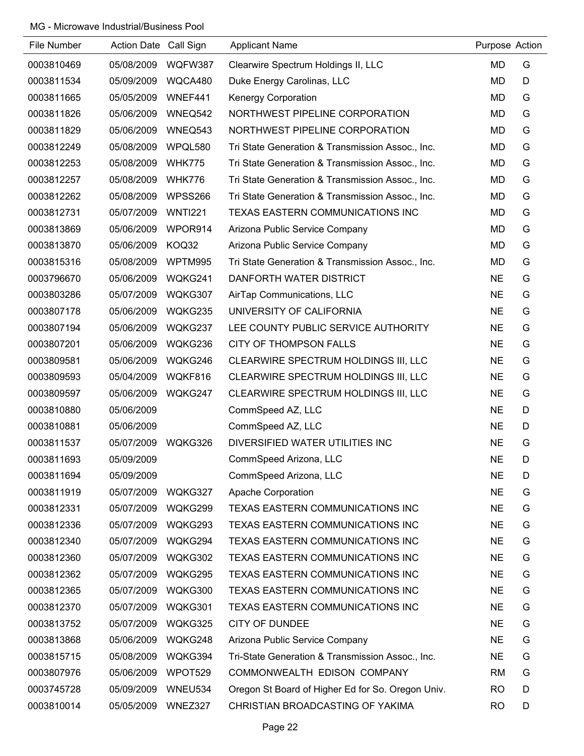MG - Microwave Industrial/Business Pool

| File Number | Action Date | Call Sign | Applicant Name | Purpose | Action |
|---|---|---|---|---|---|
| 0003810469 | 05/08/2009 | WQFW387 | Clearwire Spectrum Holdings II, LLC | MD | G |
| 0003811534 | 05/09/2009 | WQCA480 | Duke Energy Carolinas, LLC | MD | D |
| 0003811665 | 05/05/2009 | WNEF441 | Kenergy Corporation | MD | G |
| 0003811826 | 05/06/2009 | WNEQ542 | NORTHWEST PIPELINE CORPORATION | MD | G |
| 0003811829 | 05/06/2009 | WNEQ543 | NORTHWEST PIPELINE CORPORATION | MD | G |
| 0003812249 | 05/08/2009 | WPQL580 | Tri State Generation & Transmission Assoc., Inc. | MD | G |
| 0003812253 | 05/08/2009 | WHK775 | Tri State Generation & Transmission Assoc., Inc. | MD | G |
| 0003812257 | 05/08/2009 | WHK776 | Tri State Generation & Transmission Assoc., Inc. | MD | G |
| 0003812262 | 05/08/2009 | WPSS266 | Tri State Generation & Transmission Assoc., Inc. | MD | G |
| 0003812731 | 05/07/2009 | WNTI221 | TEXAS EASTERN COMMUNICATIONS INC | MD | G |
| 0003813869 | 05/06/2009 | WPOR914 | Arizona Public Service Company | MD | G |
| 0003813870 | 05/06/2009 | KOQ32 | Arizona Public Service Company | MD | G |
| 0003815316 | 05/08/2009 | WPTM995 | Tri State Generation & Transmission Assoc., Inc. | MD | G |
| 0003796670 | 05/06/2009 | WQKG241 | DANFORTH WATER DISTRICT | NE | G |
| 0003803286 | 05/07/2009 | WQKG307 | AirTap Communications, LLC | NE | G |
| 0003807178 | 05/06/2009 | WQKG235 | UNIVERSITY OF CALIFORNIA | NE | G |
| 0003807194 | 05/06/2009 | WQKG237 | LEE COUNTY PUBLIC SERVICE AUTHORITY | NE | G |
| 0003807201 | 05/06/2009 | WQKG236 | CITY OF THOMPSON FALLS | NE | G |
| 0003809581 | 05/06/2009 | WQKG246 | CLEARWIRE SPECTRUM HOLDINGS III, LLC | NE | G |
| 0003809593 | 05/04/2009 | WQKF816 | CLEARWIRE SPECTRUM HOLDINGS III, LLC | NE | G |
| 0003809597 | 05/06/2009 | WQKG247 | CLEARWIRE SPECTRUM HOLDINGS III, LLC | NE | G |
| 0003810880 | 05/06/2009 | | CommSpeed AZ, LLC | NE | D |
| 0003810881 | 05/06/2009 | | CommSpeed AZ, LLC | NE | D |
| 0003811537 | 05/07/2009 | WQKG326 | DIVERSIFIED WATER UTILITIES INC | NE | G |
| 0003811693 | 05/09/2009 | | CommSpeed Arizona, LLC | NE | D |
| 0003811694 | 05/09/2009 | | CommSpeed Arizona, LLC | NE | D |
| 0003811919 | 05/07/2009 | WQKG327 | Apache Corporation | NE | G |
| 0003812331 | 05/07/2009 | WQKG299 | TEXAS EASTERN COMMUNICATIONS INC | NE | G |
| 0003812336 | 05/07/2009 | WQKG293 | TEXAS EASTERN COMMUNICATIONS INC | NE | G |
| 0003812340 | 05/07/2009 | WQKG294 | TEXAS EASTERN COMMUNICATIONS INC | NE | G |
| 0003812360 | 05/07/2009 | WQKG302 | TEXAS EASTERN COMMUNICATIONS INC | NE | G |
| 0003812362 | 05/07/2009 | WQKG295 | TEXAS EASTERN COMMUNICATIONS INC | NE | G |
| 0003812365 | 05/07/2009 | WQKG300 | TEXAS EASTERN COMMUNICATIONS INC | NE | G |
| 0003812370 | 05/07/2009 | WQKG301 | TEXAS EASTERN COMMUNICATIONS INC | NE | G |
| 0003813752 | 05/07/2009 | WQKG325 | CITY OF DUNDEE | NE | G |
| 0003813868 | 05/06/2009 | WQKG248 | Arizona Public Service Company | NE | G |
| 0003815715 | 05/08/2009 | WQKG394 | Tri-State Generation & Transmission Assoc., Inc. | NE | G |
| 0003807976 | 05/06/2009 | WPOT529 | COMMONWEALTH EDISON COMPANY | RM | G |
| 0003745728 | 05/09/2009 | WNEU534 | Oregon St Board of Higher Ed for So. Oregon Univ. | RO | D |
| 0003810014 | 05/05/2009 | WNEZ327 | CHRISTIAN BROADCASTING OF YAKIMA | RO | D |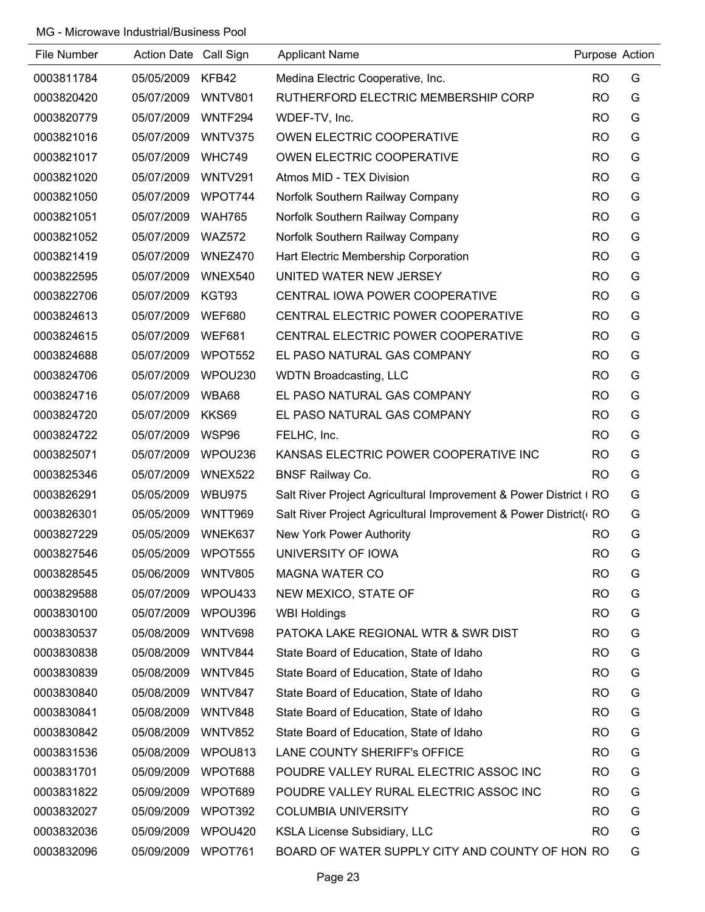MG - Microwave Industrial/Business Pool

| File Number | Action Date | Call Sign | Applicant Name | Purpose | Action |
|---|---|---|---|---|---|
| 0003811784 | 05/05/2009 | KFB42 | Medina Electric Cooperative, Inc. | RO | G |
| 0003820420 | 05/07/2009 | WNTV801 | RUTHERFORD ELECTRIC MEMBERSHIP CORP | RO | G |
| 0003820779 | 05/07/2009 | WNTF294 | WDEF-TV, Inc. | RO | G |
| 0003821016 | 05/07/2009 | WNTV375 | OWEN ELECTRIC COOPERATIVE | RO | G |
| 0003821017 | 05/07/2009 | WHC749 | OWEN ELECTRIC COOPERATIVE | RO | G |
| 0003821020 | 05/07/2009 | WNTV291 | Atmos MID - TEX Division | RO | G |
| 0003821050 | 05/07/2009 | WPOT744 | Norfolk Southern Railway Company | RO | G |
| 0003821051 | 05/07/2009 | WAH765 | Norfolk Southern Railway Company | RO | G |
| 0003821052 | 05/07/2009 | WAZ572 | Norfolk Southern Railway Company | RO | G |
| 0003821419 | 05/07/2009 | WNEZ470 | Hart Electric Membership Corporation | RO | G |
| 0003822595 | 05/07/2009 | WNEX540 | UNITED WATER NEW JERSEY | RO | G |
| 0003822706 | 05/07/2009 | KGT93 | CENTRAL IOWA POWER COOPERATIVE | RO | G |
| 0003824613 | 05/07/2009 | WEF680 | CENTRAL ELECTRIC POWER COOPERATIVE | RO | G |
| 0003824615 | 05/07/2009 | WEF681 | CENTRAL ELECTRIC POWER COOPERATIVE | RO | G |
| 0003824688 | 05/07/2009 | WPOT552 | EL PASO NATURAL GAS COMPANY | RO | G |
| 0003824706 | 05/07/2009 | WPOU230 | WDTN Broadcasting, LLC | RO | G |
| 0003824716 | 05/07/2009 | WBA68 | EL PASO NATURAL GAS COMPANY | RO | G |
| 0003824720 | 05/07/2009 | KKS69 | EL PASO NATURAL GAS COMPANY | RO | G |
| 0003824722 | 05/07/2009 | WSP96 | FELHC, Inc. | RO | G |
| 0003825071 | 05/07/2009 | WPOU236 | KANSAS ELECTRIC POWER COOPERATIVE INC | RO | G |
| 0003825346 | 05/07/2009 | WNEX522 | BNSF Railway Co. | RO | G |
| 0003826291 | 05/05/2009 | WBU975 | Salt River Project Agricultural Improvement & Power District ( | RO | G |
| 0003826301 | 05/05/2009 | WNTT969 | Salt River Project Agricultural Improvement & Power District( | RO | G |
| 0003827229 | 05/05/2009 | WNEK637 | New York Power Authority | RO | G |
| 0003827546 | 05/05/2009 | WPOT555 | UNIVERSITY OF IOWA | RO | G |
| 0003828545 | 05/06/2009 | WNTV805 | MAGNA WATER CO | RO | G |
| 0003829588 | 05/07/2009 | WPOU433 | NEW MEXICO, STATE OF | RO | G |
| 0003830100 | 05/07/2009 | WPOU396 | WBI Holdings | RO | G |
| 0003830537 | 05/08/2009 | WNTV698 | PATOKA LAKE REGIONAL WTR & SWR DIST | RO | G |
| 0003830838 | 05/08/2009 | WNTV844 | State Board of Education, State of Idaho | RO | G |
| 0003830839 | 05/08/2009 | WNTV845 | State Board of Education, State of Idaho | RO | G |
| 0003830840 | 05/08/2009 | WNTV847 | State Board of Education, State of Idaho | RO | G |
| 0003830841 | 05/08/2009 | WNTV848 | State Board of Education, State of Idaho | RO | G |
| 0003830842 | 05/08/2009 | WNTV852 | State Board of Education, State of Idaho | RO | G |
| 0003831536 | 05/08/2009 | WPOU813 | LANE COUNTY SHERIFF's OFFICE | RO | G |
| 0003831701 | 05/09/2009 | WPOT688 | POUDRE VALLEY RURAL ELECTRIC ASSOC INC | RO | G |
| 0003831822 | 05/09/2009 | WPOT689 | POUDRE VALLEY RURAL ELECTRIC ASSOC INC | RO | G |
| 0003832027 | 05/09/2009 | WPOT392 | COLUMBIA UNIVERSITY | RO | G |
| 0003832036 | 05/09/2009 | WPOU420 | KSLA License Subsidiary, LLC | RO | G |
| 0003832096 | 05/09/2009 | WPOT761 | BOARD OF WATER SUPPLY CITY AND COUNTY OF HON | RO | G |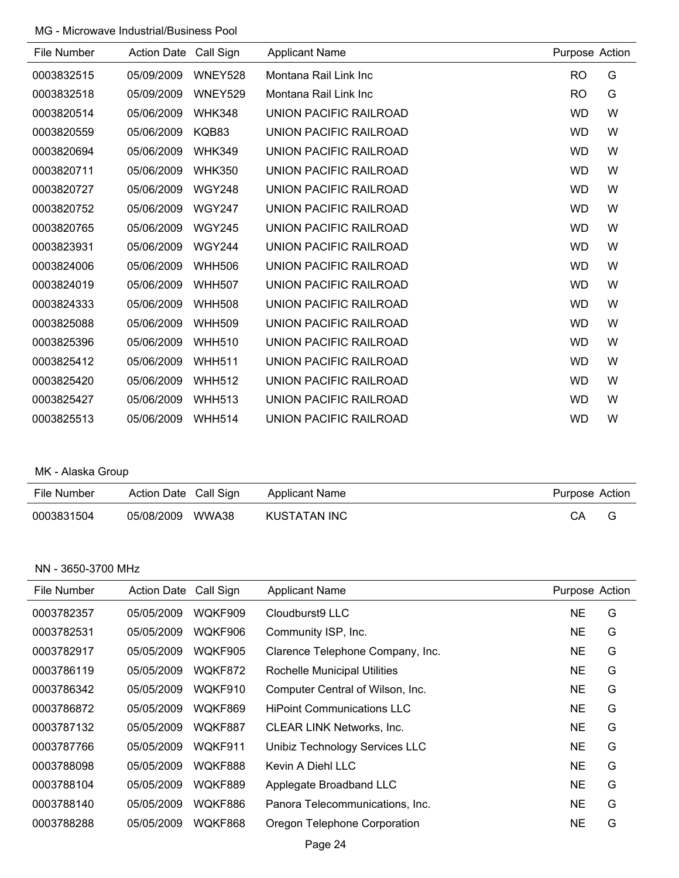MG - Microwave Industrial/Business Pool

| File Number | Action Date | Call Sign | Applicant Name | Purpose | Action |
|---|---|---|---|---|---|
| 0003832515 | 05/09/2009 | WNEY528 | Montana Rail Link Inc | RO | G |
| 0003832518 | 05/09/2009 | WNEY529 | Montana Rail Link Inc | RO | G |
| 0003820514 | 05/06/2009 | WHK348 | UNION PACIFIC RAILROAD | WD | W |
| 0003820559 | 05/06/2009 | KQB83 | UNION PACIFIC RAILROAD | WD | W |
| 0003820694 | 05/06/2009 | WHK349 | UNION PACIFIC RAILROAD | WD | W |
| 0003820711 | 05/06/2009 | WHK350 | UNION PACIFIC RAILROAD | WD | W |
| 0003820727 | 05/06/2009 | WGY248 | UNION PACIFIC RAILROAD | WD | W |
| 0003820752 | 05/06/2009 | WGY247 | UNION PACIFIC RAILROAD | WD | W |
| 0003820765 | 05/06/2009 | WGY245 | UNION PACIFIC RAILROAD | WD | W |
| 0003823931 | 05/06/2009 | WGY244 | UNION PACIFIC RAILROAD | WD | W |
| 0003824006 | 05/06/2009 | WHH506 | UNION PACIFIC RAILROAD | WD | W |
| 0003824019 | 05/06/2009 | WHH507 | UNION PACIFIC RAILROAD | WD | W |
| 0003824333 | 05/06/2009 | WHH508 | UNION PACIFIC RAILROAD | WD | W |
| 0003825088 | 05/06/2009 | WHH509 | UNION PACIFIC RAILROAD | WD | W |
| 0003825396 | 05/06/2009 | WHH510 | UNION PACIFIC RAILROAD | WD | W |
| 0003825412 | 05/06/2009 | WHH511 | UNION PACIFIC RAILROAD | WD | W |
| 0003825420 | 05/06/2009 | WHH512 | UNION PACIFIC RAILROAD | WD | W |
| 0003825427 | 05/06/2009 | WHH513 | UNION PACIFIC RAILROAD | WD | W |
| 0003825513 | 05/06/2009 | WHH514 | UNION PACIFIC RAILROAD | WD | W |

MK - Alaska Group

| File Number | Action Date | Call Sign | Applicant Name | Purpose | Action |
|---|---|---|---|---|---|
| 0003831504 | 05/08/2009 | WWA38 | KUSTATAN INC | CA | G |

NN - 3650-3700 MHz

| File Number | Action Date | Call Sign | Applicant Name | Purpose | Action |
|---|---|---|---|---|---|
| 0003782357 | 05/05/2009 | WQKF909 | Cloudburst9 LLC | NE | G |
| 0003782531 | 05/05/2009 | WQKF906 | Community ISP, Inc. | NE | G |
| 0003782917 | 05/05/2009 | WQKF905 | Clarence Telephone Company, Inc. | NE | G |
| 0003786119 | 05/05/2009 | WQKF872 | Rochelle Municipal Utilities | NE | G |
| 0003786342 | 05/05/2009 | WQKF910 | Computer Central of Wilson, Inc. | NE | G |
| 0003786872 | 05/05/2009 | WQKF869 | HiPoint Communications LLC | NE | G |
| 0003787132 | 05/05/2009 | WQKF887 | CLEAR LINK Networks, Inc. | NE | G |
| 0003787766 | 05/05/2009 | WQKF911 | Unibiz Technology Services LLC | NE | G |
| 0003788098 | 05/05/2009 | WQKF888 | Kevin A Diehl LLC | NE | G |
| 0003788104 | 05/05/2009 | WQKF889 | Applegate Broadband LLC | NE | G |
| 0003788140 | 05/05/2009 | WQKF886 | Panora Telecommunications, Inc. | NE | G |
| 0003788288 | 05/05/2009 | WQKF868 | Oregon Telephone Corporation | NE | G |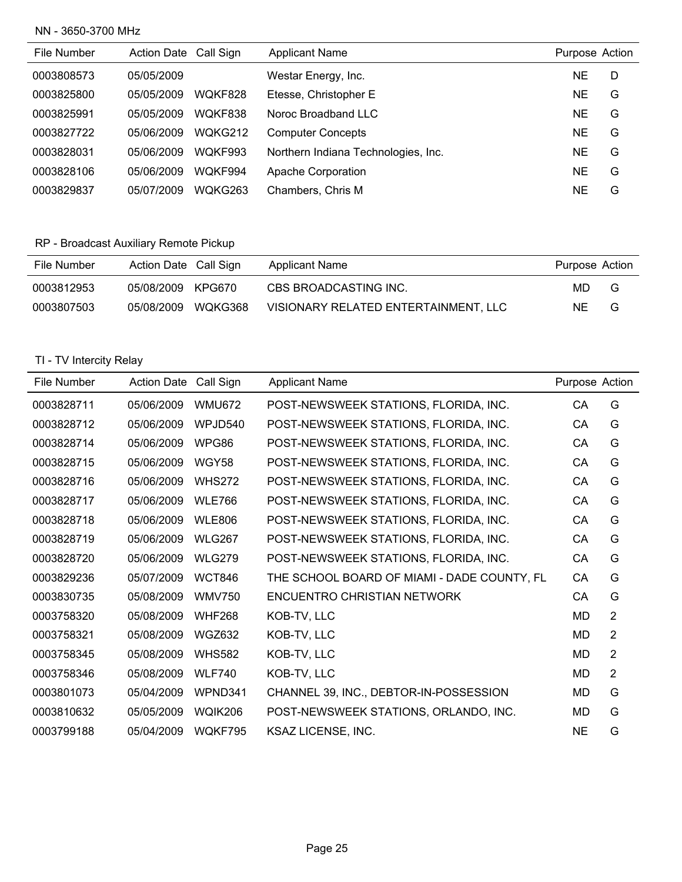NN - 3650-3700 MHz

| File Number | Action Date | Call Sign | Applicant Name | Purpose | Action |
|---|---|---|---|---|---|
| 0003808573 | 05/05/2009 | | Westar Energy, Inc. | NE | D |
| 0003825800 | 05/05/2009 | WQKF828 | Etesse, Christopher E | NE | G |
| 0003825991 | 05/05/2009 | WQKF838 | Noroc Broadband LLC | NE | G |
| 0003827722 | 05/06/2009 | WQKG212 | Computer Concepts | NE | G |
| 0003828031 | 05/06/2009 | WQKF993 | Northern Indiana Technologies, Inc. | NE | G |
| 0003828106 | 05/06/2009 | WQKF994 | Apache Corporation | NE | G |
| 0003829837 | 05/07/2009 | WQKG263 | Chambers, Chris M | NE | G |

RP - Broadcast Auxiliary Remote Pickup

| File Number | Action Date | Call Sign | Applicant Name | Purpose | Action |
|---|---|---|---|---|---|
| 0003812953 | 05/08/2009 | KPG670 | CBS BROADCASTING INC. | MD | G |
| 0003807503 | 05/08/2009 | WQKG368 | VISIONARY RELATED ENTERTAINMENT, LLC | NE | G |

TI - TV Intercity Relay

| File Number | Action Date | Call Sign | Applicant Name | Purpose | Action |
|---|---|---|---|---|---|
| 0003828711 | 05/06/2009 | WMU672 | POST-NEWSWEEK STATIONS, FLORIDA, INC. | CA | G |
| 0003828712 | 05/06/2009 | WPJD540 | POST-NEWSWEEK STATIONS, FLORIDA, INC. | CA | G |
| 0003828714 | 05/06/2009 | WPG86 | POST-NEWSWEEK STATIONS, FLORIDA, INC. | CA | G |
| 0003828715 | 05/06/2009 | WGY58 | POST-NEWSWEEK STATIONS, FLORIDA, INC. | CA | G |
| 0003828716 | 05/06/2009 | WHS272 | POST-NEWSWEEK STATIONS, FLORIDA, INC. | CA | G |
| 0003828717 | 05/06/2009 | WLE766 | POST-NEWSWEEK STATIONS, FLORIDA, INC. | CA | G |
| 0003828718 | 05/06/2009 | WLE806 | POST-NEWSWEEK STATIONS, FLORIDA, INC. | CA | G |
| 0003828719 | 05/06/2009 | WLG267 | POST-NEWSWEEK STATIONS, FLORIDA, INC. | CA | G |
| 0003828720 | 05/06/2009 | WLG279 | POST-NEWSWEEK STATIONS, FLORIDA, INC. | CA | G |
| 0003829236 | 05/07/2009 | WCT846 | THE SCHOOL BOARD OF MIAMI - DADE COUNTY, FL | CA | G |
| 0003830735 | 05/08/2009 | WMV750 | ENCUENTRO CHRISTIAN NETWORK | CA | G |
| 0003758320 | 05/08/2009 | WHF268 | KOB-TV, LLC | MD | 2 |
| 0003758321 | 05/08/2009 | WGZ632 | KOB-TV, LLC | MD | 2 |
| 0003758345 | 05/08/2009 | WHS582 | KOB-TV, LLC | MD | 2 |
| 0003758346 | 05/08/2009 | WLF740 | KOB-TV, LLC | MD | 2 |
| 0003801073 | 05/04/2009 | WPND341 | CHANNEL 39, INC., DEBTOR-IN-POSSESSION | MD | G |
| 0003810632 | 05/05/2009 | WQIK206 | POST-NEWSWEEK STATIONS, ORLANDO, INC. | MD | G |
| 0003799188 | 05/04/2009 | WQKF795 | KSAZ LICENSE, INC. | NE | G |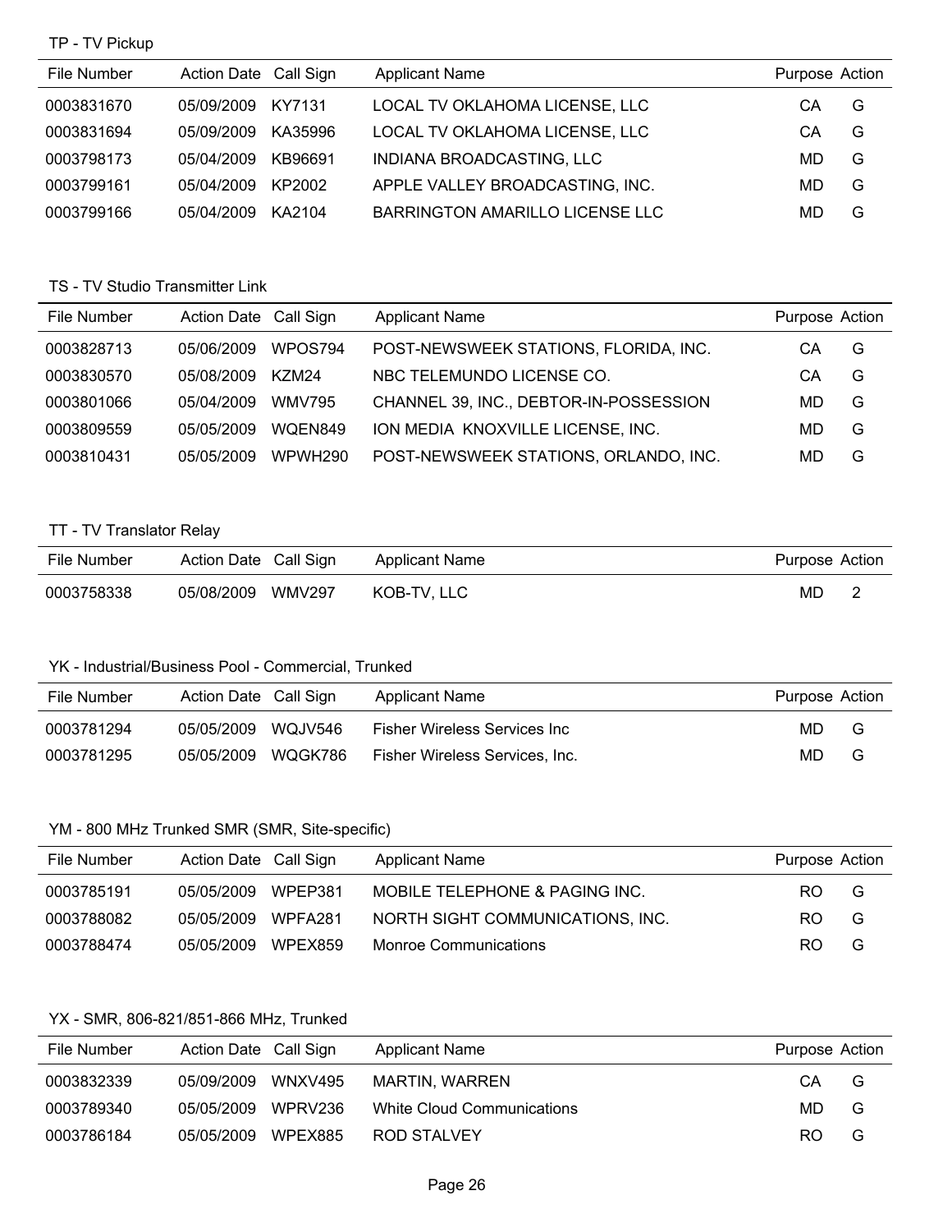TP - TV Pickup

| File Number | Action Date | Call Sign | Applicant Name | Purpose | Action |
|---|---|---|---|---|---|
| 0003831670 | 05/09/2009 | KY7131 | LOCAL TV OKLAHOMA LICENSE, LLC | CA | G |
| 0003831694 | 05/09/2009 | KA35996 | LOCAL TV OKLAHOMA LICENSE, LLC | CA | G |
| 0003798173 | 05/04/2009 | KB96691 | INDIANA BROADCASTING, LLC | MD | G |
| 0003799161 | 05/04/2009 | KP2002 | APPLE VALLEY BROADCASTING, INC. | MD | G |
| 0003799166 | 05/04/2009 | KA2104 | BARRINGTON AMARILLO LICENSE LLC | MD | G |

TS - TV Studio Transmitter Link

| File Number | Action Date | Call Sign | Applicant Name | Purpose | Action |
|---|---|---|---|---|---|
| 0003828713 | 05/06/2009 | WPOS794 | POST-NEWSWEEK STATIONS, FLORIDA, INC. | CA | G |
| 0003830570 | 05/08/2009 | KZM24 | NBC TELEMUNDO LICENSE CO. | CA | G |
| 0003801066 | 05/04/2009 | WMV795 | CHANNEL 39, INC., DEBTOR-IN-POSSESSION | MD | G |
| 0003809559 | 05/05/2009 | WQEN849 | ION MEDIA KNOXVILLE LICENSE, INC. | MD | G |
| 0003810431 | 05/05/2009 | WPWH290 | POST-NEWSWEEK STATIONS, ORLANDO, INC. | MD | G |

TT - TV Translator Relay

| File Number | Action Date | Call Sign | Applicant Name | Purpose | Action |
|---|---|---|---|---|---|
| 0003758338 | 05/08/2009 | WMV297 | KOB-TV, LLC | MD | 2 |

YK - Industrial/Business Pool - Commercial, Trunked

| File Number | Action Date | Call Sign | Applicant Name | Purpose | Action |
|---|---|---|---|---|---|
| 0003781294 | 05/05/2009 | WQJV546 | Fisher Wireless Services Inc | MD | G |
| 0003781295 | 05/05/2009 | WQGK786 | Fisher Wireless Services, Inc. | MD | G |

YM - 800 MHz Trunked SMR (SMR, Site-specific)

| File Number | Action Date | Call Sign | Applicant Name | Purpose | Action |
|---|---|---|---|---|---|
| 0003785191 | 05/05/2009 | WPEP381 | MOBILE TELEPHONE & PAGING INC. | RO | G |
| 0003788082 | 05/05/2009 | WPFA281 | NORTH SIGHT COMMUNICATIONS, INC. | RO | G |
| 0003788474 | 05/05/2009 | WPEX859 | Monroe Communications | RO | G |

YX - SMR, 806-821/851-866 MHz, Trunked

| File Number | Action Date | Call Sign | Applicant Name | Purpose | Action |
|---|---|---|---|---|---|
| 0003832339 | 05/09/2009 | WNXV495 | MARTIN, WARREN | CA | G |
| 0003789340 | 05/05/2009 | WPRV236 | White Cloud Communications | MD | G |
| 0003786184 | 05/05/2009 | WPEX885 | ROD STALVEY | RO | G |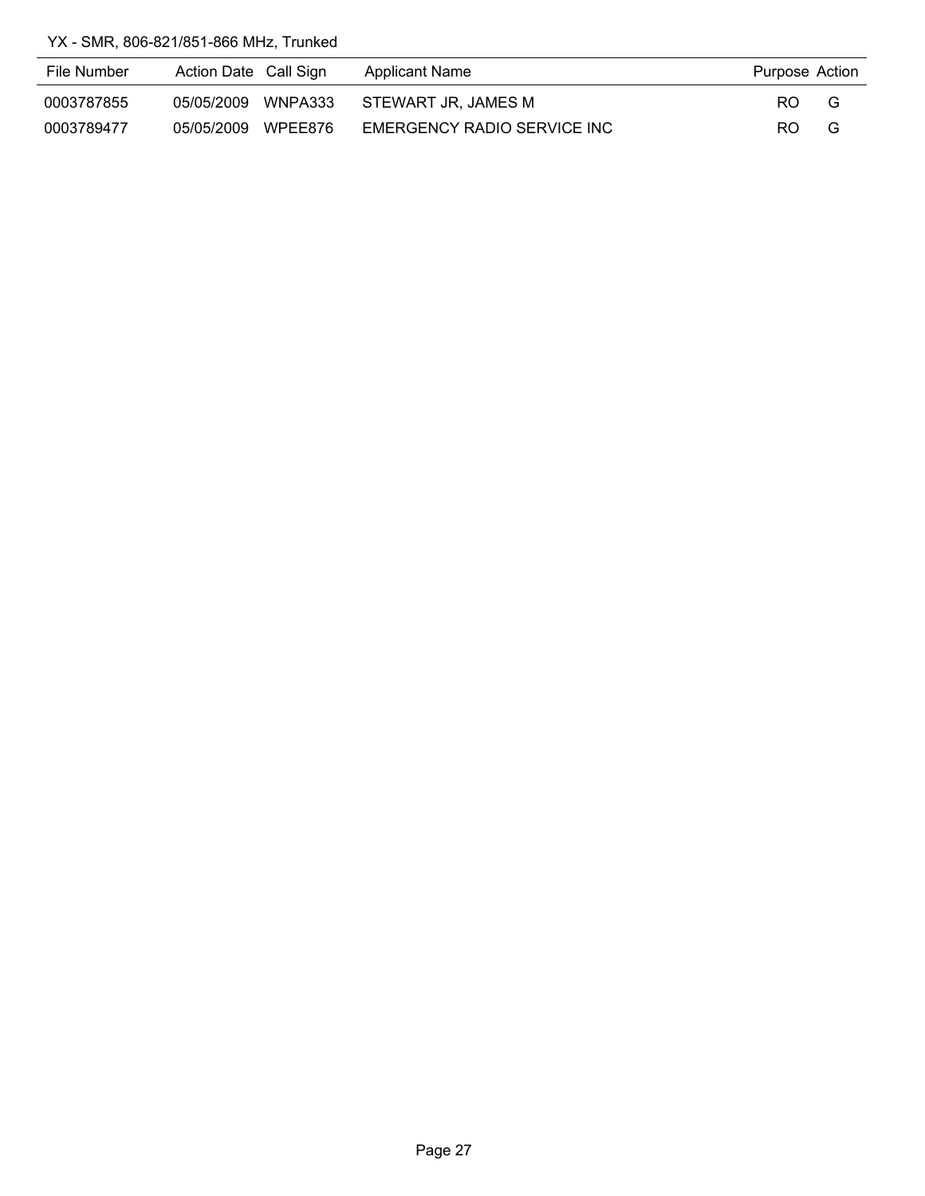YX - SMR, 806-821/851-866 MHz, Trunked

| File Number | Action Date | Call Sign | Applicant Name | Purpose | Action |
|---|---|---|---|---|---|
| 0003787855 | 05/05/2009 | WNPA333 | STEWART JR, JAMES M | RO | G |
| 0003789477 | 05/05/2009 | WPEE876 | EMERGENCY RADIO SERVICE INC | RO | G |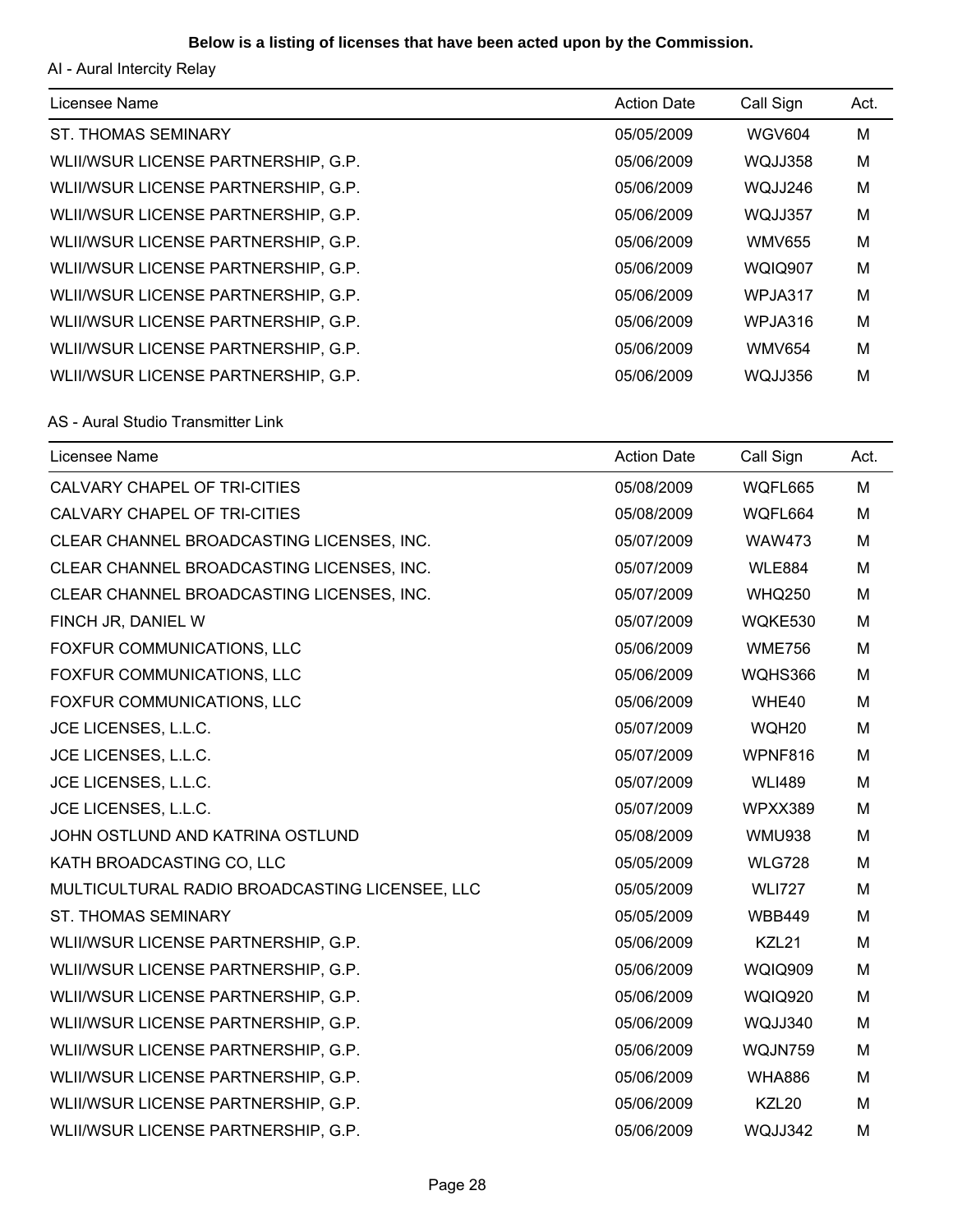**Below is a listing of licenses that have been acted upon by the Commission.**

AI - Aural Intercity Relay

| Licensee Name | Action Date | Call Sign | Act. |
|---|---|---|---|
| ST. THOMAS SEMINARY | 05/05/2009 | WGV604 | M |
| WLII/WSUR LICENSE PARTNERSHIP, G.P. | 05/06/2009 | WQJJ358 | M |
| WLII/WSUR LICENSE PARTNERSHIP, G.P. | 05/06/2009 | WQJJ246 | M |
| WLII/WSUR LICENSE PARTNERSHIP, G.P. | 05/06/2009 | WQJJ357 | M |
| WLII/WSUR LICENSE PARTNERSHIP, G.P. | 05/06/2009 | WMV655 | M |
| WLII/WSUR LICENSE PARTNERSHIP, G.P. | 05/06/2009 | WQIQ907 | M |
| WLII/WSUR LICENSE PARTNERSHIP, G.P. | 05/06/2009 | WPJA317 | M |
| WLII/WSUR LICENSE PARTNERSHIP, G.P. | 05/06/2009 | WPJA316 | M |
| WLII/WSUR LICENSE PARTNERSHIP, G.P. | 05/06/2009 | WMV654 | M |
| WLII/WSUR LICENSE PARTNERSHIP, G.P. | 05/06/2009 | WQJJ356 | M |

AS - Aural Studio Transmitter Link

| Licensee Name | Action Date | Call Sign | Act. |
|---|---|---|---|
| CALVARY CHAPEL OF TRI-CITIES | 05/08/2009 | WQFL665 | M |
| CALVARY CHAPEL OF TRI-CITIES | 05/08/2009 | WQFL664 | M |
| CLEAR CHANNEL BROADCASTING LICENSES, INC. | 05/07/2009 | WAW473 | M |
| CLEAR CHANNEL BROADCASTING LICENSES, INC. | 05/07/2009 | WLE884 | M |
| CLEAR CHANNEL BROADCASTING LICENSES, INC. | 05/07/2009 | WHQ250 | M |
| FINCH JR, DANIEL W | 05/07/2009 | WQKE530 | M |
| FOXFUR COMMUNICATIONS, LLC | 05/06/2009 | WME756 | M |
| FOXFUR COMMUNICATIONS, LLC | 05/06/2009 | WQHS366 | M |
| FOXFUR COMMUNICATIONS, LLC | 05/06/2009 | WHE40 | M |
| JCE LICENSES, L.L.C. | 05/07/2009 | WQH20 | M |
| JCE LICENSES, L.L.C. | 05/07/2009 | WPNF816 | M |
| JCE LICENSES, L.L.C. | 05/07/2009 | WLI489 | M |
| JCE LICENSES, L.L.C. | 05/07/2009 | WPXX389 | M |
| JOHN OSTLUND AND KATRINA OSTLUND | 05/08/2009 | WMU938 | M |
| KATH BROADCASTING CO, LLC | 05/05/2009 | WLG728 | M |
| MULTICULTURAL RADIO BROADCASTING LICENSEE, LLC | 05/05/2009 | WLI727 | M |
| ST. THOMAS SEMINARY | 05/05/2009 | WBB449 | M |
| WLII/WSUR LICENSE PARTNERSHIP, G.P. | 05/06/2009 | KZL21 | M |
| WLII/WSUR LICENSE PARTNERSHIP, G.P. | 05/06/2009 | WQIQ909 | M |
| WLII/WSUR LICENSE PARTNERSHIP, G.P. | 05/06/2009 | WQIQ920 | M |
| WLII/WSUR LICENSE PARTNERSHIP, G.P. | 05/06/2009 | WQJJ340 | M |
| WLII/WSUR LICENSE PARTNERSHIP, G.P. | 05/06/2009 | WQJN759 | M |
| WLII/WSUR LICENSE PARTNERSHIP, G.P. | 05/06/2009 | WHA886 | M |
| WLII/WSUR LICENSE PARTNERSHIP, G.P. | 05/06/2009 | KZL20 | M |
| WLII/WSUR LICENSE PARTNERSHIP, G.P. | 05/06/2009 | WQJJ342 | M |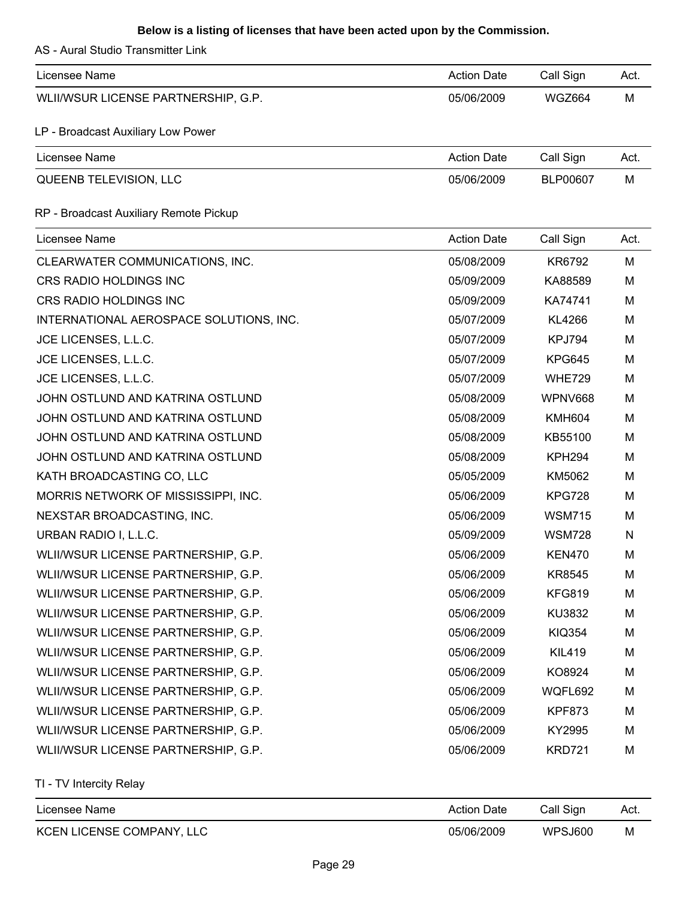**Below is a listing of licenses that have been acted upon by the Commission.**

AS - Aural Studio Transmitter Link

| Licensee Name | Action Date | Call Sign | Act. |
|---|---|---|---|
| WLII/WSUR LICENSE PARTNERSHIP, G.P. | 05/06/2009 | WGZ664 | M |

LP - Broadcast Auxiliary Low Power

| Licensee Name | Action Date | Call Sign | Act. |
|---|---|---|---|
| QUEENB TELEVISION, LLC | 05/06/2009 | BLP00607 | M |

RP - Broadcast Auxiliary Remote Pickup

| Licensee Name | Action Date | Call Sign | Act. |
|---|---|---|---|
| CLEARWATER COMMUNICATIONS, INC. | 05/08/2009 | KR6792 | M |
| CRS RADIO HOLDINGS INC | 05/09/2009 | KA88589 | M |
| CRS RADIO HOLDINGS INC | 05/09/2009 | KA74741 | M |
| INTERNATIONAL AEROSPACE SOLUTIONS, INC. | 05/07/2009 | KL4266 | M |
| JCE LICENSES, L.L.C. | 05/07/2009 | KPJ794 | M |
| JCE LICENSES, L.L.C. | 05/07/2009 | KPG645 | M |
| JCE LICENSES, L.L.C. | 05/07/2009 | WHE729 | M |
| JOHN OSTLUND AND KATRINA OSTLUND | 05/08/2009 | WPNV668 | M |
| JOHN OSTLUND AND KATRINA OSTLUND | 05/08/2009 | KMH604 | M |
| JOHN OSTLUND AND KATRINA OSTLUND | 05/08/2009 | KB55100 | M |
| JOHN OSTLUND AND KATRINA OSTLUND | 05/08/2009 | KPH294 | M |
| KATH BROADCASTING CO, LLC | 05/05/2009 | KM5062 | M |
| MORRIS NETWORK OF MISSISSIPPI, INC. | 05/06/2009 | KPG728 | M |
| NEXSTAR BROADCASTING, INC. | 05/06/2009 | WSM715 | M |
| URBAN RADIO I, L.L.C. | 05/09/2009 | WSM728 | N |
| WLII/WSUR LICENSE PARTNERSHIP, G.P. | 05/06/2009 | KEN470 | M |
| WLII/WSUR LICENSE PARTNERSHIP, G.P. | 05/06/2009 | KR8545 | M |
| WLII/WSUR LICENSE PARTNERSHIP, G.P. | 05/06/2009 | KFG819 | M |
| WLII/WSUR LICENSE PARTNERSHIP, G.P. | 05/06/2009 | KU3832 | M |
| WLII/WSUR LICENSE PARTNERSHIP, G.P. | 05/06/2009 | KIQ354 | M |
| WLII/WSUR LICENSE PARTNERSHIP, G.P. | 05/06/2009 | KIL419 | M |
| WLII/WSUR LICENSE PARTNERSHIP, G.P. | 05/06/2009 | KO8924 | M |
| WLII/WSUR LICENSE PARTNERSHIP, G.P. | 05/06/2009 | WQFL692 | M |
| WLII/WSUR LICENSE PARTNERSHIP, G.P. | 05/06/2009 | KPF873 | M |
| WLII/WSUR LICENSE PARTNERSHIP, G.P. | 05/06/2009 | KY2995 | M |
| WLII/WSUR LICENSE PARTNERSHIP, G.P. | 05/06/2009 | KRD721 | M |

TI - TV Intercity Relay

| Licensee Name | Action Date | Call Sign | Act. |
|---|---|---|---|
| KCEN LICENSE COMPANY, LLC | 05/06/2009 | WPSJ600 | M |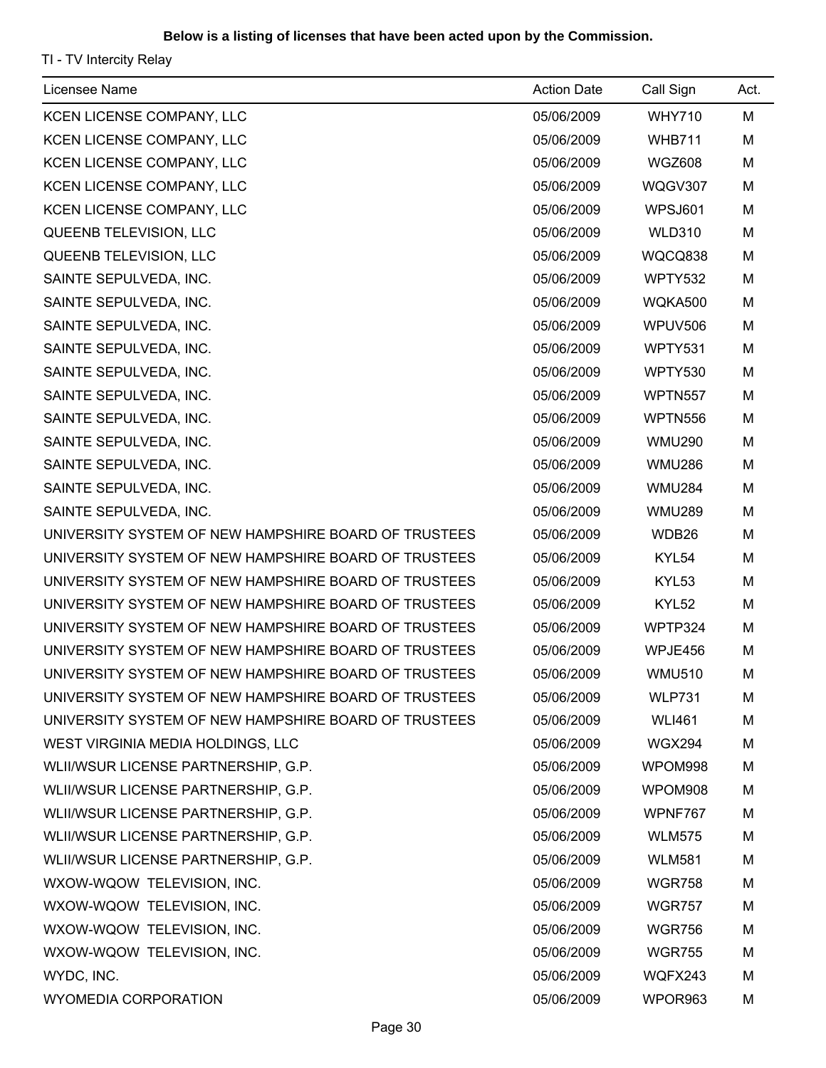**Below is a listing of licenses that have been acted upon by the Commission.**

TI - TV Intercity Relay

| Licensee Name | Action Date | Call Sign | Act. |
|---|---|---|---|
| KCEN LICENSE COMPANY, LLC | 05/06/2009 | WHY710 | M |
| KCEN LICENSE COMPANY, LLC | 05/06/2009 | WHB711 | M |
| KCEN LICENSE COMPANY, LLC | 05/06/2009 | WGZ608 | M |
| KCEN LICENSE COMPANY, LLC | 05/06/2009 | WQGV307 | M |
| KCEN LICENSE COMPANY, LLC | 05/06/2009 | WPSJ601 | M |
| QUEENB TELEVISION, LLC | 05/06/2009 | WLD310 | M |
| QUEENB TELEVISION, LLC | 05/06/2009 | WQCQ838 | M |
| SAINTE SEPULVEDA, INC. | 05/06/2009 | WPTY532 | M |
| SAINTE SEPULVEDA, INC. | 05/06/2009 | WQKA500 | M |
| SAINTE SEPULVEDA, INC. | 05/06/2009 | WPUV506 | M |
| SAINTE SEPULVEDA, INC. | 05/06/2009 | WPTY531 | M |
| SAINTE SEPULVEDA, INC. | 05/06/2009 | WPTY530 | M |
| SAINTE SEPULVEDA, INC. | 05/06/2009 | WPTN557 | M |
| SAINTE SEPULVEDA, INC. | 05/06/2009 | WPTN556 | M |
| SAINTE SEPULVEDA, INC. | 05/06/2009 | WMU290 | M |
| SAINTE SEPULVEDA, INC. | 05/06/2009 | WMU286 | M |
| SAINTE SEPULVEDA, INC. | 05/06/2009 | WMU284 | M |
| SAINTE SEPULVEDA, INC. | 05/06/2009 | WMU289 | M |
| UNIVERSITY SYSTEM OF NEW HAMPSHIRE BOARD OF TRUSTEES | 05/06/2009 | WDB26 | M |
| UNIVERSITY SYSTEM OF NEW HAMPSHIRE BOARD OF TRUSTEES | 05/06/2009 | KYL54 | M |
| UNIVERSITY SYSTEM OF NEW HAMPSHIRE BOARD OF TRUSTEES | 05/06/2009 | KYL53 | M |
| UNIVERSITY SYSTEM OF NEW HAMPSHIRE BOARD OF TRUSTEES | 05/06/2009 | KYL52 | M |
| UNIVERSITY SYSTEM OF NEW HAMPSHIRE BOARD OF TRUSTEES | 05/06/2009 | WPTP324 | M |
| UNIVERSITY SYSTEM OF NEW HAMPSHIRE BOARD OF TRUSTEES | 05/06/2009 | WPJE456 | M |
| UNIVERSITY SYSTEM OF NEW HAMPSHIRE BOARD OF TRUSTEES | 05/06/2009 | WMU510 | M |
| UNIVERSITY SYSTEM OF NEW HAMPSHIRE BOARD OF TRUSTEES | 05/06/2009 | WLP731 | M |
| UNIVERSITY SYSTEM OF NEW HAMPSHIRE BOARD OF TRUSTEES | 05/06/2009 | WLI461 | M |
| WEST VIRGINIA MEDIA HOLDINGS, LLC | 05/06/2009 | WGX294 | M |
| WLII/WSUR LICENSE PARTNERSHIP, G.P. | 05/06/2009 | WPOM998 | M |
| WLII/WSUR LICENSE PARTNERSHIP, G.P. | 05/06/2009 | WPOM908 | M |
| WLII/WSUR LICENSE PARTNERSHIP, G.P. | 05/06/2009 | WPNF767 | M |
| WLII/WSUR LICENSE PARTNERSHIP, G.P. | 05/06/2009 | WLM575 | M |
| WLII/WSUR LICENSE PARTNERSHIP, G.P. | 05/06/2009 | WLM581 | M |
| WXOW-WQOW TELEVISION, INC. | 05/06/2009 | WGR758 | M |
| WXOW-WQOW TELEVISION, INC. | 05/06/2009 | WGR757 | M |
| WXOW-WQOW TELEVISION, INC. | 05/06/2009 | WGR756 | M |
| WXOW-WQOW TELEVISION, INC. | 05/06/2009 | WGR755 | M |
| WYDC, INC. | 05/06/2009 | WQFX243 | M |
| WYOMEDIA CORPORATION | 05/06/2009 | WPOR963 | M |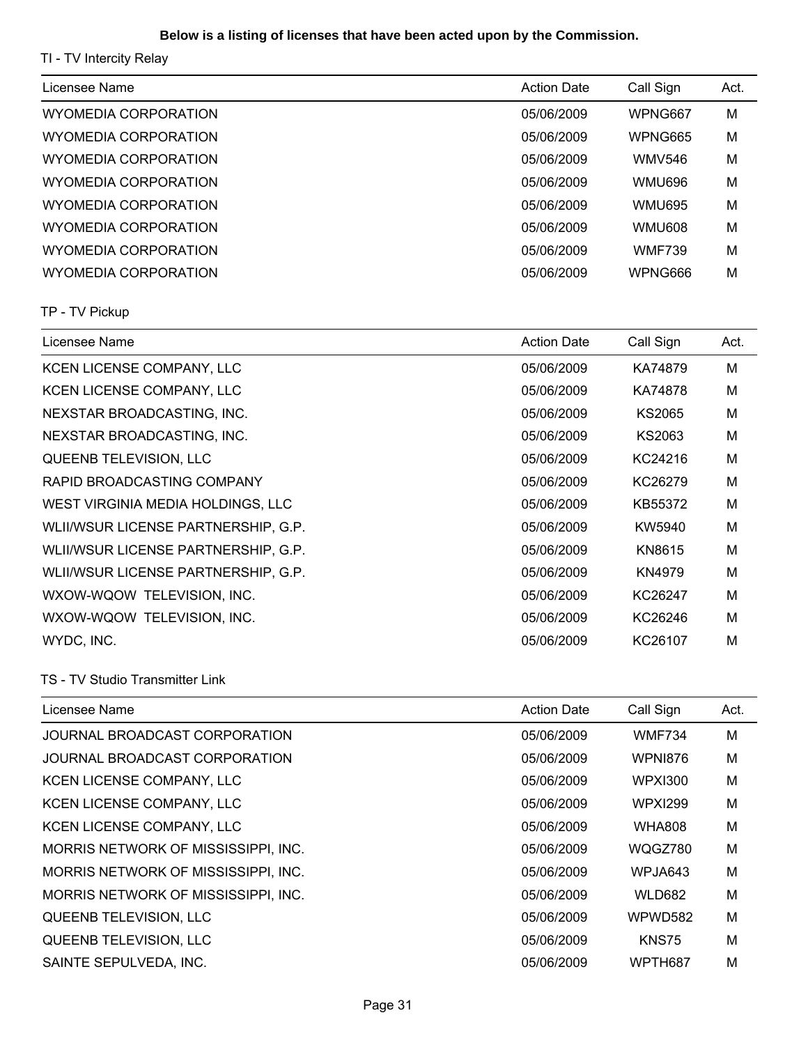**Below is a listing of licenses that have been acted upon by the Commission.**

TI - TV Intercity Relay

| Licensee Name | Action Date | Call Sign | Act. |
|---|---|---|---|
| WYOMEDIA CORPORATION | 05/06/2009 | WPNG667 | M |
| WYOMEDIA CORPORATION | 05/06/2009 | WPNG665 | M |
| WYOMEDIA CORPORATION | 05/06/2009 | WMV546 | M |
| WYOMEDIA CORPORATION | 05/06/2009 | WMU696 | M |
| WYOMEDIA CORPORATION | 05/06/2009 | WMU695 | M |
| WYOMEDIA CORPORATION | 05/06/2009 | WMU608 | M |
| WYOMEDIA CORPORATION | 05/06/2009 | WMF739 | M |
| WYOMEDIA CORPORATION | 05/06/2009 | WPNG666 | M |

TP - TV Pickup

| Licensee Name | Action Date | Call Sign | Act. |
|---|---|---|---|
| KCEN LICENSE COMPANY, LLC | 05/06/2009 | KA74879 | M |
| KCEN LICENSE COMPANY, LLC | 05/06/2009 | KA74878 | M |
| NEXSTAR BROADCASTING, INC. | 05/06/2009 | KS2065 | M |
| NEXSTAR BROADCASTING, INC. | 05/06/2009 | KS2063 | M |
| QUEENB TELEVISION, LLC | 05/06/2009 | KC24216 | M |
| RAPID BROADCASTING COMPANY | 05/06/2009 | KC26279 | M |
| WEST VIRGINIA MEDIA HOLDINGS, LLC | 05/06/2009 | KB55372 | M |
| WLII/WSUR LICENSE PARTNERSHIP, G.P. | 05/06/2009 | KW5940 | M |
| WLII/WSUR LICENSE PARTNERSHIP, G.P. | 05/06/2009 | KN8615 | M |
| WLII/WSUR LICENSE PARTNERSHIP, G.P. | 05/06/2009 | KN4979 | M |
| WXOW-WQOW TELEVISION, INC. | 05/06/2009 | KC26247 | M |
| WXOW-WQOW TELEVISION, INC. | 05/06/2009 | KC26246 | M |
| WYDC, INC. | 05/06/2009 | KC26107 | M |

TS - TV Studio Transmitter Link

| Licensee Name | Action Date | Call Sign | Act. |
|---|---|---|---|
| JOURNAL BROADCAST CORPORATION | 05/06/2009 | WMF734 | M |
| JOURNAL BROADCAST CORPORATION | 05/06/2009 | WPNI876 | M |
| KCEN LICENSE COMPANY, LLC | 05/06/2009 | WPXI300 | M |
| KCEN LICENSE COMPANY, LLC | 05/06/2009 | WPXI299 | M |
| KCEN LICENSE COMPANY, LLC | 05/06/2009 | WHA808 | M |
| MORRIS NETWORK OF MISSISSIPPI, INC. | 05/06/2009 | WQGZ780 | M |
| MORRIS NETWORK OF MISSISSIPPI, INC. | 05/06/2009 | WPJA643 | M |
| MORRIS NETWORK OF MISSISSIPPI, INC. | 05/06/2009 | WLD682 | M |
| QUEENB TELEVISION, LLC | 05/06/2009 | WPWD582 | M |
| QUEENB TELEVISION, LLC | 05/06/2009 | KNS75 | M |
| SAINTE SEPULVEDA, INC. | 05/06/2009 | WPTH687 | M |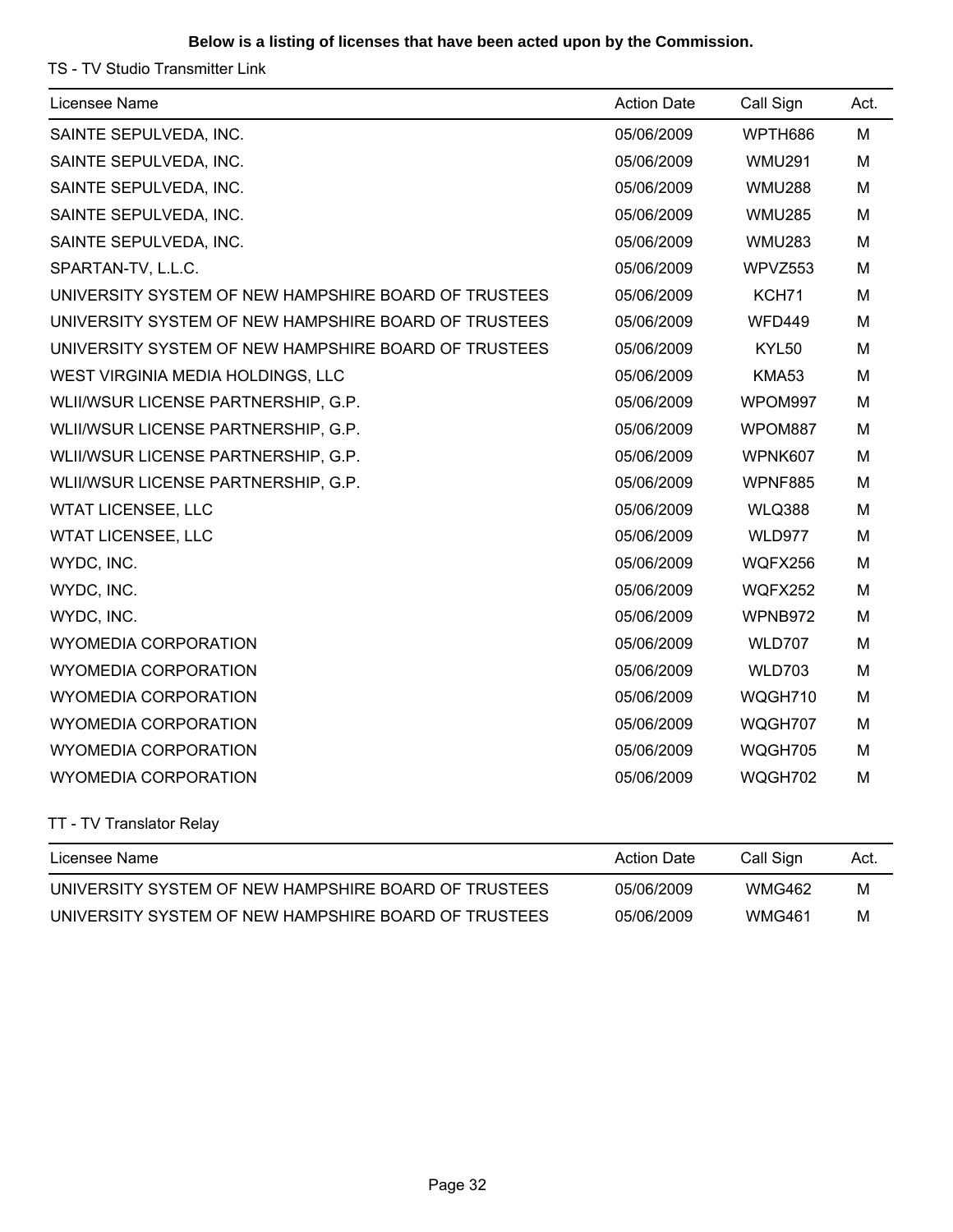**Below is a listing of licenses that have been acted upon by the Commission.**

TS - TV Studio Transmitter Link

| Licensee Name | Action Date | Call Sign | Act. |
|---|---|---|---|
| SAINTE SEPULVEDA, INC. | 05/06/2009 | WPTH686 | M |
| SAINTE SEPULVEDA, INC. | 05/06/2009 | WMU291 | M |
| SAINTE SEPULVEDA, INC. | 05/06/2009 | WMU288 | M |
| SAINTE SEPULVEDA, INC. | 05/06/2009 | WMU285 | M |
| SAINTE SEPULVEDA, INC. | 05/06/2009 | WMU283 | M |
| SPARTAN-TV, L.L.C. | 05/06/2009 | WPVZ553 | M |
| UNIVERSITY SYSTEM OF NEW HAMPSHIRE BOARD OF TRUSTEES | 05/06/2009 | KCH71 | M |
| UNIVERSITY SYSTEM OF NEW HAMPSHIRE BOARD OF TRUSTEES | 05/06/2009 | WFD449 | M |
| UNIVERSITY SYSTEM OF NEW HAMPSHIRE BOARD OF TRUSTEES | 05/06/2009 | KYL50 | M |
| WEST VIRGINIA MEDIA HOLDINGS, LLC | 05/06/2009 | KMA53 | M |
| WLII/WSUR LICENSE PARTNERSHIP, G.P. | 05/06/2009 | WPOM997 | M |
| WLII/WSUR LICENSE PARTNERSHIP, G.P. | 05/06/2009 | WPOM887 | M |
| WLII/WSUR LICENSE PARTNERSHIP, G.P. | 05/06/2009 | WPNK607 | M |
| WLII/WSUR LICENSE PARTNERSHIP, G.P. | 05/06/2009 | WPNF885 | M |
| WTAT LICENSEE, LLC | 05/06/2009 | WLQ388 | M |
| WTAT LICENSEE, LLC | 05/06/2009 | WLD977 | M |
| WYDC, INC. | 05/06/2009 | WQFX256 | M |
| WYDC, INC. | 05/06/2009 | WQFX252 | M |
| WYDC, INC. | 05/06/2009 | WPNB972 | M |
| WYOMEDIA CORPORATION | 05/06/2009 | WLD707 | M |
| WYOMEDIA CORPORATION | 05/06/2009 | WLD703 | M |
| WYOMEDIA CORPORATION | 05/06/2009 | WQGH710 | M |
| WYOMEDIA CORPORATION | 05/06/2009 | WQGH707 | M |
| WYOMEDIA CORPORATION | 05/06/2009 | WQGH705 | M |
| WYOMEDIA CORPORATION | 05/06/2009 | WQGH702 | M |

TT - TV Translator Relay

| Licensee Name | Action Date | Call Sign | Act. |
|---|---|---|---|
| UNIVERSITY SYSTEM OF NEW HAMPSHIRE BOARD OF TRUSTEES | 05/06/2009 | WMG462 | M |
| UNIVERSITY SYSTEM OF NEW HAMPSHIRE BOARD OF TRUSTEES | 05/06/2009 | WMG461 | M |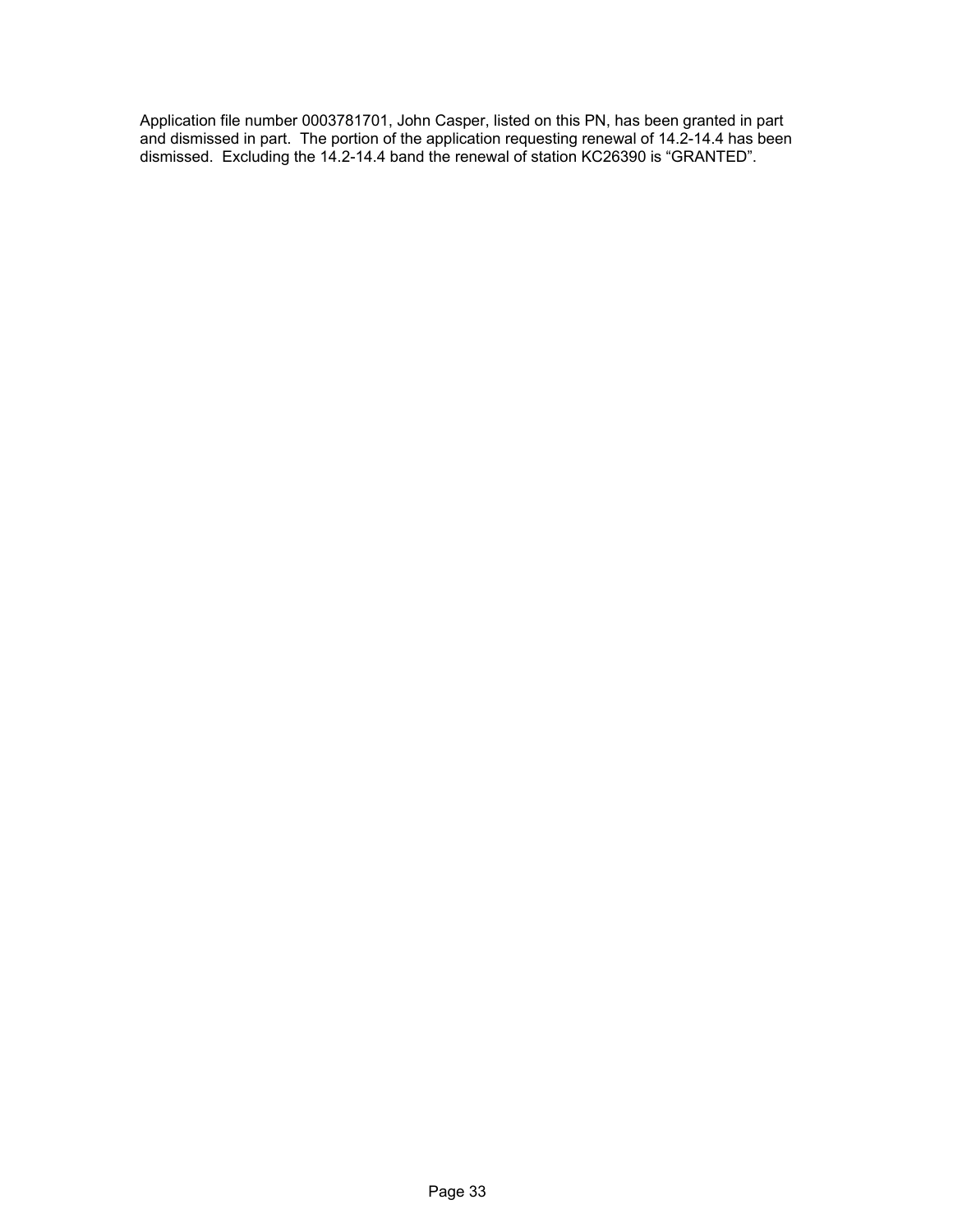Application file number 0003781701, John Casper, listed on this PN, has been granted in part and dismissed in part. The portion of the application requesting renewal of 14.2-14.4 has been dismissed. Excluding the 14.2-14.4 band the renewal of station KC26390 is “GRANTED”.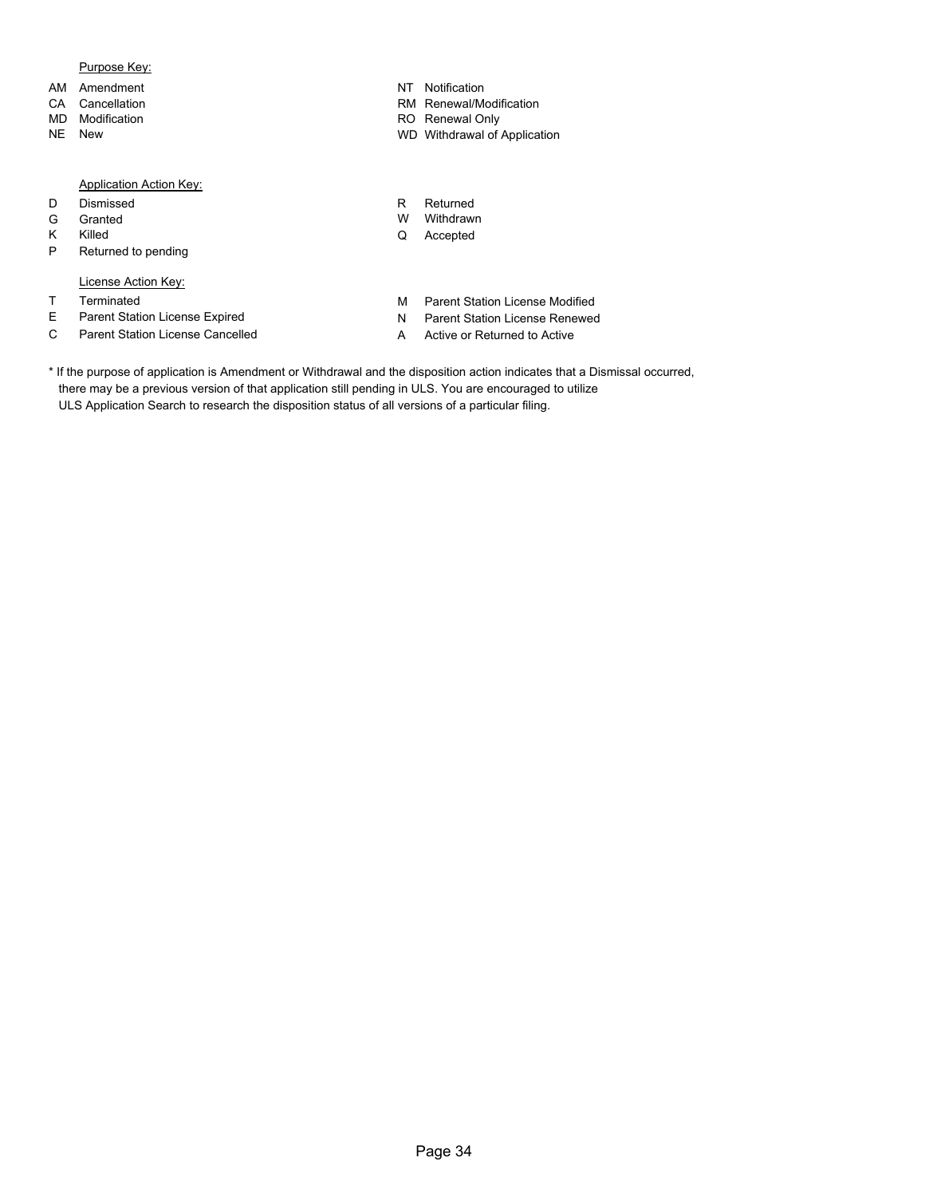Purpose Key:

| | | | |
|---|---|---|---|
| AM | Amendment | NT | Notification |
| CA | Cancellation | RM | Renewal/Modification |
| MD | Modification | RO | Renewal Only |
| NE | New | WD | Withdrawal of Application |

Application Action Key:

| | | | |
|---|---|---|---|
| D | Dismissed | R | Returned |
| G | Granted | W | Withdrawn |
| K | Killed | Q | Accepted |
| P | Returned to pending | | |

License Action Key:

| | | | |
|---|---|---|---|
| T | Terminated | M | Parent Station License Modified |
| E | Parent Station License Expired | N | Parent Station License Renewed |
| C | Parent Station License Cancelled | A | Active or Returned to Active |

* If the purpose of application is Amendment or Withdrawal and the disposition action indicates that a Dismissal occurred, there may be a previous version of that application still pending in ULS. You are encouraged to utilize ULS Application Search to research the disposition status of all versions of a particular filing.